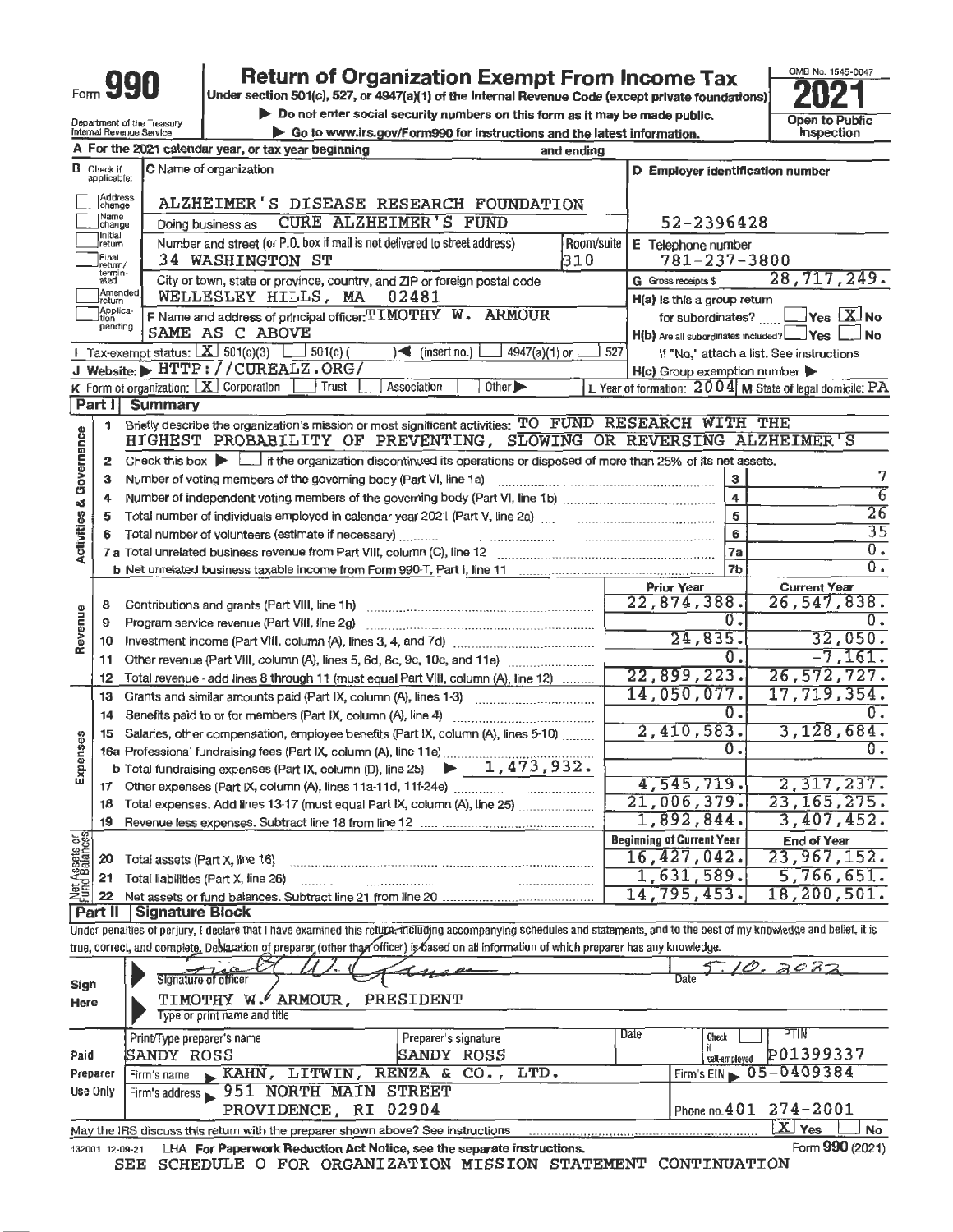# Form 990

**Return of Organization Exempt From Income Tax**

Under section 501(c), 527, or 4947(a)(1) of the Internal Revenue Code (except private foundations)

▶ Do not enter social security numbers on this form as it may be made public.

▶ Go to www.irs.gov/Form990 for instructions and the latest information.

Department of the Treasury
Internal Revenue Service

OMB No. 1545-0047

**2021**

**Open to Public Inspection**

**A** For the 2021 calendar year, or tax year beginning and ending

**B** Check if applicable:
- Address change
- Name change
- Initial return
- Final return/terminated
- Amended return
- Application pending

**C** Name of organization: ALZHEIMER'S DISEASE RESEARCH FOUNDATION

Doing business as: CURE ALZHEIMER'S FUND

Number and street (or P.O. box if mail is not delivered to street address): 34 WASHINGTON ST — Room/suite: 310

City or town, state or province, country, and ZIP or foreign postal code: WELLESLEY HILLS, MA 02481

**D** Employer identification number: 52-2396428

**E** Telephone number: 781-237-3800

**G** Gross receipts $ 28,717,249.

**F** Name and address of principal officer: TIMOTHY W. ARMOUR
SAME AS C ABOVE

**H(a)** Is this a group return for subordinates? ☐ Yes ☒ No

**H(b)** Are all subordinates included? ☐ Yes ☐ No
If "No," attach a list. See instructions

**H(c)** Group exemption number ▶

**I** Tax-exempt status: ☒ 501(c)(3) ☐ 501(c) ( ) ◀ (insert no.) ☐ 4947(a)(1) or ☐ 527

**J** Website: ▶ HTTP://CUREALZ.ORG/

**K** Form of organization: ☒ Corporation ☐ Trust ☐ Association ☐ Other ▶

**L** Year of formation: 2004 **M** State of legal domicile: PA

## Part I Summary

**Activities & Governance**

1. Briefly describe the organization's mission or most significant activities: TO FUND RESEARCH WITH THE HIGHEST PROBABILITY OF PREVENTING, SLOWING OR REVERSING ALZHEIMER'S
2. Check this box ▶ ☐ if the organization discontinued its operations or disposed of more than 25% of its net assets.

| | | Line | Value |
|---|---|---|---|
| 3 | Number of voting members of the governing body (Part VI, line 1a) | 3 | 7 |
| 4 | Number of independent voting members of the governing body (Part VI, line 1b) | 4 | 6 |
| 5 | Total number of individuals employed in calendar year 2021 (Part V, line 2a) | 5 | 26 |
| 6 | Total number of volunteers (estimate if necessary) | 6 | 35 |
| 7a | Total unrelated business revenue from Part VIII, column (C), line 12 | 7a | 0. |
| b | Net unrelated business taxable income from Form 990-T, Part I, line 11 | 7b | 0. |

| | | | Prior Year | Current Year |
|---|---|---|---|---|
| **Revenue** | 8 | Contributions and grants (Part VIII, line 1h) | 22,874,388. | 26,547,838. |
| | 9 | Program service revenue (Part VIII, line 2g) | 0. | 0. |
| | 10 | Investment income (Part VIII, column (A), lines 3, 4, and 7d) | 24,835. | 32,050. |
| | 11 | Other revenue (Part VIII, column (A), lines 5, 6d, 8c, 9c, 10c, and 11e) | 0. | -7,161. |
| | 12 | Total revenue - add lines 8 through 11 (must equal Part VIII, column (A), line 12) | 22,899,223. | 26,572,727. |
| **Expenses** | 13 | Grants and similar amounts paid (Part IX, column (A), lines 1-3) | 14,050,077. | 17,719,354. |
| | 14 | Benefits paid to or for members (Part IX, column (A), line 4) | 0. | 0. |
| | 15 | Salaries, other compensation, employee benefits (Part IX, column (A), lines 5-10) | 2,410,583. | 3,128,684. |
| | 16a | Professional fundraising fees (Part IX, column (A), line 11e) | 0. | 0. |
| | b | Total fundraising expenses (Part IX, column (D), line 25) ▶ 1,473,932. | | |
| | 17 | Other expenses (Part IX, column (A), lines 11a-11d, 11f-24e) | 4,545,719. | 2,317,237. |
| | 18 | Total expenses. Add lines 13-17 (must equal Part IX, column (A), line 25) | 21,006,379. | 23,165,275. |
| | 19 | Revenue less expenses. Subtract line 18 from line 12 | 1,892,844. | 3,407,452. |
| | | | **Beginning of Current Year** | **End of Year** |
| **Net Assets or Fund Balances** | 20 | Total assets (Part X, line 16) | 16,427,042. | 23,967,152. |
| | 21 | Total liabilities (Part X, line 26) | 1,631,589. | 5,766,651. |
| | 22 | Net assets or fund balances. Subtract line 21 from line 20 | 14,795,453. | 18,200,501. |

## Part II Signature Block

Under penalties of perjury, I declare that I have examined this return, including accompanying schedules and statements, and to the best of my knowledge and belief, it is true, correct, and complete. Declaration of preparer (other than officer) is based on all information of which preparer has any knowledge.

**Sign Here**

Signature of officer — Date: 5.10.2022

TIMOTHY W. ARMOUR, PRESIDENT
Type or print name and title

**Paid Preparer Use Only**

| Print/Type preparer's name | Preparer's signature | Date | Check ☐ if self-employed | PTIN |
|---|---|---|---|---|
| SANDY ROSS | SANDY ROSS | | | P01399337 |

Firm's name ▶ KAHN, LITWIN, RENZA & CO., LTD. — Firm's EIN ▶ 05-0409384

Firm's address ▶ 951 NORTH MAIN STREET, PROVIDENCE, RI 02904 — Phone no. 401-274-2001

May the IRS discuss this return with the preparer shown above? See instructions ☒ Yes ☐ No

132001 12-09-21 LHA For Paperwork Reduction Act Notice, see the separate instructions. Form **990** (2021)

SEE SCHEDULE O FOR ORGANIZATION MISSION STATEMENT CONTINUATION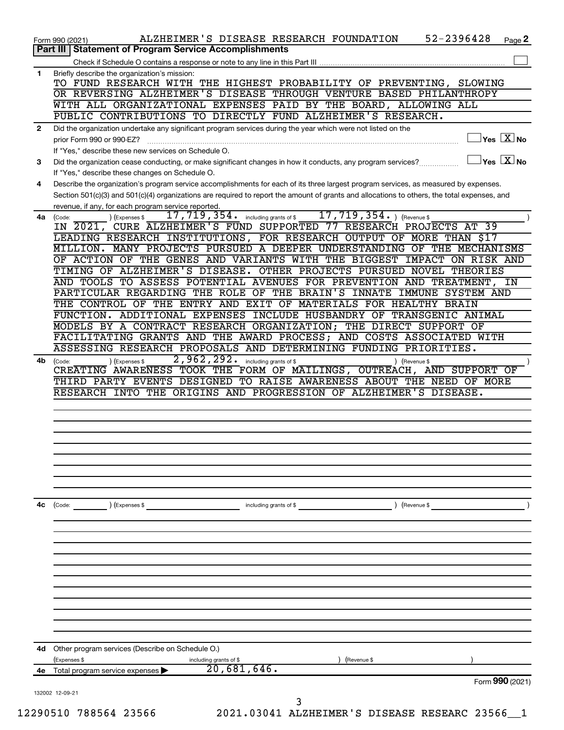Form 990 (2021) ALZHEIMER'S DISEASE RESEARCH FOUNDATION 52-2396428 Page 2

## Part III Statement of Program Service Accomplishments

Check if Schedule O contains a response or note to any line in this Part III ☐

**1** Briefly describe the organization's mission:

TO FUND RESEARCH WITH THE HIGHEST PROBABILITY OF PREVENTING, SLOWING OR REVERSING ALZHEIMER'S DISEASE THROUGH VENTURE BASED PHILANTHROPY WITH ALL ORGANIZATIONAL EXPENSES PAID BY THE BOARD, ALLOWING ALL PUBLIC CONTRIBUTIONS TO DIRECTLY FUND ALZHEIMER'S RESEARCH.

**2** Did the organization undertake any significant program services during the year which were not listed on the prior Form 990 or 990-EZ? ☐ Yes ☒ No

If "Yes," describe these new services on Schedule O.

**3** Did the organization cease conducting, or make significant changes in how it conducts, any program services? ☐ Yes ☒ No

If "Yes," describe these changes on Schedule O.

**4** Describe the organization's program service accomplishments for each of its three largest program services, as measured by expenses. Section 501(c)(3) and 501(c)(4) organizations are required to report the amount of grants and allocations to others, the total expenses, and revenue, if any, for each program service reported.

**4a** (Code: ) (Expenses $ 17,719,354. including grants of $ 17,719,354. ) (Revenue $ )

IN 2021, CURE ALZHEIMER'S FUND SUPPORTED 77 RESEARCH PROJECTS AT 39 LEADING RESEARCH INSTITUTIONS, FOR RESEARCH OUTPUT OF MORE THAN $17 MILLION. MANY PROJECTS PURSUED A DEEPER UNDERSTANDING OF THE MECHANISMS OF ACTION OF THE GENES AND VARIANTS WITH THE BIGGEST IMPACT ON RISK AND TIMING OF ALZHEIMER'S DISEASE. OTHER PROJECTS PURSUED NOVEL THEORIES AND TOOLS TO ASSESS POTENTIAL AVENUES FOR PREVENTION AND TREATMENT, IN PARTICULAR REGARDING THE ROLE OF THE BRAIN'S INNATE IMMUNE SYSTEM AND THE CONTROL OF THE ENTRY AND EXIT OF MATERIALS FOR HEALTHY BRAIN FUNCTION. ADDITIONAL EXPENSES INCLUDE HUSBANDRY OF TRANSGENIC ANIMAL MODELS BY A CONTRACT RESEARCH ORGANIZATION; THE DIRECT SUPPORT OF FACILITATING GRANTS AND THE AWARD PROCESS; AND COSTS ASSOCIATED WITH ASSESSING RESEARCH PROPOSALS AND DETERMINING FUNDING PRIORITIES.

**4b** (Code: ) (Expenses $ 2,962,292. including grants of $ ) (Revenue $ )

CREATING AWARENESS TOOK THE FORM OF MAILINGS, OUTREACH, AND SUPPORT OF THIRD PARTY EVENTS DESIGNED TO RAISE AWARENESS ABOUT THE NEED OF MORE RESEARCH INTO THE ORIGINS AND PROGRESSION OF ALZHEIMER'S DISEASE.

**4c** (Code: ) (Expenses $ including grants of $ ) (Revenue $ )

**4d** Other program services (Describe on Schedule O.)

(Expenses $ including grants of $ ) (Revenue $ )

**4e** Total program service expenses ▶ 20,681,646.

Form **990** (2021)

132002 12-09-21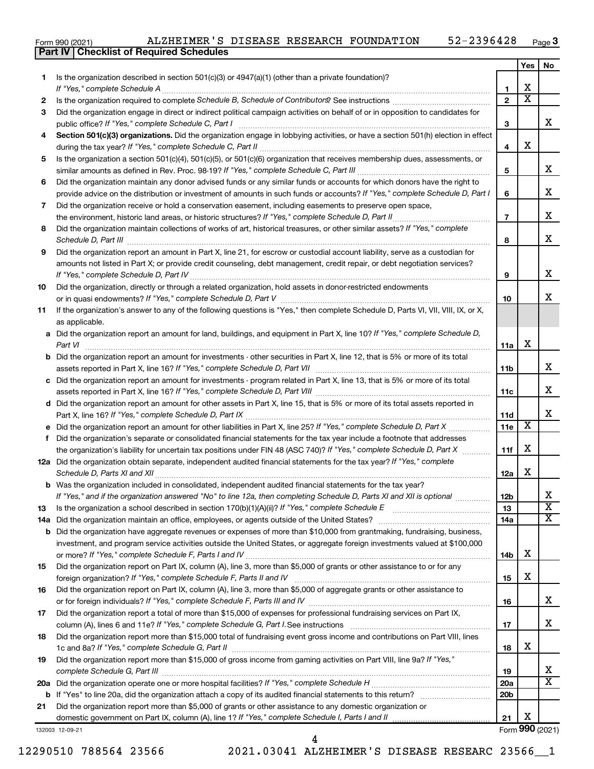Form 990 (2021) ALZHEIMER'S DISEASE RESEARCH FOUNDATION 52-2396428 Page 3

**Part IV | Checklist of Required Schedules**

| | | | Yes | No |
|---|---|---|---|---|
| 1 | Is the organization described in section 501(c)(3) or 4947(a)(1) (other than a private foundation)? *If "Yes," complete Schedule A* | 1 | X | |
| 2 | Is the organization required to complete *Schedule B, Schedule of Contributors*? See instructions | 2 | X | |
| 3 | Did the organization engage in direct or indirect political campaign activities on behalf of or in opposition to candidates for public office? *If "Yes," complete Schedule C, Part I* | 3 | | X |
| 4 | **Section 501(c)(3) organizations.** Did the organization engage in lobbying activities, or have a section 501(h) election in effect during the tax year? *If "Yes," complete Schedule C, Part II* | 4 | X | |
| 5 | Is the organization a section 501(c)(4), 501(c)(5), or 501(c)(6) organization that receives membership dues, assessments, or similar amounts as defined in Rev. Proc. 98-19? *If "Yes," complete Schedule C, Part III* | 5 | | X |
| 6 | Did the organization maintain any donor advised funds or any similar funds or accounts for which donors have the right to provide advice on the distribution or investment of amounts in such funds or accounts? *If "Yes," complete Schedule D, Part I* | 6 | | X |
| 7 | Did the organization receive or hold a conservation easement, including easements to preserve open space, the environment, historic land areas, or historic structures? *If "Yes," complete Schedule D, Part II* | 7 | | X |
| 8 | Did the organization maintain collections of works of art, historical treasures, or other similar assets? *If "Yes," complete Schedule D, Part III* | 8 | | X |
| 9 | Did the organization report an amount in Part X, line 21, for escrow or custodial account liability, serve as a custodian for amounts not listed in Part X; or provide credit counseling, debt management, credit repair, or debt negotiation services? *If "Yes," complete Schedule D, Part IV* | 9 | | X |
| 10 | Did the organization, directly or through a related organization, hold assets in donor-restricted endowments or in quasi endowments? *If "Yes," complete Schedule D, Part V* | 10 | | X |
| 11 | If the organization's answer to any of the following questions is "Yes," then complete Schedule D, Parts VI, VII, VIII, IX, or X, as applicable. | | | |
| a | Did the organization report an amount for land, buildings, and equipment in Part X, line 10? *If "Yes," complete Schedule D, Part VI* | 11a | X | |
| b | Did the organization report an amount for investments - other securities in Part X, line 12, that is 5% or more of its total assets reported in Part X, line 16? *If "Yes," complete Schedule D, Part VII* | 11b | | X |
| c | Did the organization report an amount for investments - program related in Part X, line 13, that is 5% or more of its total assets reported in Part X, line 16? *If "Yes," complete Schedule D, Part VIII* | 11c | | X |
| d | Did the organization report an amount for other assets in Part X, line 15, that is 5% or more of its total assets reported in Part X, line 16? *If "Yes," complete Schedule D, Part IX* | 11d | | X |
| e | Did the organization report an amount for other liabilities in Part X, line 25? *If "Yes," complete Schedule D, Part X* | 11e | X | |
| f | Did the organization's separate or consolidated financial statements for the tax year include a footnote that addresses the organization's liability for uncertain tax positions under FIN 48 (ASC 740)? *If "Yes," complete Schedule D, Part X* | 11f | X | |
| 12a | Did the organization obtain separate, independent audited financial statements for the tax year? *If "Yes," complete Schedule D, Parts XI and XII* | 12a | X | |
| b | Was the organization included in consolidated, independent audited financial statements for the tax year? *If "Yes," and if the organization answered "No" to line 12a, then completing Schedule D, Parts XI and XII is optional* | 12b | | X |
| 13 | Is the organization a school described in section 170(b)(1)(A)(ii)? *If "Yes," complete Schedule E* | 13 | | X |
| 14a | Did the organization maintain an office, employees, or agents outside of the United States? | 14a | | X |
| b | Did the organization have aggregate revenues or expenses of more than $10,000 from grantmaking, fundraising, business, investment, and program service activities outside the United States, or aggregate foreign investments valued at $100,000 or more? *If "Yes," complete Schedule F, Parts I and IV* | 14b | X | |
| 15 | Did the organization report on Part IX, column (A), line 3, more than $5,000 of grants or other assistance to or for any foreign organization? *If "Yes," complete Schedule F, Parts II and IV* | 15 | X | |
| 16 | Did the organization report on Part IX, column (A), line 3, more than $5,000 of aggregate grants or other assistance to or for foreign individuals? *If "Yes," complete Schedule F, Parts III and IV* | 16 | | X |
| 17 | Did the organization report a total of more than $15,000 of expenses for professional fundraising services on Part IX, column (A), lines 6 and 11e? *If "Yes," complete Schedule G, Part I.* See instructions | 17 | | X |
| 18 | Did the organization report more than $15,000 total of fundraising event gross income and contributions on Part VIII, lines 1c and 8a? *If "Yes," complete Schedule G, Part II* | 18 | X | |
| 19 | Did the organization report more than $15,000 of gross income from gaming activities on Part VIII, line 9a? *If "Yes," complete Schedule G, Part III* | 19 | | X |
| 20a | Did the organization operate one or more hospital facilities? *If "Yes," complete Schedule H* | 20a | | X |
| b | If "Yes" to line 20a, did the organization attach a copy of its audited financial statements to this return? | 20b | | |
| 21 | Did the organization report more than $5,000 of grants or other assistance to any domestic organization or domestic government on Part IX, column (A), line 1? *If "Yes," complete Schedule I, Parts I and II* | 21 | X | |

Form **990** (2021)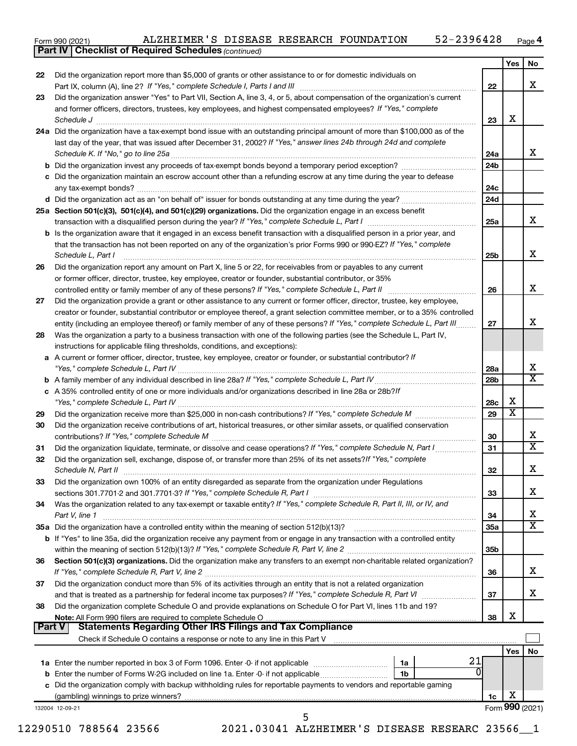Form 990 (2021) ALZHEIMER'S DISEASE RESEARCH FOUNDATION 52-2396428 Page 4

**Part IV Checklist of Required Schedules** *(continued)*

| | | | Yes | No |
|---|---|---|---|---|
| 22 | Did the organization report more than $5,000 of grants or other assistance to or for domestic individuals on Part IX, column (A), line 2? *If "Yes," complete Schedule I, Parts I and III* | 22 | | X |
| 23 | Did the organization answer "Yes" to Part VII, Section A, line 3, 4, or 5, about compensation of the organization's current and former officers, directors, trustees, key employees, and highest compensated employees? *If "Yes," complete Schedule J* | 23 | X | |
| 24a | Did the organization have a tax-exempt bond issue with an outstanding principal amount of more than $100,000 as of the last day of the year, that was issued after December 31, 2002? *If "Yes," answer lines 24b through 24d and complete Schedule K. If "No," go to line 25a* | 24a | | X |
| b | Did the organization invest any proceeds of tax-exempt bonds beyond a temporary period exception? | 24b | | |
| c | Did the organization maintain an escrow account other than a refunding escrow at any time during the year to defease any tax-exempt bonds? | 24c | | |
| d | Did the organization act as an "on behalf of" issuer for bonds outstanding at any time during the year? | 24d | | |
| 25a | **Section 501(c)(3), 501(c)(4), and 501(c)(29) organizations.** Did the organization engage in an excess benefit transaction with a disqualified person during the year? *If "Yes," complete Schedule L, Part I* | 25a | | X |
| b | Is the organization aware that it engaged in an excess benefit transaction with a disqualified person in a prior year, and that the transaction has not been reported on any of the organization's prior Forms 990 or 990-EZ? *If "Yes," complete Schedule L, Part I* | 25b | | X |
| 26 | Did the organization report any amount on Part X, line 5 or 22, for receivables from or payables to any current or former officer, director, trustee, key employee, creator or founder, substantial contributor, or 35% controlled entity or family member of any of these persons? *If "Yes," complete Schedule L, Part II* | 26 | | X |
| 27 | Did the organization provide a grant or other assistance to any current or former officer, director, trustee, key employee, creator or founder, substantial contributor or employee thereof, a grant selection committee member, or to a 35% controlled entity (including an employee thereof) or family member of any of these persons? *If "Yes," complete Schedule L, Part III* | 27 | | X |
| 28 | Was the organization a party to a business transaction with one of the following parties (see the Schedule L, Part IV, instructions for applicable filing thresholds, conditions, and exceptions): | | | |
| a | A current or former officer, director, trustee, key employee, creator or founder, or substantial contributor? *If "Yes," complete Schedule L, Part IV* | 28a | | X |
| b | A family member of any individual described in line 28a? *If "Yes," complete Schedule L, Part IV* | 28b | | X |
| c | A 35% controlled entity of one or more individuals and/or organizations described in line 28a or 28b? *If "Yes," complete Schedule L, Part IV* | 28c | X | |
| 29 | Did the organization receive more than $25,000 in non-cash contributions? *If "Yes," complete Schedule M* | 29 | X | |
| 30 | Did the organization receive contributions of art, historical treasures, or other similar assets, or qualified conservation contributions? *If "Yes," complete Schedule M* | 30 | | X |
| 31 | Did the organization liquidate, terminate, or dissolve and cease operations? *If "Yes," complete Schedule N, Part I* | 31 | | X |
| 32 | Did the organization sell, exchange, dispose of, or transfer more than 25% of its net assets? *If "Yes," complete Schedule N, Part II* | 32 | | X |
| 33 | Did the organization own 100% of an entity disregarded as separate from the organization under Regulations sections 301.7701-2 and 301.7701-3? *If "Yes," complete Schedule R, Part I* | 33 | | X |
| 34 | Was the organization related to any tax-exempt or taxable entity? *If "Yes," complete Schedule R, Part II, III, or IV, and Part V, line 1* | 34 | | X |
| 35a | Did the organization have a controlled entity within the meaning of section 512(b)(13)? | 35a | | X |
| b | If "Yes" to line 35a, did the organization receive any payment from or engage in any transaction with a controlled entity within the meaning of section 512(b)(13)? *If "Yes," complete Schedule R, Part V, line 2* | 35b | | |
| 36 | **Section 501(c)(3) organizations.** Did the organization make any transfers to an exempt non-charitable related organization? *If "Yes," complete Schedule R, Part V, line 2* | 36 | | X |
| 37 | Did the organization conduct more than 5% of its activities through an entity that is not a related organization and that is treated as a partnership for federal income tax purposes? *If "Yes," complete Schedule R, Part VI* | 37 | | X |
| 38 | Did the organization complete Schedule O and provide explanations on Schedule O for Part VI, lines 11b and 19? **Note:** All Form 990 filers are required to complete Schedule O | 38 | X | |

**Part V Statements Regarding Other IRS Filings and Tax Compliance**

Check if Schedule O contains a response or note to any line in this Part V ☐

| | | | | | Yes | No |
|---|---|---|---|---|---|---|
| 1a | Enter the number reported in box 3 of Form 1096. Enter -0- if not applicable | 1a | 21 | | | |
| b | Enter the number of Forms W-2G included on line 1a. Enter -0- if not applicable | 1b | 0 | | | |
| c | Did the organization comply with backup withholding rules for reportable payments to vendors and reportable gaming (gambling) winnings to prize winners? | | | 1c | X | |

132004 12-09-21 Form **990** (2021)

12290510 788564 23566 2021.03041 ALZHEIMER'S DISEASE RESEARC 23566__1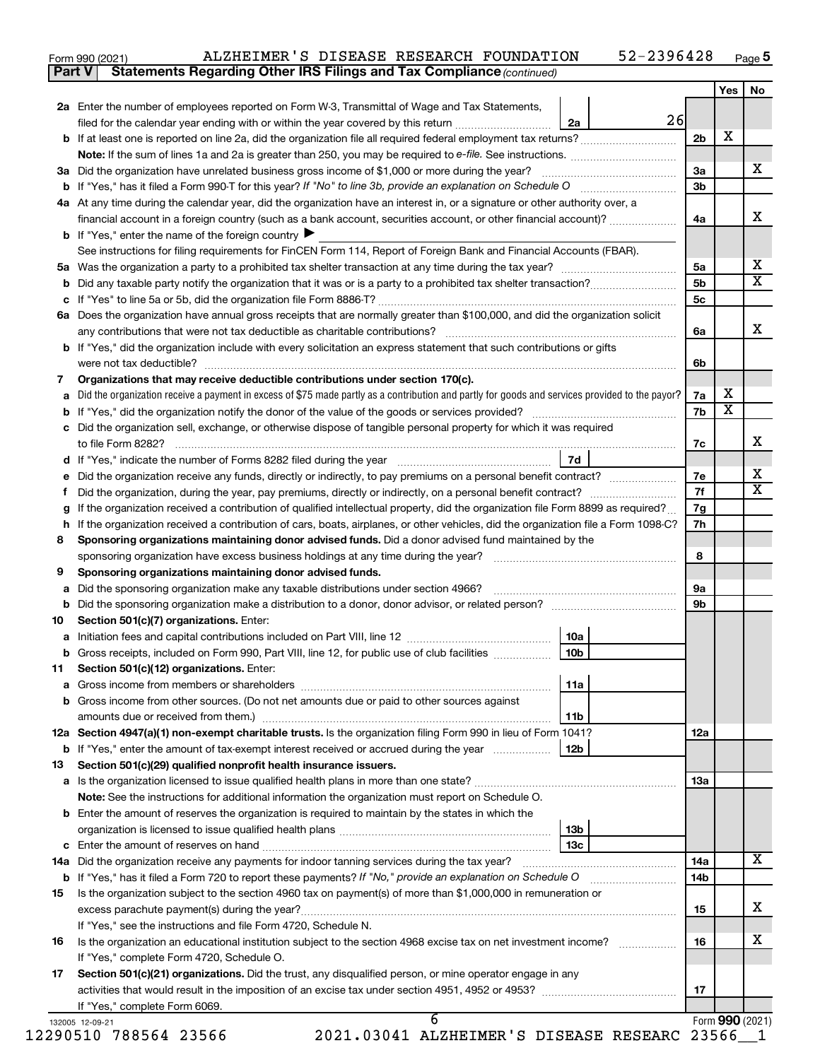Form 990 (2021) ALZHEIMER'S DISEASE RESEARCH FOUNDATION 52-2396428 Page 5

**Part V Statements Regarding Other IRS Filings and Tax Compliance** *(continued)*

| | | | Yes | No |
|---|---|---|---|---|
| **2a** | Enter the number of employees reported on Form W-3, Transmittal of Wage and Tax Statements, filed for the calendar year ending with or within the year covered by this return ... **2a** 26 | | | |
| **b** | If at least one is reported on line 2a, did the organization file all required federal employment tax returns? | **2b** | X | |
| | **Note:** If the sum of lines 1a and 2a is greater than 250, you may be required to *e-file.* See instructions. | | | |
| **3a** | Did the organization have unrelated business gross income of $1,000 or more during the year? | **3a** | | X |
| **b** | If "Yes," has it filed a Form 990-T for this year? *If "No" to line 3b, provide an explanation on Schedule O* | **3b** | | |
| **4a** | At any time during the calendar year, did the organization have an interest in, or a signature or other authority over, a financial account in a foreign country (such as a bank account, securities account, or other financial account)? | **4a** | | X |
| **b** | If "Yes," enter the name of the foreign country ▶ | | | |
| | See instructions for filing requirements for FinCEN Form 114, Report of Foreign Bank and Financial Accounts (FBAR). | | | |
| **5a** | Was the organization a party to a prohibited tax shelter transaction at any time during the tax year? | **5a** | | X |
| **b** | Did any taxable party notify the organization that it was or is a party to a prohibited tax shelter transaction? | **5b** | | X |
| **c** | If "Yes" to line 5a or 5b, did the organization file Form 8886-T? | **5c** | | |
| **6a** | Does the organization have annual gross receipts that are normally greater than $100,000, and did the organization solicit any contributions that were not tax deductible as charitable contributions? | **6a** | | X |
| **b** | If "Yes," did the organization include with every solicitation an express statement that such contributions or gifts were not tax deductible? | **6b** | | |
| **7** | **Organizations that may receive deductible contributions under section 170(c).** | | | |
| **a** | Did the organization receive a payment in excess of $75 made partly as a contribution and partly for goods and services provided to the payor? | **7a** | X | |
| **b** | If "Yes," did the organization notify the donor of the value of the goods or services provided? | **7b** | X | |
| **c** | Did the organization sell, exchange, or otherwise dispose of tangible personal property for which it was required to file Form 8282? | **7c** | | X |
| **d** | If "Yes," indicate the number of Forms 8282 filed during the year ... **7d** | | | |
| **e** | Did the organization receive any funds, directly or indirectly, to pay premiums on a personal benefit contract? | **7e** | | X |
| **f** | Did the organization, during the year, pay premiums, directly or indirectly, on a personal benefit contract? | **7f** | | X |
| **g** | If the organization received a contribution of qualified intellectual property, did the organization file Form 8899 as required? | **7g** | | |
| **h** | If the organization received a contribution of cars, boats, airplanes, or other vehicles, did the organization file a Form 1098-C? | **7h** | | |
| **8** | **Sponsoring organizations maintaining donor advised funds.** Did a donor advised fund maintained by the sponsoring organization have excess business holdings at any time during the year? | **8** | | |
| **9** | **Sponsoring organizations maintaining donor advised funds.** | | | |
| **a** | Did the sponsoring organization make any taxable distributions under section 4966? | **9a** | | |
| **b** | Did the sponsoring organization make a distribution to a donor, donor advisor, or related person? | **9b** | | |
| **10** | **Section 501(c)(7) organizations.** Enter: | | | |
| **a** | Initiation fees and capital contributions included on Part VIII, line 12 ... **10a** | | | |
| **b** | Gross receipts, included on Form 990, Part VIII, line 12, for public use of club facilities ... **10b** | | | |
| **11** | **Section 501(c)(12) organizations.** Enter: | | | |
| **a** | Gross income from members or shareholders ... **11a** | | | |
| **b** | Gross income from other sources. (Do not net amounts due or paid to other sources against amounts due or received from them.) ... **11b** | | | |
| **12a** | **Section 4947(a)(1) non-exempt charitable trusts.** Is the organization filing Form 990 in lieu of Form 1041? | **12a** | | |
| **b** | If "Yes," enter the amount of tax-exempt interest received or accrued during the year ... **12b** | | | |
| **13** | **Section 501(c)(29) qualified nonprofit health insurance issuers.** | | | |
| **a** | Is the organization licensed to issue qualified health plans in more than one state? | **13a** | | |
| | **Note:** See the instructions for additional information the organization must report on Schedule O. | | | |
| **b** | Enter the amount of reserves the organization is required to maintain by the states in which the organization is licensed to issue qualified health plans ... **13b** | | | |
| **c** | Enter the amount of reserves on hand ... **13c** | | | |
| **14a** | Did the organization receive any payments for indoor tanning services during the tax year? | **14a** | | X |
| **b** | If "Yes," has it filed a Form 720 to report these payments? *If "No," provide an explanation on Schedule O* | **14b** | | |
| **15** | Is the organization subject to the section 4960 tax on payment(s) of more than $1,000,000 in remuneration or excess parachute payment(s) during the year? | **15** | | X |
| | If "Yes," see the instructions and file Form 4720, Schedule N. | | | |
| **16** | Is the organization an educational institution subject to the section 4968 excise tax on net investment income? | **16** | | X |
| | If "Yes," complete Form 4720, Schedule O. | | | |
| **17** | **Section 501(c)(21) organizations.** Did the trust, any disqualified person, or mine operator engage in any activities that would result in the imposition of an excise tax under section 4951, 4952 or 4953? | **17** | | |
| | If "Yes," complete Form 6069. | | | |

Form **990** (2021)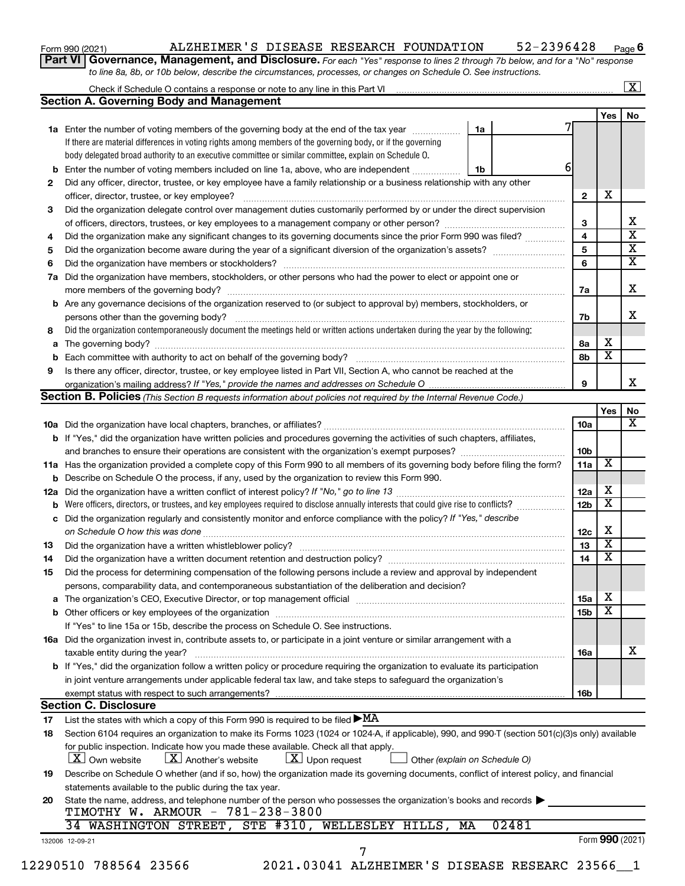Form 990 (2021) ALZHEIMER'S DISEASE RESEARCH FOUNDATION 52-2396428 Page 6

**Part VI Governance, Management, and Disclosure.** *For each "Yes" response to lines 2 through 7b below, and for a "No" response to line 8a, 8b, or 10b below, describe the circumstances, processes, or changes on Schedule O. See instructions.*

Check if Schedule O contains a response or note to any line in this Part VI .......... [X]

## Section A. Governing Body and Management

| | | | | Yes | No |
|---|---|---|---|---|---|
| **1a** | Enter the number of voting members of the governing body at the end of the tax year ... **1a** 7 <br> If there are material differences in voting rights among members of the governing body, or if the governing body delegated broad authority to an executive committee or similar committee, explain on Schedule O. | | | | |
| **b** | Enter the number of voting members included on line 1a, above, who are independent ... **1b** 6 | | | | |
| **2** | Did any officer, director, trustee, or key employee have a family relationship or a business relationship with any other officer, director, trustee, or key employee? | | **2** | X | |
| **3** | Did the organization delegate control over management duties customarily performed by or under the direct supervision of officers, directors, trustees, or key employees to a management company or other person? | | **3** | | X |
| **4** | Did the organization make any significant changes to its governing documents since the prior Form 990 was filed? | | **4** | | X |
| **5** | Did the organization become aware during the year of a significant diversion of the organization's assets? | | **5** | | X |
| **6** | Did the organization have members or stockholders? | | **6** | | X |
| **7a** | Did the organization have members, stockholders, or other persons who had the power to elect or appoint one or more members of the governing body? | | **7a** | | X |
| **b** | Are any governance decisions of the organization reserved to (or subject to approval by) members, stockholders, or persons other than the governing body? | | **7b** | | X |
| **8** | Did the organization contemporaneously document the meetings held or written actions undertaken during the year by the following: | | | | |
| **a** | The governing body? | | **8a** | X | |
| **b** | Each committee with authority to act on behalf of the governing body? | | **8b** | X | |
| **9** | Is there any officer, director, trustee, or key employee listed in Part VII, Section A, who cannot be reached at the organization's mailing address? *If "Yes," provide the names and addresses on Schedule O* | | **9** | | X |

## Section B. Policies *(This Section B requests information about policies not required by the Internal Revenue Code.)*

| | | | Yes | No |
|---|---|---|---|---|
| **10a** | Did the organization have local chapters, branches, or affiliates? | **10a** | | X |
| **b** | If "Yes," did the organization have written policies and procedures governing the activities of such chapters, affiliates, and branches to ensure their operations are consistent with the organization's exempt purposes? | **10b** | | |
| **11a** | Has the organization provided a complete copy of this Form 990 to all members of its governing body before filing the form? | **11a** | X | |
| **b** | Describe on Schedule O the process, if any, used by the organization to review this Form 990. | | | |
| **12a** | Did the organization have a written conflict of interest policy? *If "No," go to line 13* | **12a** | X | |
| **b** | Were officers, directors, or trustees, and key employees required to disclose annually interests that could give rise to conflicts? | **12b** | X | |
| **c** | Did the organization regularly and consistently monitor and enforce compliance with the policy? *If "Yes," describe on Schedule O how this was done* | **12c** | X | |
| **13** | Did the organization have a written whistleblower policy? | **13** | X | |
| **14** | Did the organization have a written document retention and destruction policy? | **14** | X | |
| **15** | Did the process for determining compensation of the following persons include a review and approval by independent persons, comparability data, and contemporaneous substantiation of the deliberation and decision? | | | |
| **a** | The organization's CEO, Executive Director, or top management official | **15a** | X | |
| **b** | Other officers or key employees of the organization <br> If "Yes" to line 15a or 15b, describe the process on Schedule O. See instructions. | **15b** | X | |
| **16a** | Did the organization invest in, contribute assets to, or participate in a joint venture or similar arrangement with a taxable entity during the year? | **16a** | | X |
| **b** | If "Yes," did the organization follow a written policy or procedure requiring the organization to evaluate its participation in joint venture arrangements under applicable federal tax law, and take steps to safeguard the organization's exempt status with respect to such arrangements? | **16b** | | |

## Section C. Disclosure

**17** List the states with which a copy of this Form 990 is required to be filed ▶MA

**18** Section 6104 requires an organization to make its Forms 1023 (1024 or 1024-A, if applicable), 990, and 990-T (section 501(c)(3)s only) available for public inspection. Indicate how you made these available. Check all that apply.

[X] Own website [X] Another's website [X] Upon request [ ] Other *(explain on Schedule O)*

**19** Describe on Schedule O whether (and if so, how) the organization made its governing documents, conflict of interest policy, and financial statements available to the public during the tax year.

**20** State the name, address, and telephone number of the person who possesses the organization's books and records ▶

TIMOTHY W. ARMOUR - 781-238-3800
34 WASHINGTON STREET, STE #310, WELLESLEY HILLS, MA 02481

132006 12-09-21 Form **990** (2021)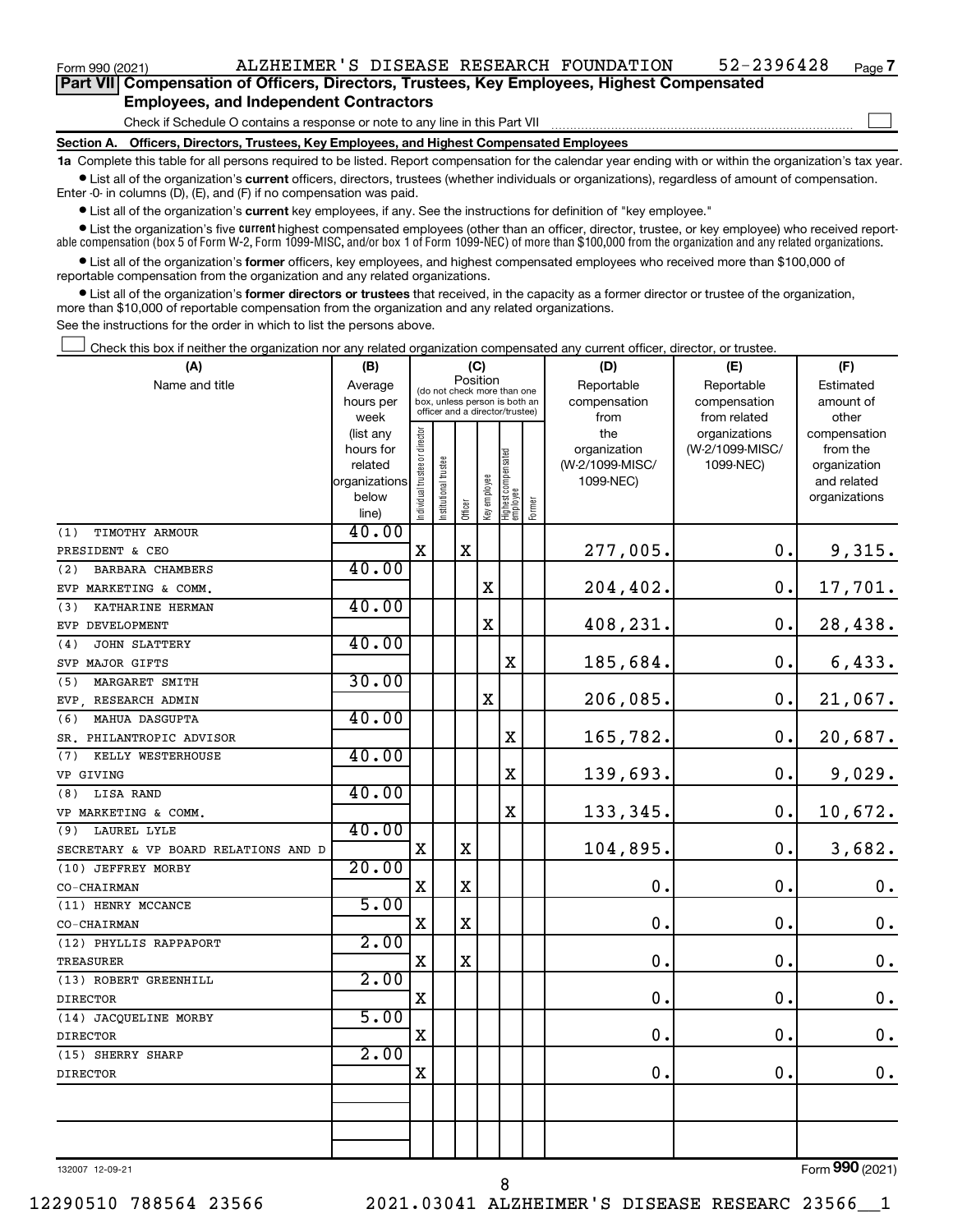Form 990 (2021) ALZHEIMER'S DISEASE RESEARCH FOUNDATION 52-2396428 Page 7

**Part VII Compensation of Officers, Directors, Trustees, Key Employees, Highest Compensated Employees, and Independent Contractors**

Check if Schedule O contains a response or note to any line in this Part VII

**Section A. Officers, Directors, Trustees, Key Employees, and Highest Compensated Employees**

**1a** Complete this table for all persons required to be listed. Report compensation for the calendar year ending with or within the organization's tax year.

- List all of the organization's **current** officers, directors, trustees (whether individuals or organizations), regardless of amount of compensation. Enter -0- in columns (D), (E), and (F) if no compensation was paid.
- List all of the organization's **current** key employees, if any. See the instructions for definition of "key employee."
- List the organization's five **current** highest compensated employees (other than an officer, director, trustee, or key employee) who received reportable compensation (box 5 of Form W-2, Form 1099-MISC, and/or box 1 of Form 1099-NEC) of more than $100,000 from the organization and any related organizations.
- List all of the organization's **former** officers, key employees, and highest compensated employees who received more than $100,000 of reportable compensation from the organization and any related organizations.
- List all of the organization's **former directors or trustees** that received, in the capacity as a former director or trustee of the organization, more than $10,000 of reportable compensation from the organization and any related organizations.

See the instructions for the order in which to list the persons above.

Check this box if neither the organization nor any related organization compensated any current officer, director, or trustee.

| (A) Name and title | (B) Average hours per week (list any hours for related organizations below line) | (C) Individual trustee or director | Institutional trustee | Officer | Key employee | Highest compensated employee | Former | (D) Reportable compensation from the organization (W-2/1099-MISC/1099-NEC) | (E) Reportable compensation from related organizations (W-2/1099-MISC/1099-NEC) | (F) Estimated amount of other compensation from the organization and related organizations |
|---|---|---|---|---|---|---|---|---|---|---|
| (1) TIMOTHY ARMOUR<br>PRESIDENT & CEO | 40.00 | X | | X | | | | 277,005. | 0. | 9,315. |
| (2) BARBARA CHAMBERS<br>EVP MARKETING & COMM. | 40.00 | | | | X | | | 204,402. | 0. | 17,701. |
| (3) KATHARINE HERMAN<br>EVP DEVELOPMENT | 40.00 | | | | X | | | 408,231. | 0. | 28,438. |
| (4) JOHN SLATTERY<br>SVP MAJOR GIFTS | 40.00 | | | | | X | | 185,684. | 0. | 6,433. |
| (5) MARGARET SMITH<br>EVP, RESEARCH ADMIN | 30.00 | | | | X | | | 206,085. | 0. | 21,067. |
| (6) MAHUA DASGUPTA<br>SR. PHILANTROPIC ADVISOR | 40.00 | | | | | X | | 165,782. | 0. | 20,687. |
| (7) KELLY WESTERHOUSE<br>VP GIVING | 40.00 | | | | | X | | 139,693. | 0. | 9,029. |
| (8) LISA RAND<br>VP MARKETING & COMM. | 40.00 | | | | | X | | 133,345. | 0. | 10,672. |
| (9) LAUREL LYLE<br>SECRETARY & VP BOARD RELATIONS AND D | 40.00 | X | | X | | | | 104,895. | 0. | 3,682. |
| (10) JEFFREY MORBY<br>CO-CHAIRMAN | 20.00 | X | | X | | | | 0. | 0. | 0. |
| (11) HENRY MCCANCE<br>CO-CHAIRMAN | 5.00 | X | | X | | | | 0. | 0. | 0. |
| (12) PHYLLIS RAPPAPORT<br>TREASURER | 2.00 | X | | X | | | | 0. | 0. | 0. |
| (13) ROBERT GREENHILL<br>DIRECTOR | 2.00 | X | | | | | | 0. | 0. | 0. |
| (14) JACQUELINE MORBY<br>DIRECTOR | 5.00 | X | | | | | | 0. | 0. | 0. |
| (15) SHERRY SHARP<br>DIRECTOR | 2.00 | X | | | | | | 0. | 0. | 0. |
| | | | | | | | | | | |
| | | | | | | | | | | |

132007 12-09-21 Form 990 (2021)

12290510 788564 23566 2021.03041 ALZHEIMER'S DISEASE RESEARC 23566__1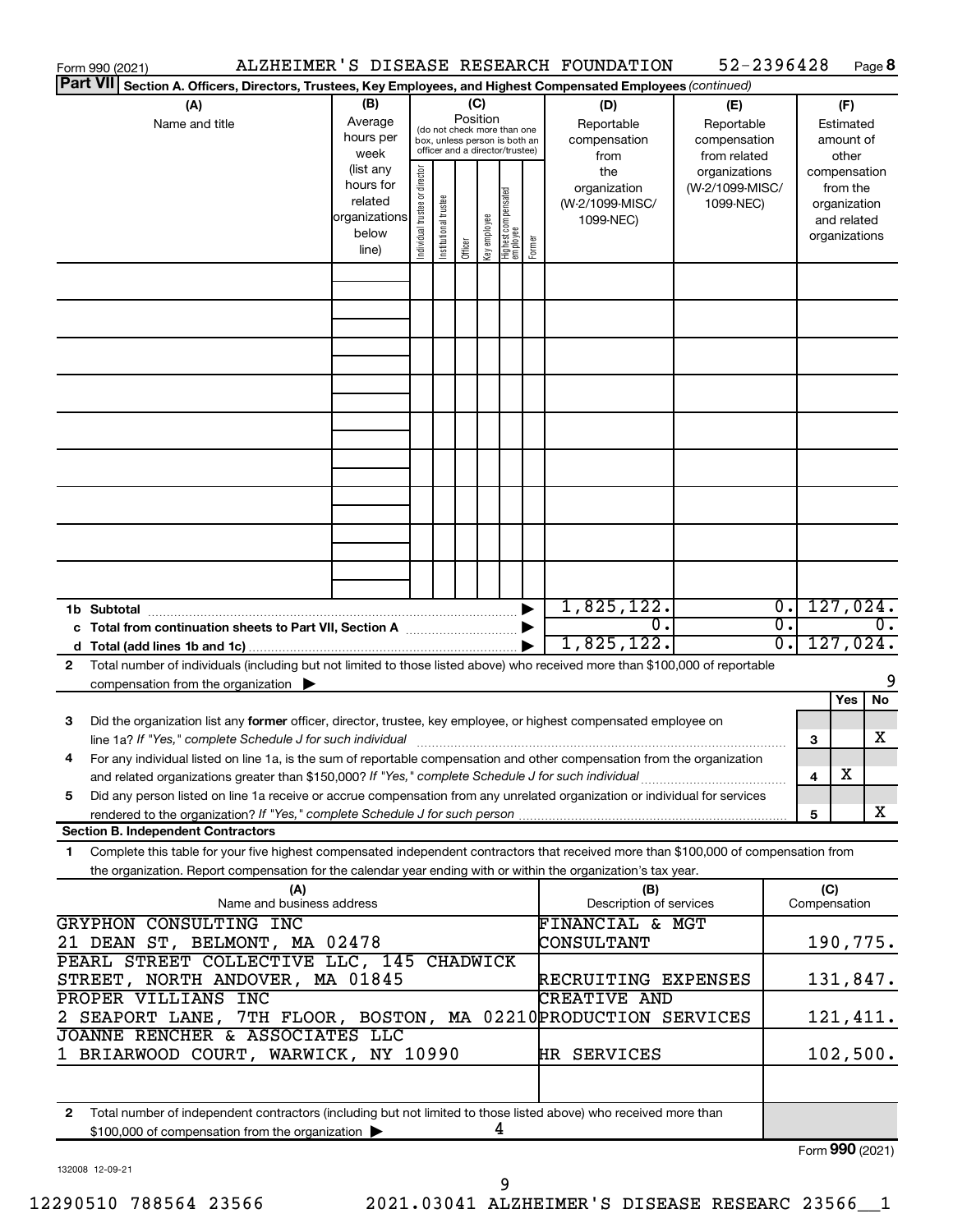Form 990 (2021) ALZHEIMER'S DISEASE RESEARCH FOUNDATION 52-2396428 Page **8**

**Part VII Section A. Officers, Directors, Trustees, Key Employees, and Highest Compensated Employees** *(continued)*

| (A) Name and title | (B) Average hours per week (list any hours for related organizations below line) | (C) Position: Individual trustee or director | Institutional trustee | Officer | Key employee | Highest compensated employee | Former | (D) Reportable compensation from the organization (W-2/1099-MISC/ 1099-NEC) | (E) Reportable compensation from related organizations (W-2/1099-MISC/ 1099-NEC) | (F) Estimated amount of other compensation from the organization and related organizations |
|---|---|---|---|---|---|---|---|---|---|---|
| | | | | | | | | | | |
| | | | | | | | | | | |
| | | | | | | | | | | |
| | | | | | | | | | | |
| | | | | | | | | | | |
| | | | | | | | | | | |
| | | | | | | | | | | |
| | | | | | | | | | | |
| | | | | | | | | | | |

| | | (D) | (E) | (F) |
|---|---|---|---|---|
| **1b Subtotal** | ▶ | 1,825,122. | 0. | 127,024. |
| **c Total from continuation sheets to Part VII, Section A** | ▶ | 0. | 0. | 0. |
| **d Total (add lines 1b and 1c)** | ▶ | 1,825,122. | 0. | 127,024. |

**2** Total number of individuals (including but not limited to those listed above) who received more than $100,000 of reportable compensation from the organization ▶ 9

| | | | Yes | No |
|---|---|---|---|---|
| **3** | Did the organization list any **former** officer, director, trustee, key employee, or highest compensated employee on line 1a? *If "Yes," complete Schedule J for such individual* | **3** | | X |
| **4** | For any individual listed on line 1a, is the sum of reportable compensation and other compensation from the organization and related organizations greater than $150,000? *If "Yes," complete Schedule J for such individual* | **4** | X | |
| **5** | Did any person listed on line 1a receive or accrue compensation from any unrelated organization or individual for services rendered to the organization? *If "Yes," complete Schedule J for such person* | **5** | | X |

**Section B. Independent Contractors**

**1** Complete this table for your five highest compensated independent contractors that received more than $100,000 of compensation from the organization. Report compensation for the calendar year ending with or within the organization's tax year.

| (A) Name and business address | (B) Description of services | (C) Compensation |
|---|---|---|
| GRYPHON CONSULTING INC<br>21 DEAN ST, BELMONT, MA 02478 | FINANCIAL & MGT CONSULTANT | 190,775. |
| PEARL STREET COLLECTIVE LLC, 145 CHADWICK STREET, NORTH ANDOVER, MA 01845 | RECRUITING EXPENSES | 131,847. |
| PROPER VILLIANS INC<br>2 SEAPORT LANE, 7TH FLOOR, BOSTON, MA 02210 | CREATIVE AND PRODUCTION SERVICES | 121,411. |
| JOANNE RENCHER & ASSOCIATES LLC<br>1 BRIARWOOD COURT, WARWICK, NY 10990 | HR SERVICES | 102,500. |
| | | |

**2** Total number of independent contractors (including but not limited to those listed above) who received more than $100,000 of compensation from the organization ▶ 4

Form **990** (2021)

132008 12-09-21

12290510 788564 23566 2021.03041 ALZHEIMER'S DISEASE RESEARC 23566__1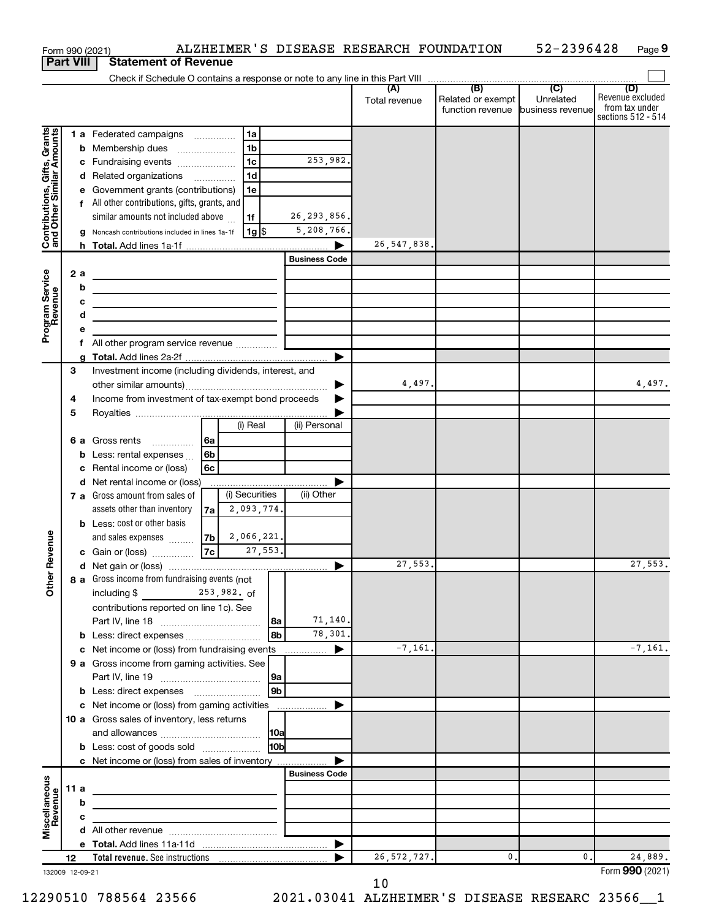Form 990 (2021) ALZHEIMER'S DISEASE RESEARCH FOUNDATION 52-2396428 Page 9

**Part VIII Statement of Revenue**

Check if Schedule O contains a response or note to any line in this Part VIII

| | | | | (A) Total revenue | (B) Related or exempt function revenue | (C) Unrelated business revenue | (D) Revenue excluded from tax under sections 512 - 514 |
|---|---|---|---|---|---|---|---|
| **Contributions, Gifts, Grants and Other Similar Amounts** | 1 a Federated campaigns | 1a | | | | | |
| | b Membership dues | 1b | | | | | |
| | c Fundraising events | 1c | 253,982. | | | | |
| | d Related organizations | 1d | | | | | |
| | e Government grants (contributions) | 1e | | | | | |
| | f All other contributions, gifts, grants, and similar amounts not included above | 1f | 26,293,856. | | | | |
| | g Noncash contributions included in lines 1a-1f | 1g $ | 5,208,766. | | | | |
| | h **Total.** Add lines 1a-1f | | | 26,547,838. | | | |
| **Program Service Revenue** | | | Business Code | | | | |
| | 2 a | | | | | | |
| | b | | | | | | |
| | c | | | | | | |
| | d | | | | | | |
| | e | | | | | | |
| | f All other program service revenue | | | | | | |
| | g **Total.** Add lines 2a-2f | | | | | | |
| **Other Revenue** | 3 Investment income (including dividends, interest, and other similar amounts) | | | 4,497. | | | 4,497. |
| | 4 Income from investment of tax-exempt bond proceeds | | | | | | |
| | 5 Royalties | | | | | | |
| | | (i) Real | (ii) Personal | | | | |
| | 6 a Gross rents 6a | | | | | | |
| | b Less: rental expenses 6b | | | | | | |
| | c Rental income or (loss) 6c | | | | | | |
| | d Net rental income or (loss) | | | | | | |
| | | (i) Securities | (ii) Other | | | | |
| | 7 a Gross amount from sales of assets other than inventory 7a | 2,093,774. | | | | | |
| | b Less: cost or other basis and sales expenses 7b | 2,066,221. | | | | | |
| | c Gain or (loss) 7c | 27,553. | | | | | |
| | d Net gain or (loss) | | | 27,553. | | | 27,553. |
| | 8 a Gross income from fundraising events (not including $ 253,982. of contributions reported on line 1c). See Part IV, line 18 | 8a | 71,140. | | | | |
| | b Less: direct expenses | 8b | 78,301. | | | | |
| | c Net income or (loss) from fundraising events | | | -7,161. | | | -7,161. |
| | 9 a Gross income from gaming activities. See Part IV, line 19 | 9a | | | | | |
| | b Less: direct expenses | 9b | | | | | |
| | c Net income or (loss) from gaming activities | | | | | | |
| | 10 a Gross sales of inventory, less returns and allowances | 10a | | | | | |
| | b Less: cost of goods sold | 10b | | | | | |
| | c Net income or (loss) from sales of inventory | | | | | | |
| **Miscellaneous Revenue** | | | Business Code | | | | |
| | 11 a | | | | | | |
| | b | | | | | | |
| | c | | | | | | |
| | d All other revenue | | | | | | |
| | e **Total.** Add lines 11a-11d | | | | | | |
| | 12 **Total revenue.** See instructions | | | 26,572,727. | 0. | 0. | 24,889. |

132009 12-09-21

Form **990** (2021)

10

12290510 788564 23566 2021.03041 ALZHEIMER'S DISEASE RESEARC 23566__1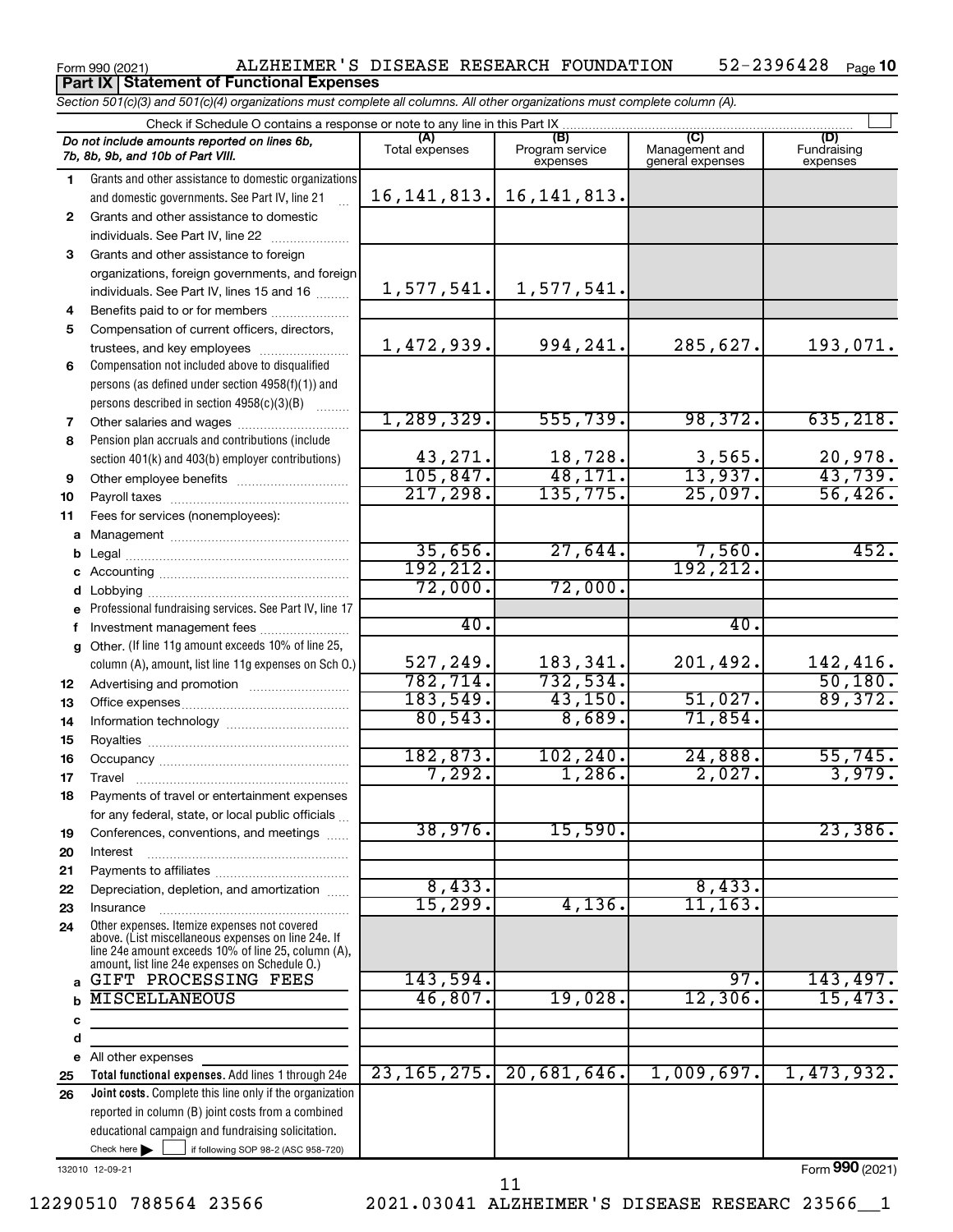Form 990 (2021) ALZHEIMER'S DISEASE RESEARCH FOUNDATION 52-2396428

## Part IX Statement of Functional Expenses

*Section 501(c)(3) and 501(c)(4) organizations must complete all columns. All other organizations must complete column (A).*

Check if Schedule O contains a response or note to any line in this Part IX

| | *Do not include amounts reported on lines 6b, 7b, 8b, 9b, and 10b of Part VIII.* | (A) Total expenses | (B) Program service expenses | (C) Management and general expenses | (D) Fundraising expenses |
|---|---|---|---|---|---|
| 1 | Grants and other assistance to domestic organizations and domestic governments. See Part IV, line 21 | 16,141,813. | 16,141,813. | | |
| 2 | Grants and other assistance to domestic individuals. See Part IV, line 22 | | | | |
| 3 | Grants and other assistance to foreign organizations, foreign governments, and foreign individuals. See Part IV, lines 15 and 16 | 1,577,541. | 1,577,541. | | |
| 4 | Benefits paid to or for members | | | | |
| 5 | Compensation of current officers, directors, trustees, and key employees | 1,472,939. | 994,241. | 285,627. | 193,071. |
| 6 | Compensation not included above to disqualified persons (as defined under section 4958(f)(1)) and persons described in section 4958(c)(3)(B) | | | | |
| 7 | Other salaries and wages | 1,289,329. | 555,739. | 98,372. | 635,218. |
| 8 | Pension plan accruals and contributions (include section 401(k) and 403(b) employer contributions) | 43,271. | 18,728. | 3,565. | 20,978. |
| 9 | Other employee benefits | 105,847. | 48,171. | 13,937. | 43,739. |
| 10 | Payroll taxes | 217,298. | 135,775. | 25,097. | 56,426. |
| 11 | Fees for services (nonemployees): | | | | |
| a | Management | | | | |
| b | Legal | 35,656. | 27,644. | 7,560. | 452. |
| c | Accounting | 192,212. | | 192,212. | |
| d | Lobbying | 72,000. | 72,000. | | |
| e | Professional fundraising services. See Part IV, line 17 | | | | |
| f | Investment management fees | 40. | | 40. | |
| g | Other. (If line 11g amount exceeds 10% of line 25, column (A), amount, list line 11g expenses on Sch O.) | 527,249. | 183,341. | 201,492. | 142,416. |
| 12 | Advertising and promotion | 782,714. | 732,534. | | 50,180. |
| 13 | Office expenses | 183,549. | 43,150. | 51,027. | 89,372. |
| 14 | Information technology | 80,543. | 8,689. | 71,854. | |
| 15 | Royalties | | | | |
| 16 | Occupancy | 182,873. | 102,240. | 24,888. | 55,745. |
| 17 | Travel | 7,292. | 1,286. | 2,027. | 3,979. |
| 18 | Payments of travel or entertainment expenses for any federal, state, or local public officials | | | | |
| 19 | Conferences, conventions, and meetings | 38,976. | 15,590. | | 23,386. |
| 20 | Interest | | | | |
| 21 | Payments to affiliates | | | | |
| 22 | Depreciation, depletion, and amortization | 8,433. | | 8,433. | |
| 23 | Insurance | 15,299. | 4,136. | 11,163. | |
| 24 | Other expenses. Itemize expenses not covered above. (List miscellaneous expenses on line 24e. If line 24e amount exceeds 10% of line 25, column (A), amount, list line 24e expenses on Schedule O.) | | | | |
| a | GIFT PROCESSING FEES | 143,594. | | 97. | 143,497. |
| b | MISCELLANEOUS | 46,807. | 19,028. | 12,306. | 15,473. |
| c | | | | | |
| d | | | | | |
| e | All other expenses | | | | |
| 25 | **Total functional expenses.** Add lines 1 through 24e | 23,165,275. | 20,681,646. | 1,009,697. | 1,473,932. |
| 26 | **Joint costs.** Complete this line only if the organization reported in column (B) joint costs from a combined educational campaign and fundraising solicitation. Check here ☐ if following SOP 98-2 (ASC 958-720) | | | | |

132010 12-09-21

Form **990** (2021)

12290510 788564 23566 2021.03041 ALZHEIMER'S DISEASE RESEARC 23566__1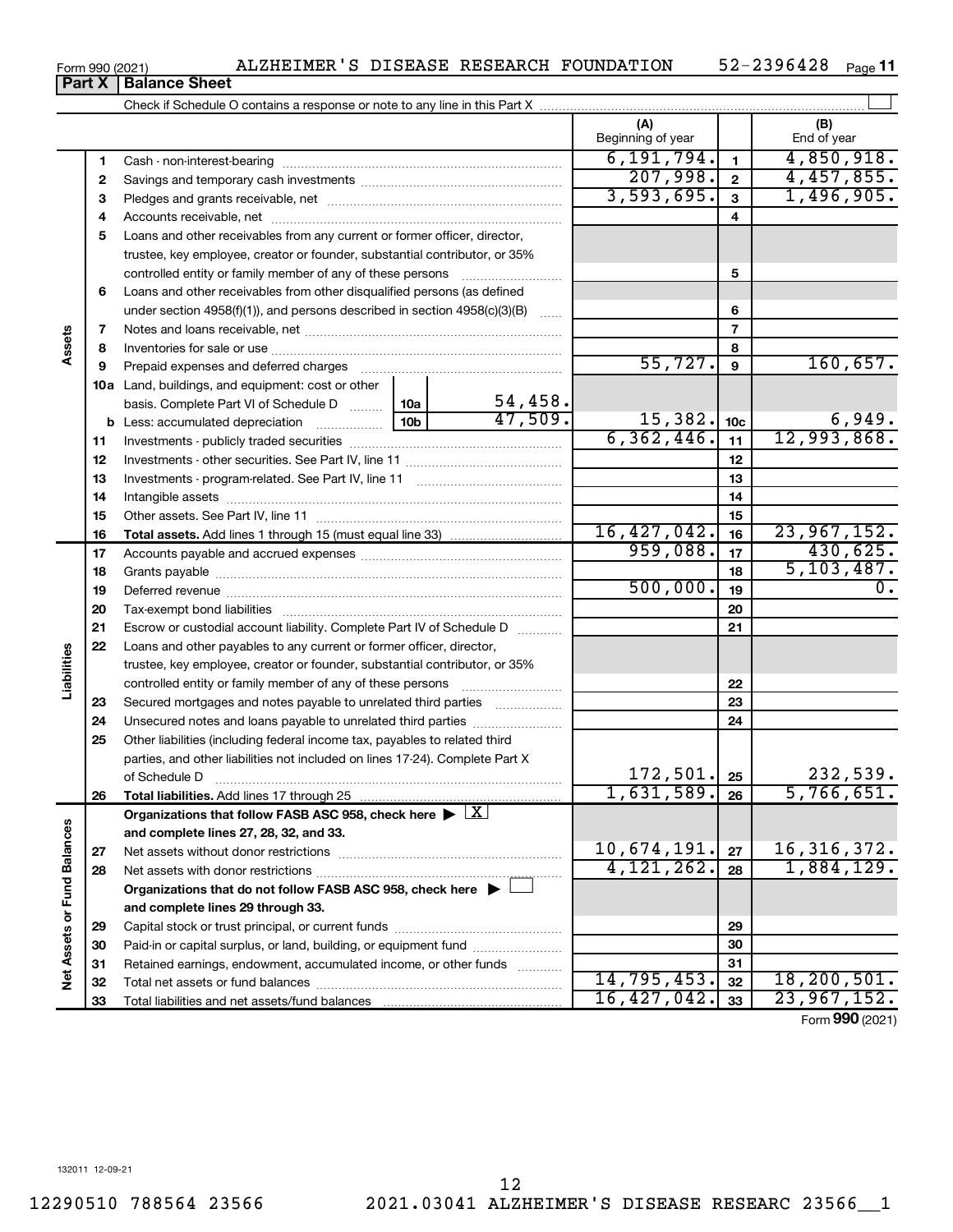Form 990 (2021) ALZHEIMER'S DISEASE RESEARCH FOUNDATION 52-2396428

## Part X | Balance Sheet

Check if Schedule O contains a response or note to any line in this Part X ☐

| | | | | (A) Beginning of year | | (B) End of year |
|---|---|---|---|---|---|---|
| **Assets** | 1 | Cash - non-interest-bearing | | 6,191,794. | 1 | 4,850,918. |
| | 2 | Savings and temporary cash investments | | 207,998. | 2 | 4,457,855. |
| | 3 | Pledges and grants receivable, net | | 3,593,695. | 3 | 1,496,905. |
| | 4 | Accounts receivable, net | | | 4 | |
| | 5 | Loans and other receivables from any current or former officer, director, trustee, key employee, creator or founder, substantial contributor, or 35% controlled entity or family member of any of these persons | | | 5 | |
| | 6 | Loans and other receivables from other disqualified persons (as defined under section 4958(f)(1)), and persons described in section 4958(c)(3)(B) | | | 6 | |
| | 7 | Notes and loans receivable, net | | | 7 | |
| | 8 | Inventories for sale or use | | | 8 | |
| | 9 | Prepaid expenses and deferred charges | | 55,727. | 9 | 160,657. |
| | 10a | Land, buildings, and equipment: cost or other basis. Complete Part VI of Schedule D | 10a 54,458. | | | |
| | b | Less: accumulated depreciation | 10b 47,509. | 15,382. | 10c | 6,949. |
| | 11 | Investments - publicly traded securities | | 6,362,446. | 11 | 12,993,868. |
| | 12 | Investments - other securities. See Part IV, line 11 | | | 12 | |
| | 13 | Investments - program-related. See Part IV, line 11 | | | 13 | |
| | 14 | Intangible assets | | | 14 | |
| | 15 | Other assets. See Part IV, line 11 | | | 15 | |
| | 16 | **Total assets.** Add lines 1 through 15 (must equal line 33) | | 16,427,042. | 16 | 23,967,152. |
| **Liabilities** | 17 | Accounts payable and accrued expenses | | 959,088. | 17 | 430,625. |
| | 18 | Grants payable | | | 18 | 5,103,487. |
| | 19 | Deferred revenue | | 500,000. | 19 | 0. |
| | 20 | Tax-exempt bond liabilities | | | 20 | |
| | 21 | Escrow or custodial account liability. Complete Part IV of Schedule D | | | 21 | |
| | 22 | Loans and other payables to any current or former officer, director, trustee, key employee, creator or founder, substantial contributor, or 35% controlled entity or family member of any of these persons | | | 22 | |
| | 23 | Secured mortgages and notes payable to unrelated third parties | | | 23 | |
| | 24 | Unsecured notes and loans payable to unrelated third parties | | | 24 | |
| | 25 | Other liabilities (including federal income tax, payables to related third parties, and other liabilities not included on lines 17-24). Complete Part X of Schedule D | | 172,501. | 25 | 232,539. |
| | 26 | **Total liabilities.** Add lines 17 through 25 | | 1,631,589. | 26 | 5,766,651. |
| **Net Assets or Fund Balances** | | **Organizations that follow FASB ASC 958, check here** ▶ ☒ **and complete lines 27, 28, 32, and 33.** | | | | |
| | 27 | Net assets without donor restrictions | | 10,674,191. | 27 | 16,316,372. |
| | 28 | Net assets with donor restrictions | | 4,121,262. | 28 | 1,884,129. |
| | | **Organizations that do not follow FASB ASC 958, check here** ▶ ☐ **and complete lines 29 through 33.** | | | | |
| | 29 | Capital stock or trust principal, or current funds | | | 29 | |
| | 30 | Paid-in or capital surplus, or land, building, or equipment fund | | | 30 | |
| | 31 | Retained earnings, endowment, accumulated income, or other funds | | | 31 | |
| | 32 | Total net assets or fund balances | | 14,795,453. | 32 | 18,200,501. |
| | 33 | Total liabilities and net assets/fund balances | | 16,427,042. | 33 | 23,967,152. |

Form **990** (2021)

132011 12-09-21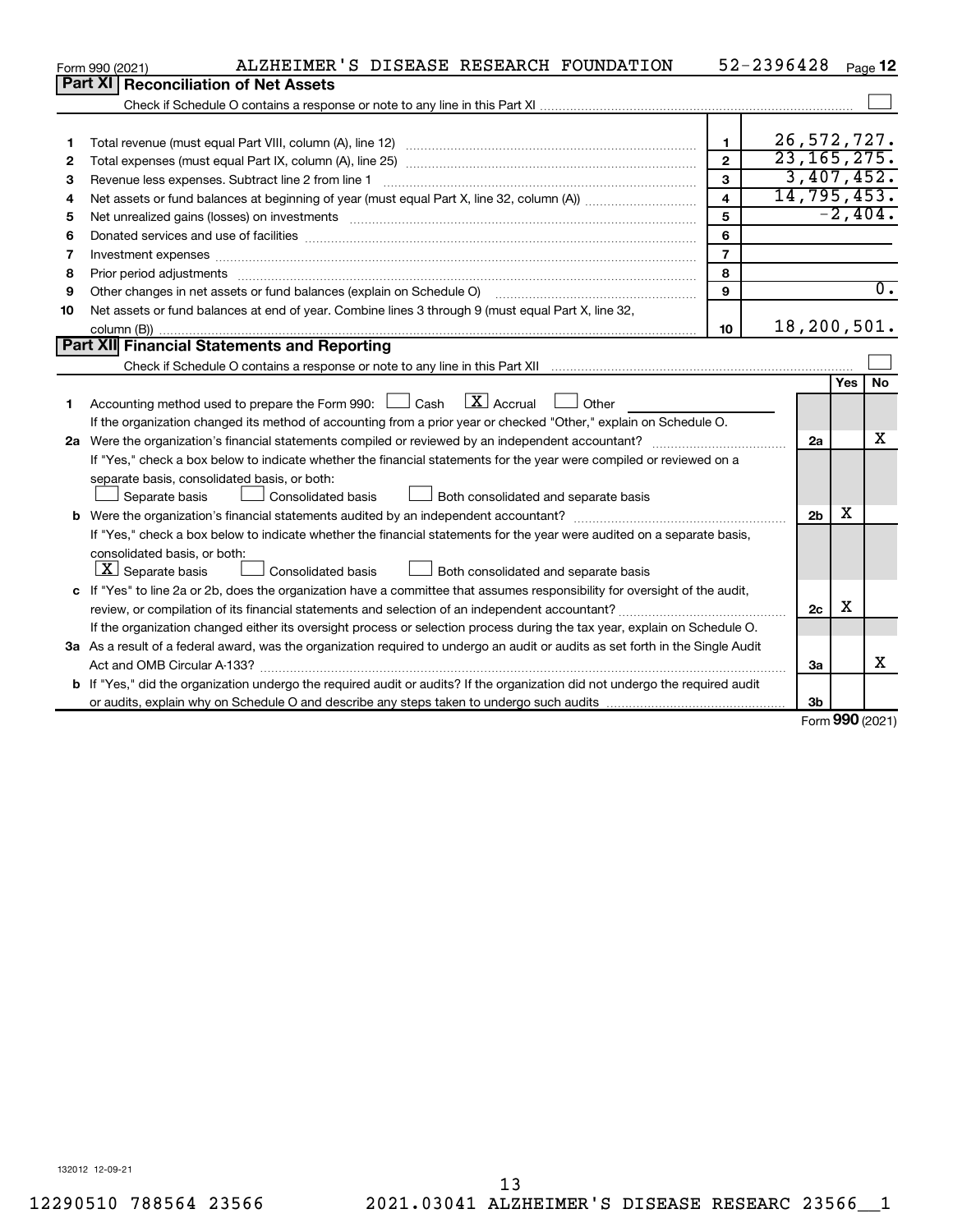Form 990 (2021) ALZHEIMER'S DISEASE RESEARCH FOUNDATION 52-2396428 Page 12

## Part XI Reconciliation of Net Assets

Check if Schedule O contains a response or note to any line in this Part XI ☐

| | | | |
|---|---|---|---|
| 1 | Total revenue (must equal Part VIII, column (A), line 12) | 1 | 26,572,727. |
| 2 | Total expenses (must equal Part IX, column (A), line 25) | 2 | 23,165,275. |
| 3 | Revenue less expenses. Subtract line 2 from line 1 | 3 | 3,407,452. |
| 4 | Net assets or fund balances at beginning of year (must equal Part X, line 32, column (A)) | 4 | 14,795,453. |
| 5 | Net unrealized gains (losses) on investments | 5 | -2,404. |
| 6 | Donated services and use of facilities | 6 | |
| 7 | Investment expenses | 7 | |
| 8 | Prior period adjustments | 8 | |
| 9 | Other changes in net assets or fund balances (explain on Schedule O) | 9 | 0. |
| 10 | Net assets or fund balances at end of year. Combine lines 3 through 9 (must equal Part X, line 32, column (B)) | 10 | 18,200,501. |

## Part XII Financial Statements and Reporting

Check if Schedule O contains a response or note to any line in this Part XII ☐

| | | | Yes | No |
|---|---|---|---|---|
| 1 | Accounting method used to prepare the Form 990: ☐ Cash ☒ Accrual ☐ Other<br>If the organization changed its method of accounting from a prior year or checked "Other," explain on Schedule O. | | | |
| 2a | Were the organization's financial statements compiled or reviewed by an independent accountant?<br>If "Yes," check a box below to indicate whether the financial statements for the year were compiled or reviewed on a separate basis, consolidated basis, or both:<br>☐ Separate basis ☐ Consolidated basis ☐ Both consolidated and separate basis | 2a | | X |
| b | Were the organization's financial statements audited by an independent accountant?<br>If "Yes," check a box below to indicate whether the financial statements for the year were audited on a separate basis, consolidated basis, or both:<br>☒ Separate basis ☐ Consolidated basis ☐ Both consolidated and separate basis | 2b | X | |
| c | If "Yes" to line 2a or 2b, does the organization have a committee that assumes responsibility for oversight of the audit, review, or compilation of its financial statements and selection of an independent accountant?<br>If the organization changed either its oversight process or selection process during the tax year, explain on Schedule O. | 2c | X | |
| 3a | As a result of a federal award, was the organization required to undergo an audit or audits as set forth in the Single Audit Act and OMB Circular A-133? | 3a | | X |
| b | If "Yes," did the organization undergo the required audit or audits? If the organization did not undergo the required audit or audits, explain why on Schedule O and describe any steps taken to undergo such audits | 3b | | |

Form **990** (2021)

132012 12-09-21

12290510 788564 23566 2021.03041 ALZHEIMER'S DISEASE RESEARC 23566__1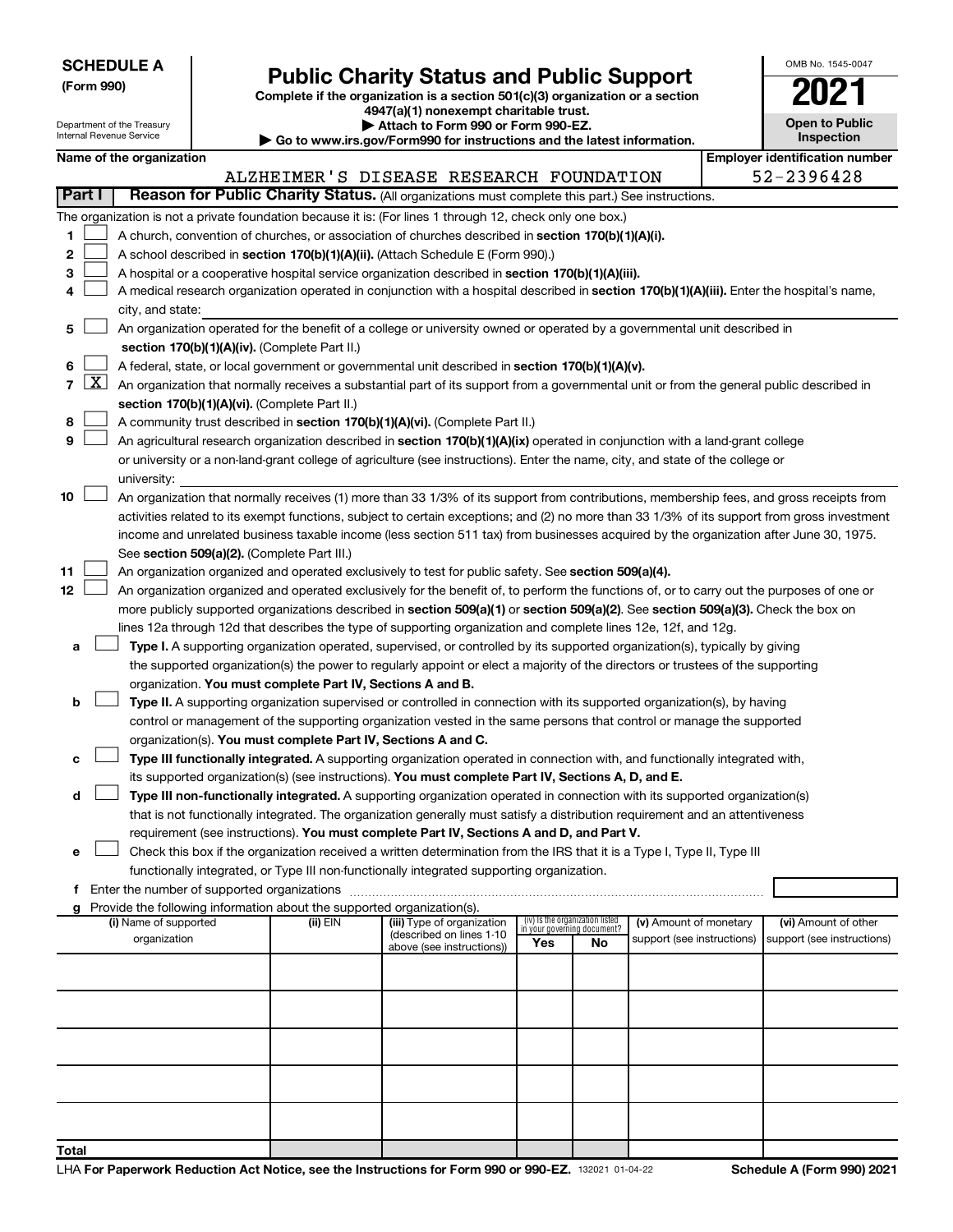**SCHEDULE A**
**(Form 990)**

Department of the Treasury
Internal Revenue Service

# Public Charity Status and Public Support

**Complete if the organization is a section 501(c)(3) organization or a section 4947(a)(1) nonexempt charitable trust.**
**▶ Attach to Form 990 or Form 990-EZ.**
**▶ Go to www.irs.gov/Form990 for instructions and the latest information.**

OMB No. 1545-0047

**2021**

**Open to Public Inspection**

**Name of the organization:** ALZHEIMER'S DISEASE RESEARCH FOUNDATION
**Employer identification number:** 52-2396428

## Part I Reason for Public Charity Status. (All organizations must complete this part.) See instructions.

The organization is not a private foundation because it is: (For lines 1 through 12, check only one box.)

1 ☐ A church, convention of churches, or association of churches described in **section 170(b)(1)(A)(i).**

2 ☐ A school described in **section 170(b)(1)(A)(ii).** (Attach Schedule E (Form 990).)

3 ☐ A hospital or a cooperative hospital service organization described in **section 170(b)(1)(A)(iii).**

4 ☐ A medical research organization operated in conjunction with a hospital described in **section 170(b)(1)(A)(iii).** Enter the hospital's name, city, and state:

5 ☐ An organization operated for the benefit of a college or university owned or operated by a governmental unit described in **section 170(b)(1)(A)(iv).** (Complete Part II.)

6 ☐ A federal, state, or local government or governmental unit described in **section 170(b)(1)(A)(v).**

7 ☒ An organization that normally receives a substantial part of its support from a governmental unit or from the general public described in **section 170(b)(1)(A)(vi).** (Complete Part II.)

8 ☐ A community trust described in **section 170(b)(1)(A)(vi).** (Complete Part II.)

9 ☐ An agricultural research organization described in **section 170(b)(1)(A)(ix)** operated in conjunction with a land-grant college or university or a non-land-grant college of agriculture (see instructions). Enter the name, city, and state of the college or university:

10 ☐ An organization that normally receives (1) more than 33 1/3% of its support from contributions, membership fees, and gross receipts from activities related to its exempt functions, subject to certain exceptions; and (2) no more than 33 1/3% of its support from gross investment income and unrelated business taxable income (less section 511 tax) from businesses acquired by the organization after June 30, 1975. See **section 509(a)(2).** (Complete Part III.)

11 ☐ An organization organized and operated exclusively to test for public safety. See **section 509(a)(4).**

12 ☐ An organization organized and operated exclusively for the benefit of, to perform the functions of, or to carry out the purposes of one or more publicly supported organizations described in **section 509(a)(1)** or **section 509(a)(2)**. See **section 509(a)(3).** Check the box on lines 12a through 12d that describes the type of supporting organization and complete lines 12e, 12f, and 12g.

a ☐ **Type I.** A supporting organization operated, supervised, or controlled by its supported organization(s), typically by giving the supported organization(s) the power to regularly appoint or elect a majority of the directors or trustees of the supporting organization. **You must complete Part IV, Sections A and B.**

b ☐ **Type II.** A supporting organization supervised or controlled in connection with its supported organization(s), by having control or management of the supporting organization vested in the same persons that control or manage the supported organization(s). **You must complete Part IV, Sections A and C.**

c ☐ **Type III functionally integrated.** A supporting organization operated in connection with, and functionally integrated with, its supported organization(s) (see instructions). **You must complete Part IV, Sections A, D, and E.**

d ☐ **Type III non-functionally integrated.** A supporting organization operated in connection with its supported organization(s) that is not functionally integrated. The organization generally must satisfy a distribution requirement and an attentiveness requirement (see instructions). **You must complete Part IV, Sections A and D, and Part V.**

e ☐ Check this box if the organization received a written determination from the IRS that it is a Type I, Type II, Type III functionally integrated, or Type III non-functionally integrated supporting organization.

f Enter the number of supported organizations

g Provide the following information about the supported organization(s).

| (i) Name of supported organization | (ii) EIN | (iii) Type of organization (described on lines 1-10 above (see instructions)) | (iv) Is the organization listed in your governing document? Yes | No | (v) Amount of monetary support (see instructions) | (vi) Amount of other support (see instructions) |
|---|---|---|---|---|---|---|
| | | | | | | |
| | | | | | | |
| | | | | | | |
| | | | | | | |
| | | | | | | |
| **Total** | | | | | | |

LHA **For Paperwork Reduction Act Notice, see the Instructions for Form 990 or 990-EZ.** 132021 01-04-22 **Schedule A (Form 990) 2021**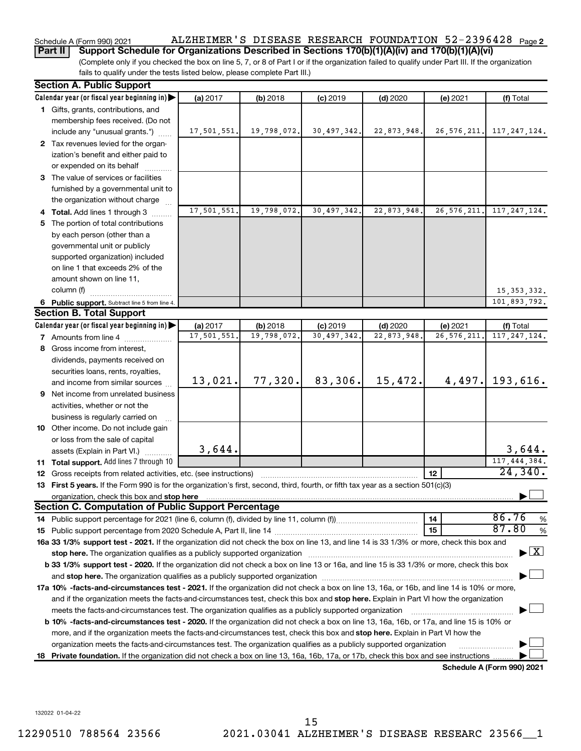Schedule A (Form 990) 2021 ALZHEIMER'S DISEASE RESEARCH FOUNDATION 52-2396428

**Part II** **Support Schedule for Organizations Described in Sections 170(b)(1)(A)(iv) and 170(b)(1)(A)(vi)**

(Complete only if you checked the box on line 5, 7, or 8 of Part I or if the organization failed to qualify under Part III. If the organization fails to qualify under the tests listed below, please complete Part III.)

## Section A. Public Support

| Calendar year (or fiscal year beginning in) | (a) 2017 | (b) 2018 | (c) 2019 | (d) 2020 | (e) 2021 | (f) Total |
|---|---|---|---|---|---|---|
| **1** Gifts, grants, contributions, and membership fees received. (Do not include any "unusual grants.") | 17,501,551. | 19,798,072. | 30,497,342. | 22,873,948. | 26,576,211. | 117,247,124. |
| **2** Tax revenues levied for the organization's benefit and either paid to or expended on its behalf | | | | | | |
| **3** The value of services or facilities furnished by a governmental unit to the organization without charge | | | | | | |
| **4 Total.** Add lines 1 through 3 | 17,501,551. | 19,798,072. | 30,497,342. | 22,873,948. | 26,576,211. | 117,247,124. |
| **5** The portion of total contributions by each person (other than a governmental unit or publicly supported organization) included on line 1 that exceeds 2% of the amount shown on line 11, column (f) | | | | | | 15,353,332. |
| **6 Public support.** Subtract line 5 from line 4. | | | | | | 101,893,792. |

## Section B. Total Support

| Calendar year (or fiscal year beginning in) | (a) 2017 | (b) 2018 | (c) 2019 | (d) 2020 | (e) 2021 | (f) Total |
|---|---|---|---|---|---|---|
| **7** Amounts from line 4 | 17,501,551. | 19,798,072. | 30,497,342. | 22,873,948. | 26,576,211. | 117,247,124. |
| **8** Gross income from interest, dividends, payments received on securities loans, rents, royalties, and income from similar sources | 13,021. | 77,320. | 83,306. | 15,472. | 4,497. | 193,616. |
| **9** Net income from unrelated business activities, whether or not the business is regularly carried on | | | | | | |
| **10** Other income. Do not include gain or loss from the sale of capital assets (Explain in Part VI.) | 3,644. | | | | | 3,644. |
| **11 Total support.** Add lines 7 through 10 | | | | | | 117,444,384. |

**12** Gross receipts from related activities, etc. (see instructions) | **12** | 24,340.

**13 First 5 years.** If the Form 990 is for the organization's first, second, third, fourth, or fifth tax year as a section 501(c)(3) organization, check this box and **stop here** ☐

## Section C. Computation of Public Support Percentage

**14** Public support percentage for 2021 (line 6, column (f), divided by line 11, column (f)) | **14** | 86.76 %

**15** Public support percentage from 2020 Schedule A, Part II, line 14 | **15** | 87.80 %

**16a 33 1/3% support test - 2021.** If the organization did not check the box on line 13, and line 14 is 33 1/3% or more, check this box and **stop here.** The organization qualifies as a publicly supported organization ☒

**b 33 1/3% support test - 2020.** If the organization did not check a box on line 13 or 16a, and line 15 is 33 1/3% or more, check this box and **stop here.** The organization qualifies as a publicly supported organization ☐

**17a 10% -facts-and-circumstances test - 2021.** If the organization did not check a box on line 13, 16a, or 16b, and line 14 is 10% or more, and if the organization meets the facts-and-circumstances test, check this box and **stop here.** Explain in Part VI how the organization meets the facts-and-circumstances test. The organization qualifies as a publicly supported organization ☐

**b 10% -facts-and-circumstances test - 2020.** If the organization did not check a box on line 13, 16a, 16b, or 17a, and line 15 is 10% or more, and if the organization meets the facts-and-circumstances test, check this box and **stop here.** Explain in Part VI how the organization meets the facts-and-circumstances test. The organization qualifies as a publicly supported organization ☐

**18 Private foundation.** If the organization did not check a box on line 13, 16a, 16b, 17a, or 17b, check this box and see instructions ☐

**Schedule A (Form 990) 2021**

132022 01-04-22

12290510 788564 23566 2021.03041 ALZHEIMER'S DISEASE RESEARC 23566__1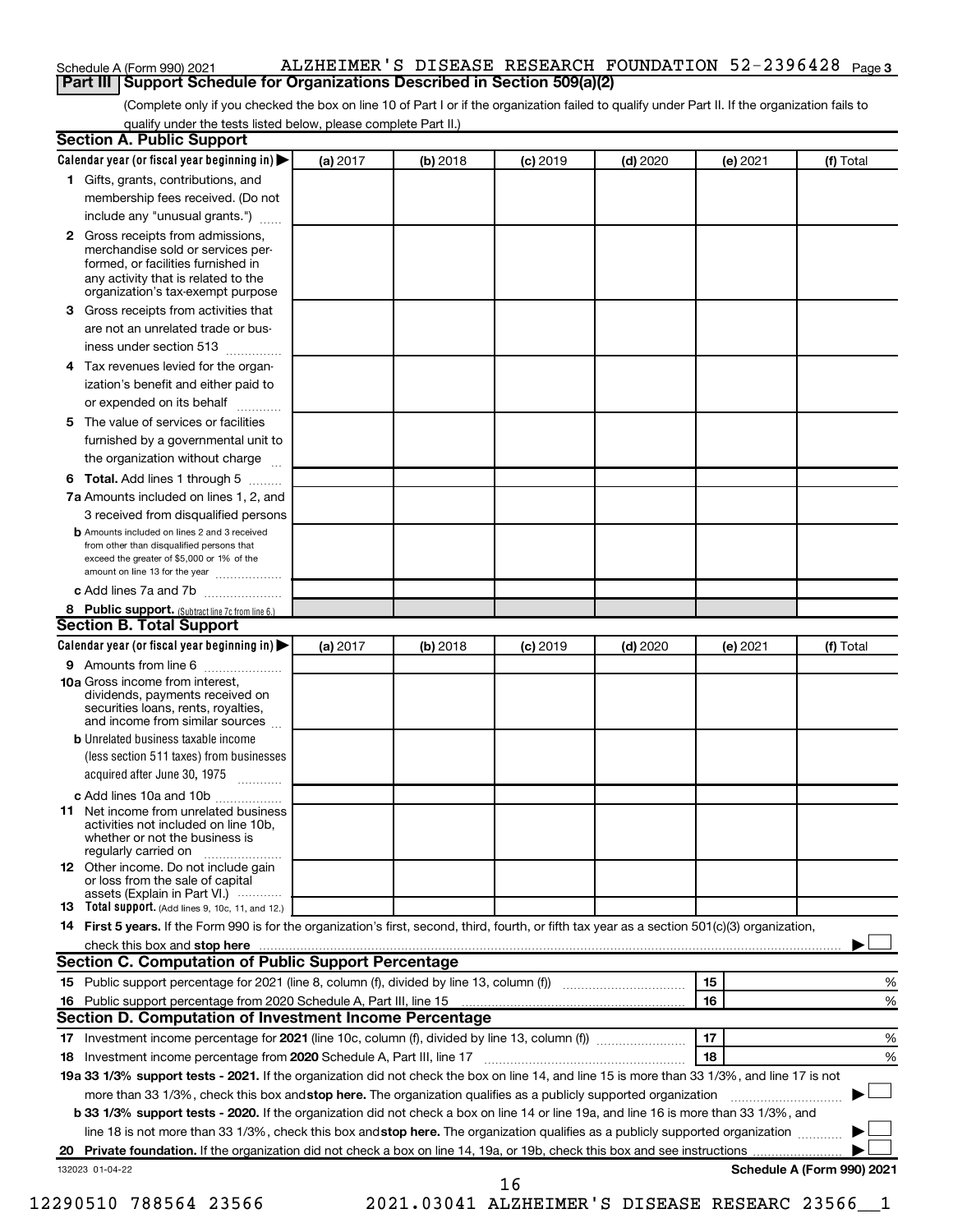Schedule A (Form 990) 2021 ALZHEIMER'S DISEASE RESEARCH FOUNDATION 52-2396428

## Part III Support Schedule for Organizations Described in Section 509(a)(2)

(Complete only if you checked the box on line 10 of Part I or if the organization failed to qualify under Part II. If the organization fails to qualify under the tests listed below, please complete Part II.)

### Section A. Public Support

| Calendar year (or fiscal year beginning in) ▶ | (a) 2017 | (b) 2018 | (c) 2019 | (d) 2020 | (e) 2021 | (f) Total |
|---|---|---|---|---|---|---|
| **1** Gifts, grants, contributions, and membership fees received. (Do not include any "unusual grants.") | | | | | | |
| **2** Gross receipts from admissions, merchandise sold or services performed, or facilities furnished in any activity that is related to the organization's tax-exempt purpose | | | | | | |
| **3** Gross receipts from activities that are not an unrelated trade or business under section 513 | | | | | | |
| **4** Tax revenues levied for the organization's benefit and either paid to or expended on its behalf | | | | | | |
| **5** The value of services or facilities furnished by a governmental unit to the organization without charge | | | | | | |
| **6 Total.** Add lines 1 through 5 | | | | | | |
| **7a** Amounts included on lines 1, 2, and 3 received from disqualified persons | | | | | | |
| **b** Amounts included on lines 2 and 3 received from other than disqualified persons that exceed the greater of $5,000 or 1% of the amount on line 13 for the year | | | | | | |
| **c** Add lines 7a and 7b | | | | | | |
| **8 Public support.** (Subtract line 7c from line 6.) | | | | | | |

### Section B. Total Support

| Calendar year (or fiscal year beginning in) ▶ | (a) 2017 | (b) 2018 | (c) 2019 | (d) 2020 | (e) 2021 | (f) Total |
|---|---|---|---|---|---|---|
| **9** Amounts from line 6 | | | | | | |
| **10a** Gross income from interest, dividends, payments received on securities loans, rents, royalties, and income from similar sources | | | | | | |
| **b** Unrelated business taxable income (less section 511 taxes) from businesses acquired after June 30, 1975 | | | | | | |
| **c** Add lines 10a and 10b | | | | | | |
| **11** Net income from unrelated business activities not included on line 10b, whether or not the business is regularly carried on | | | | | | |
| **12** Other income. Do not include gain or loss from the sale of capital assets (Explain in Part VI.) | | | | | | |
| **13 Total support.** (Add lines 9, 10c, 11, and 12.) | | | | | | |

**14 First 5 years.** If the Form 990 is for the organization's first, second, third, fourth, or fifth tax year as a section 501(c)(3) organization, check this box and **stop here** ▶ ☐

### Section C. Computation of Public Support Percentage

| | | | |
|---|---|---|---|
| **15** | Public support percentage for 2021 (line 8, column (f), divided by line 13, column (f)) | 15 | % |
| **16** | Public support percentage from 2020 Schedule A, Part III, line 15 | 16 | % |

### Section D. Computation of Investment Income Percentage

| | | | |
|---|---|---|---|
| **17** | Investment income percentage for **2021** (line 10c, column (f), divided by line 13, column (f)) | 17 | % |
| **18** | Investment income percentage from **2020** Schedule A, Part III, line 17 | 18 | % |

**19a 33 1/3% support tests - 2021.** If the organization did not check the box on line 14, and line 15 is more than 33 1/3%, and line 17 is not more than 33 1/3%, check this box and **stop here.** The organization qualifies as a publicly supported organization ▶ ☐

**b 33 1/3% support tests - 2020.** If the organization did not check a box on line 14 or line 19a, and line 16 is more than 33 1/3%, and line 18 is not more than 33 1/3%, check this box and **stop here.** The organization qualifies as a publicly supported organization ▶ ☐

**20 Private foundation.** If the organization did not check a box on line 14, 19a, or 19b, check this box and see instructions ▶ ☐

132023 01-04-22 **Schedule A (Form 990) 2021**

12290510 788564 23566 2021.03041 ALZHEIMER'S DISEASE RESEARC 23566__1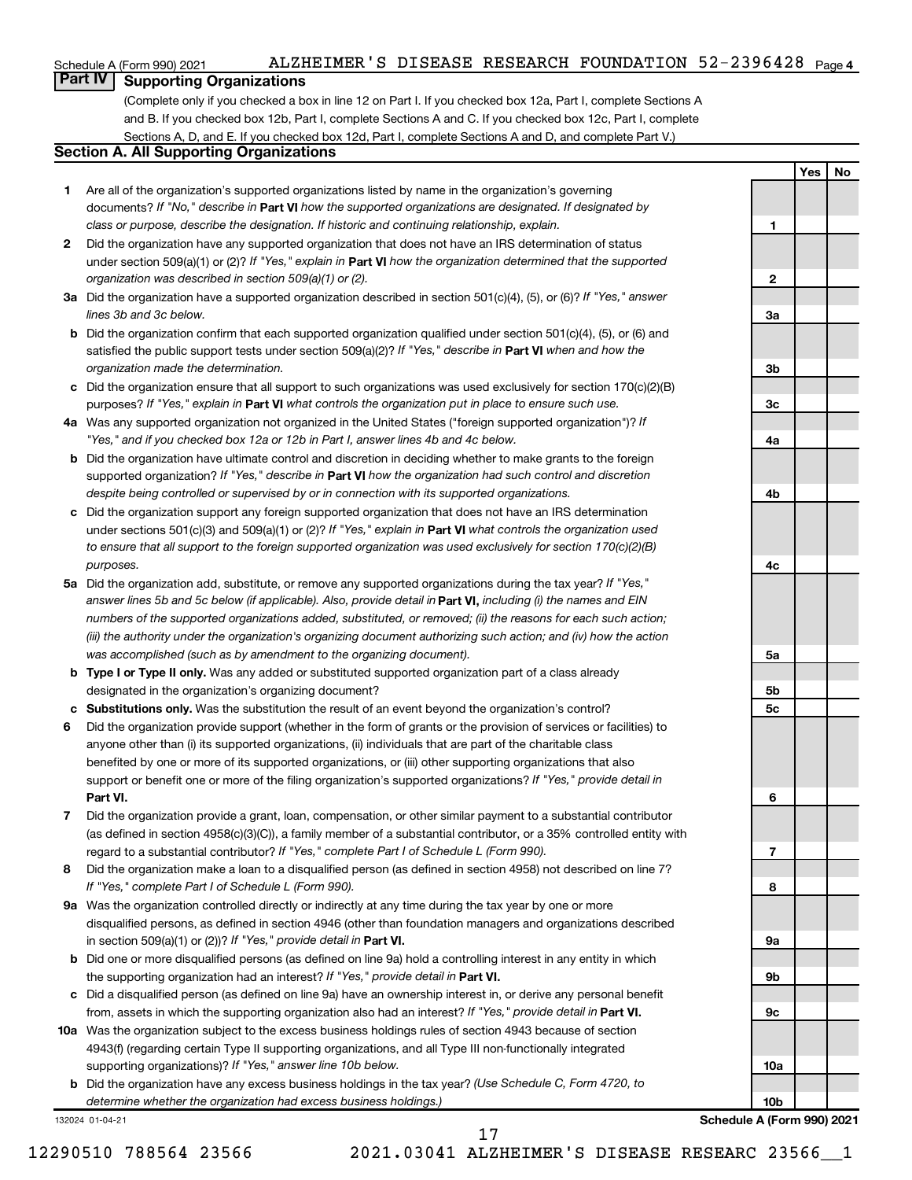Schedule A (Form 990) 2021 ALZHEIMER'S DISEASE RESEARCH FOUNDATION 52-2396428 Page 4

## Part IV Supporting Organizations

(Complete only if you checked a box in line 12 on Part I. If you checked box 12a, Part I, complete Sections A and B. If you checked box 12b, Part I, complete Sections A and C. If you checked box 12c, Part I, complete Sections A, D, and E. If you checked box 12d, Part I, complete Sections A and D, and complete Part V.)

### Section A. All Supporting Organizations

| | | | Yes | No |
|---|---|---|---|---|
| **1** | Are all of the organization's supported organizations listed by name in the organization's governing documents? *If "No," describe in* **Part VI** *how the supported organizations are designated. If designated by class or purpose, describe the designation. If historic and continuing relationship, explain.* | 1 | | |
| **2** | Did the organization have any supported organization that does not have an IRS determination of status under section 509(a)(1) or (2)? *If "Yes," explain in* **Part VI** *how the organization determined that the supported organization was described in section 509(a)(1) or (2).* | 2 | | |
| **3a** | Did the organization have a supported organization described in section 501(c)(4), (5), or (6)? *If "Yes," answer lines 3b and 3c below.* | 3a | | |
| **b** | Did the organization confirm that each supported organization qualified under section 501(c)(4), (5), or (6) and satisfied the public support tests under section 509(a)(2)? *If "Yes," describe in* **Part VI** *when and how the organization made the determination.* | 3b | | |
| **c** | Did the organization ensure that all support to such organizations was used exclusively for section 170(c)(2)(B) purposes? *If "Yes," explain in* **Part VI** *what controls the organization put in place to ensure such use.* | 3c | | |
| **4a** | Was any supported organization not organized in the United States ("foreign supported organization")? *If "Yes," and if you checked box 12a or 12b in Part I, answer lines 4b and 4c below.* | 4a | | |
| **b** | Did the organization have ultimate control and discretion in deciding whether to make grants to the foreign supported organization? *If "Yes," describe in* **Part VI** *how the organization had such control and discretion despite being controlled or supervised by or in connection with its supported organizations.* | 4b | | |
| **c** | Did the organization support any foreign supported organization that does not have an IRS determination under sections 501(c)(3) and 509(a)(1) or (2)? *If "Yes," explain in* **Part VI** *what controls the organization used to ensure that all support to the foreign supported organization was used exclusively for section 170(c)(2)(B) purposes.* | 4c | | |
| **5a** | Did the organization add, substitute, or remove any supported organizations during the tax year? *If "Yes," answer lines 5b and 5c below (if applicable). Also, provide detail in* **Part VI,** *including (i) the names and EIN numbers of the supported organizations added, substituted, or removed; (ii) the reasons for each such action; (iii) the authority under the organization's organizing document authorizing such action; and (iv) how the action was accomplished (such as by amendment to the organizing document).* | 5a | | |
| **b** | **Type I or Type II only.** Was any added or substituted supported organization part of a class already designated in the organization's organizing document? | 5b | | |
| **c** | **Substitutions only.** Was the substitution the result of an event beyond the organization's control? | 5c | | |
| **6** | Did the organization provide support (whether in the form of grants or the provision of services or facilities) to anyone other than (i) its supported organizations, (ii) individuals that are part of the charitable class benefited by one or more of its supported organizations, or (iii) other supporting organizations that also support or benefit one or more of the filing organization's supported organizations? *If "Yes," provide detail in* **Part VI.** | 6 | | |
| **7** | Did the organization provide a grant, loan, compensation, or other similar payment to a substantial contributor (as defined in section 4958(c)(3)(C)), a family member of a substantial contributor, or a 35% controlled entity with regard to a substantial contributor? *If "Yes," complete Part I of Schedule L (Form 990).* | 7 | | |
| **8** | Did the organization make a loan to a disqualified person (as defined in section 4958) not described on line 7? *If "Yes," complete Part I of Schedule L (Form 990).* | 8 | | |
| **9a** | Was the organization controlled directly or indirectly at any time during the tax year by one or more disqualified persons, as defined in section 4946 (other than foundation managers and organizations described in section 509(a)(1) or (2))? *If "Yes," provide detail in* **Part VI.** | 9a | | |
| **b** | Did one or more disqualified persons (as defined on line 9a) hold a controlling interest in any entity in which the supporting organization had an interest? *If "Yes," provide detail in* **Part VI.** | 9b | | |
| **c** | Did a disqualified person (as defined on line 9a) have an ownership interest in, or derive any personal benefit from, assets in which the supporting organization also had an interest? *If "Yes," provide detail in* **Part VI.** | 9c | | |
| **10a** | Was the organization subject to the excess business holdings rules of section 4943 because of section 4943(f) (regarding certain Type II supporting organizations, and all Type III non-functionally integrated supporting organizations)? *If "Yes," answer line 10b below.* | 10a | | |
| **b** | Did the organization have any excess business holdings in the tax year? *(Use Schedule C, Form 4720, to determine whether the organization had excess business holdings.)* | 10b | | |

132024 01-04-21

**Schedule A (Form 990) 2021**

12290510 788564 23566 2021.03041 ALZHEIMER'S DISEASE RESEARC 23566__1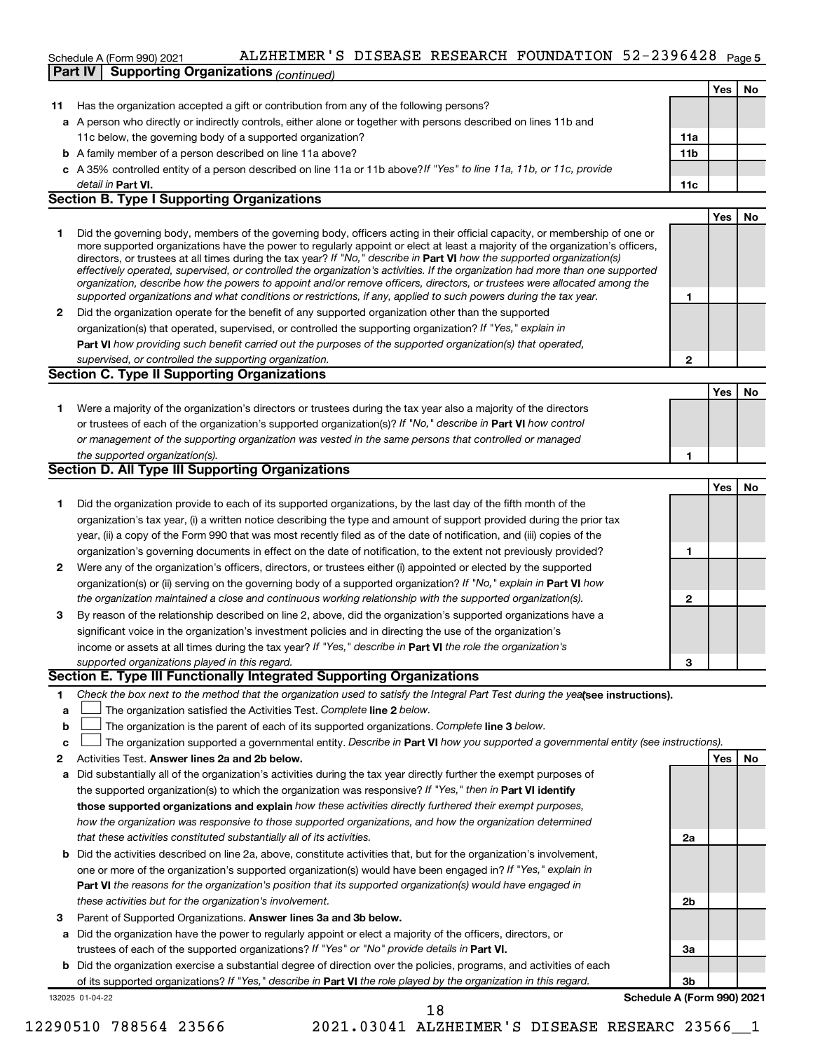Schedule A (Form 990) 2021 ALZHEIMER'S DISEASE RESEARCH FOUNDATION 52-2396428

**Part IV | Supporting Organizations** *(continued)*

| | | | Yes | No |
|---|---|---|---|---|
| **11** | Has the organization accepted a gift or contribution from any of the following persons? | | | |
| **a** | A person who directly or indirectly controls, either alone or together with persons described on lines 11b and 11c below, the governing body of a supported organization? | **11a** | | |
| **b** | A family member of a person described on line 11a above? | **11b** | | |
| **c** | A 35% controlled entity of a person described on line 11a or 11b above? *If "Yes" to line 11a, 11b, or 11c, provide detail in* **Part VI.** | **11c** | | |

## Section B. Type I Supporting Organizations

| | | | Yes | No |
|---|---|---|---|---|
| **1** | Did the governing body, members of the governing body, officers acting in their official capacity, or membership of one or more supported organizations have the power to regularly appoint or elect at least a majority of the organization's officers, directors, or trustees at all times during the tax year? *If "No," describe in* **Part VI** *how the supported organization(s) effectively operated, supervised, or controlled the organization's activities. If the organization had more than one supported organization, describe how the powers to appoint and/or remove officers, directors, or trustees were allocated among the supported organizations and what conditions or restrictions, if any, applied to such powers during the tax year.* | **1** | | |
| **2** | Did the organization operate for the benefit of any supported organization other than the supported organization(s) that operated, supervised, or controlled the supporting organization? *If "Yes," explain in* **Part VI** *how providing such benefit carried out the purposes of the supported organization(s) that operated, supervised, or controlled the supporting organization.* | **2** | | |

## Section C. Type II Supporting Organizations

| | | | Yes | No |
|---|---|---|---|---|
| **1** | Were a majority of the organization's directors or trustees during the tax year also a majority of the directors or trustees of each of the organization's supported organization(s)? *If "No," describe in* **Part VI** *how control or management of the supporting organization was vested in the same persons that controlled or managed the supported organization(s).* | **1** | | |

## Section D. All Type III Supporting Organizations

| | | | Yes | No |
|---|---|---|---|---|
| **1** | Did the organization provide to each of its supported organizations, by the last day of the fifth month of the organization's tax year, (i) a written notice describing the type and amount of support provided during the prior tax year, (ii) a copy of the Form 990 that was most recently filed as of the date of notification, and (iii) copies of the organization's governing documents in effect on the date of notification, to the extent not previously provided? | **1** | | |
| **2** | Were any of the organization's officers, directors, or trustees either (i) appointed or elected by the supported organization(s) or (ii) serving on the governing body of a supported organization? *If "No," explain in* **Part VI** *how the organization maintained a close and continuous working relationship with the supported organization(s).* | **2** | | |
| **3** | By reason of the relationship described on line 2, above, did the organization's supported organizations have a significant voice in the organization's investment policies and in directing the use of the organization's income or assets at all times during the tax year? *If "Yes," describe in* **Part VI** *the role the organization's supported organizations played in this regard.* | **3** | | |

## Section E. Type III Functionally Integrated Supporting Organizations

**1** *Check the box next to the method that the organization used to satisfy the Integral Part Test during the year* **(see instructions).**

- **a** ☐ The organization satisfied the Activities Test. *Complete* **line 2** *below.*
- **b** ☐ The organization is the parent of each of its supported organizations. *Complete* **line 3** *below.*
- **c** ☐ The organization supported a governmental entity. *Describe in* **Part VI** *how you supported a governmental entity (see instructions).*

| | | | Yes | No |
|---|---|---|---|---|
| **2** | Activities Test. **Answer lines 2a and 2b below.** | | | |
| **a** | Did substantially all of the organization's activities during the tax year directly further the exempt purposes of the supported organization(s) to which the organization was responsive? *If "Yes," then in* **Part VI identify those supported organizations and explain** *how these activities directly furthered their exempt purposes, how the organization was responsive to those supported organizations, and how the organization determined that these activities constituted substantially all of its activities.* | **2a** | | |
| **b** | Did the activities described on line 2a, above, constitute activities that, but for the organization's involvement, one or more of the organization's supported organization(s) would have been engaged in? *If "Yes," explain in* **Part VI** *the reasons for the organization's position that its supported organization(s) would have engaged in these activities but for the organization's involvement.* | **2b** | | |
| **3** | Parent of Supported Organizations. **Answer lines 3a and 3b below.** | | | |
| **a** | Did the organization have the power to regularly appoint or elect a majority of the officers, directors, or trustees of each of the supported organizations? *If "Yes" or "No" provide details in* **Part VI.** | **3a** | | |
| **b** | Did the organization exercise a substantial degree of direction over the policies, programs, and activities of each of its supported organizations? *If "Yes," describe in* **Part VI** *the role played by the organization in this regard.* | **3b** | | |

132025 01-04-22 **Schedule A (Form 990) 2021**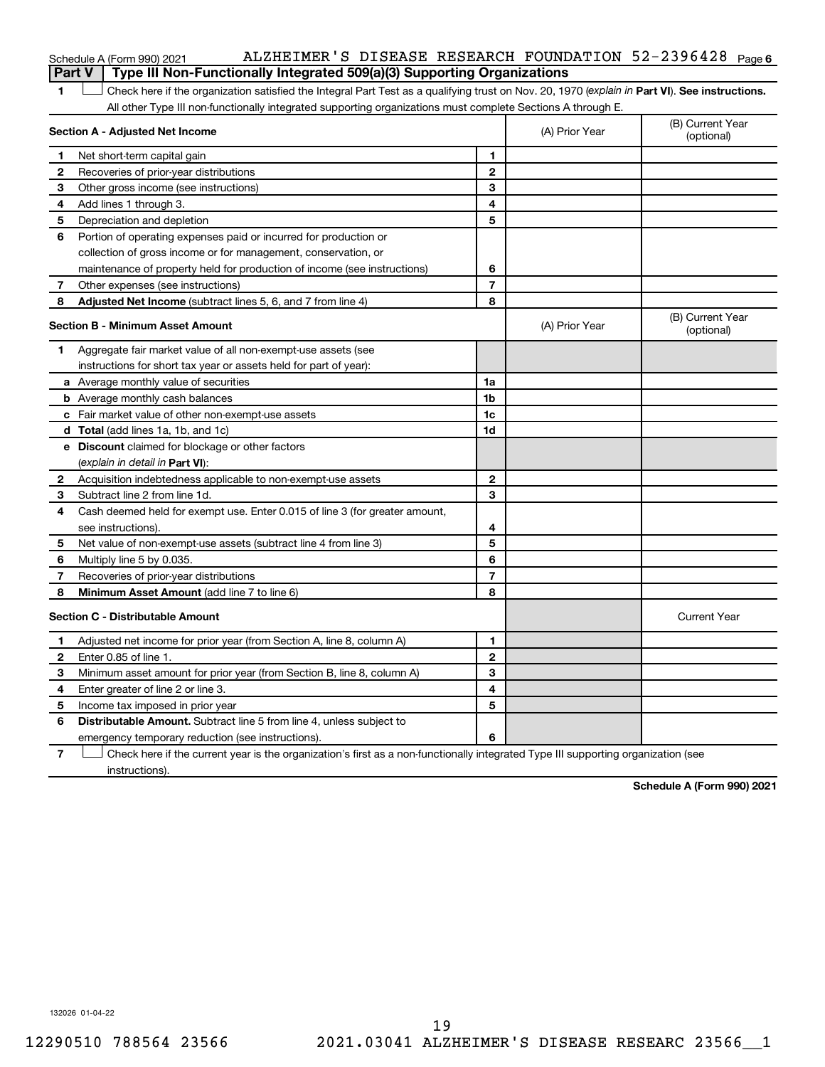Schedule A (Form 990) 2021 ALZHEIMER'S DISEASE RESEARCH FOUNDATION 52-2396428

**Part V | Type III Non-Functionally Integrated 509(a)(3) Supporting Organizations**

1 ☐ Check here if the organization satisfied the Integral Part Test as a qualifying trust on Nov. 20, 1970 (*explain in* **Part VI**). **See instructions.** All other Type III non-functionally integrated supporting organizations must complete Sections A through E.

| **Section A - Adjusted Net Income** | | | (A) Prior Year | (B) Current Year (optional) |
|---|---|---|---|---|
| 1 | Net short-term capital gain | 1 | | |
| 2 | Recoveries of prior-year distributions | 2 | | |
| 3 | Other gross income (see instructions) | 3 | | |
| 4 | Add lines 1 through 3. | 4 | | |
| 5 | Depreciation and depletion | 5 | | |
| 6 | Portion of operating expenses paid or incurred for production or collection of gross income or for management, conservation, or maintenance of property held for production of income (see instructions) | 6 | | |
| 7 | Other expenses (see instructions) | 7 | | |
| 8 | **Adjusted Net Income** (subtract lines 5, 6, and 7 from line 4) | 8 | | |

| **Section B - Minimum Asset Amount** | | | (A) Prior Year | (B) Current Year (optional) |
|---|---|---|---|---|
| 1 | Aggregate fair market value of all non-exempt-use assets (see instructions for short tax year or assets held for part of year): | | | |
| a | Average monthly value of securities | 1a | | |
| b | Average monthly cash balances | 1b | | |
| c | Fair market value of other non-exempt-use assets | 1c | | |
| d | **Total** (add lines 1a, 1b, and 1c) | 1d | | |
| e | **Discount** claimed for blockage or other factors (*explain in detail in* **Part VI**): | | | |
| 2 | Acquisition indebtedness applicable to non-exempt-use assets | 2 | | |
| 3 | Subtract line 2 from line 1d. | 3 | | |
| 4 | Cash deemed held for exempt use. Enter 0.015 of line 3 (for greater amount, see instructions). | 4 | | |
| 5 | Net value of non-exempt-use assets (subtract line 4 from line 3) | 5 | | |
| 6 | Multiply line 5 by 0.035. | 6 | | |
| 7 | Recoveries of prior-year distributions | 7 | | |
| 8 | **Minimum Asset Amount** (add line 7 to line 6) | 8 | | |

| **Section C - Distributable Amount** | | | | Current Year |
|---|---|---|---|---|
| 1 | Adjusted net income for prior year (from Section A, line 8, column A) | 1 | | |
| 2 | Enter 0.85 of line 1. | 2 | | |
| 3 | Minimum asset amount for prior year (from Section B, line 8, column A) | 3 | | |
| 4 | Enter greater of line 2 or line 3. | 4 | | |
| 5 | Income tax imposed in prior year | 5 | | |
| 6 | **Distributable Amount.** Subtract line 5 from line 4, unless subject to emergency temporary reduction (see instructions). | 6 | | |

7 ☐ Check here if the current year is the organization's first as a non-functionally integrated Type III supporting organization (see instructions).

**Schedule A (Form 990) 2021**

132026 01-04-22

12290510 788564 23566 2021.03041 ALZHEIMER'S DISEASE RESEARC 23566__1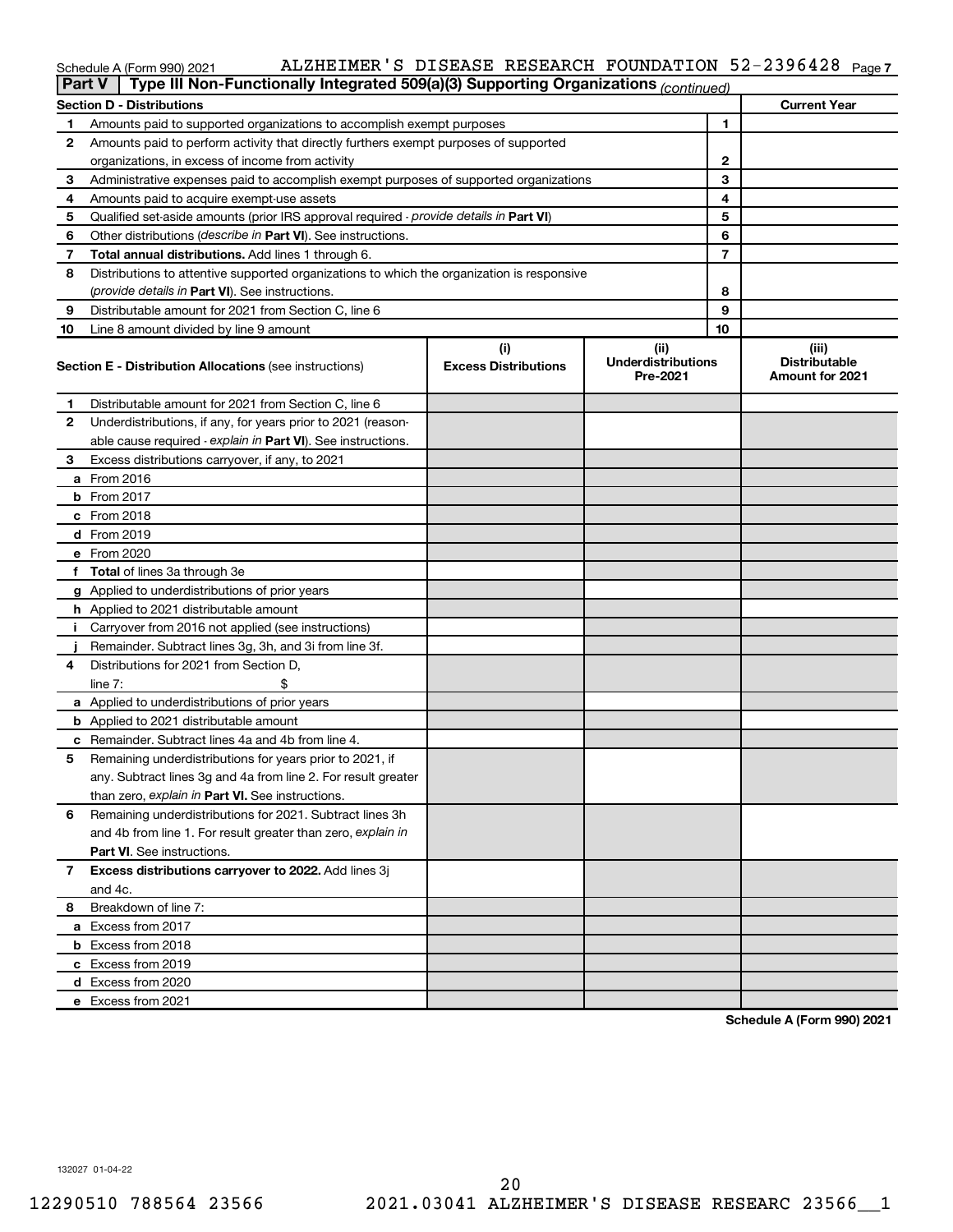Schedule A (Form 990) 2021 ALZHEIMER'S DISEASE RESEARCH FOUNDATION 52-2396428 Page 7

**Part V | Type III Non-Functionally Integrated 509(a)(3) Supporting Organizations** *(continued)*

| **Section D - Distributions** | | | **Current Year** |
|---|---|---|---|
| 1 | Amounts paid to supported organizations to accomplish exempt purposes | 1 | |
| 2 | Amounts paid to perform activity that directly furthers exempt purposes of supported organizations, in excess of income from activity | 2 | |
| 3 | Administrative expenses paid to accomplish exempt purposes of supported organizations | 3 | |
| 4 | Amounts paid to acquire exempt-use assets | 4 | |
| 5 | Qualified set-aside amounts (prior IRS approval required - *provide details in* **Part VI**) | 5 | |
| 6 | Other distributions (*describe in* **Part VI**). See instructions. | 6 | |
| 7 | **Total annual distributions.** Add lines 1 through 6. | 7 | |
| 8 | Distributions to attentive supported organizations to which the organization is responsive (*provide details in* **Part VI**). See instructions. | 8 | |
| 9 | Distributable amount for 2021 from Section C, line 6 | 9 | |
| 10 | Line 8 amount divided by line 9 amount | 10 | |

| **Section E - Distribution Allocations** (see instructions) | (i) **Excess Distributions** | (ii) **Underdistributions Pre-2021** | (iii) **Distributable Amount for 2021** |
|---|---|---|---|
| **1** Distributable amount for 2021 from Section C, line 6 | | | |
| **2** Underdistributions, if any, for years prior to 2021 (reasonable cause required - *explain in* **Part VI**). See instructions. | | | |
| **3** Excess distributions carryover, if any, to 2021 | | | |
| **a** From 2016 | | | |
| **b** From 2017 | | | |
| **c** From 2018 | | | |
| **d** From 2019 | | | |
| **e** From 2020 | | | |
| **f** **Total** of lines 3a through 3e | | | |
| **g** Applied to underdistributions of prior years | | | |
| **h** Applied to 2021 distributable amount | | | |
| **i** Carryover from 2016 not applied (see instructions) | | | |
| **j** Remainder. Subtract lines 3g, 3h, and 3i from line 3f. | | | |
| **4** Distributions for 2021 from Section D, line 7: $ | | | |
| **a** Applied to underdistributions of prior years | | | |
| **b** Applied to 2021 distributable amount | | | |
| **c** Remainder. Subtract lines 4a and 4b from line 4. | | | |
| **5** Remaining underdistributions for years prior to 2021, if any. Subtract lines 3g and 4a from line 2. For result greater than zero, *explain in* **Part VI.** See instructions. | | | |
| **6** Remaining underdistributions for 2021. Subtract lines 3h and 4b from line 1. For result greater than zero, *explain in* **Part VI**. See instructions. | | | |
| **7** **Excess distributions carryover to 2022.** Add lines 3j and 4c. | | | |
| **8** Breakdown of line 7: | | | |
| **a** Excess from 2017 | | | |
| **b** Excess from 2018 | | | |
| **c** Excess from 2019 | | | |
| **d** Excess from 2020 | | | |
| **e** Excess from 2021 | | | |

**Schedule A (Form 990) 2021**

132027 01-04-22

12290510 788564 23566 2021.03041 ALZHEIMER'S DISEASE RESEARC 23566__1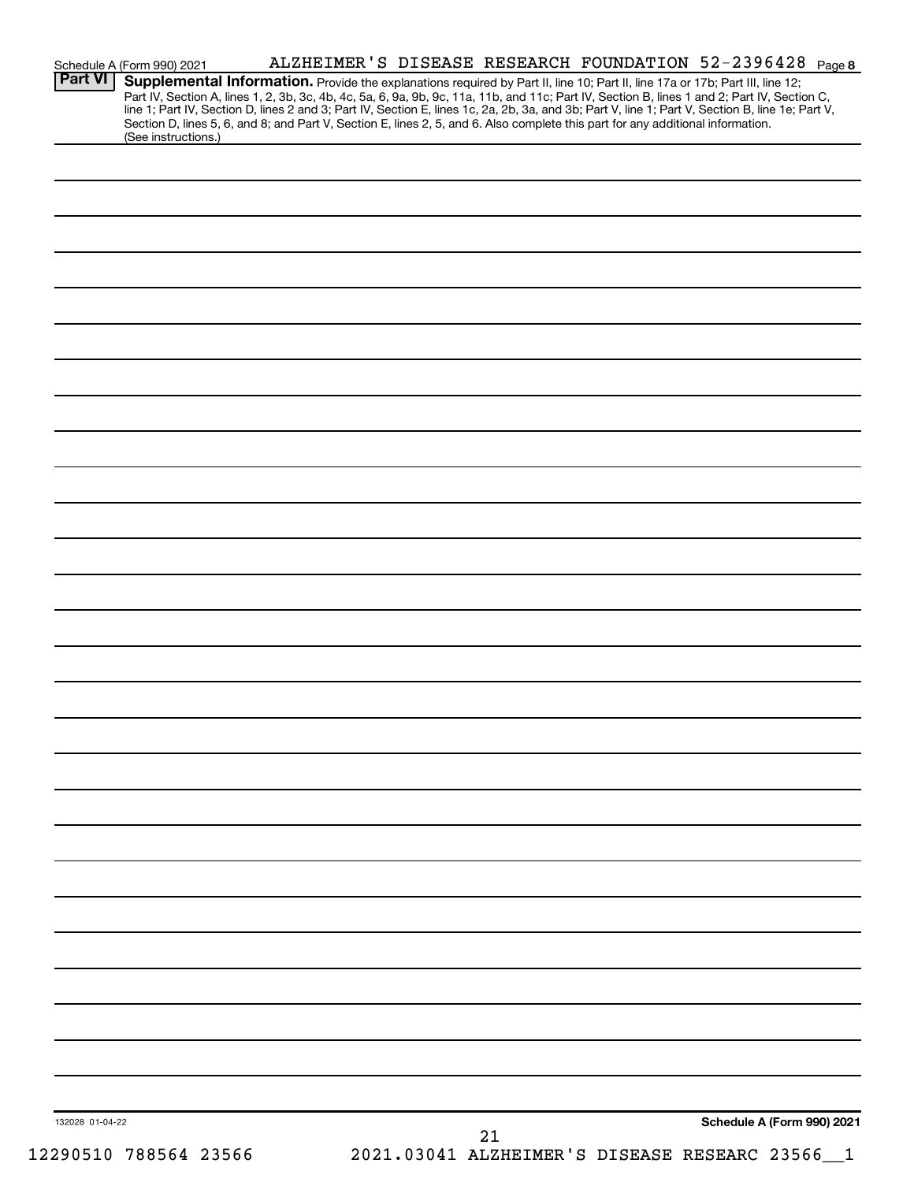Schedule A (Form 990) 2021 ALZHEIMER'S DISEASE RESEARCH FOUNDATION 52-2396428 Page **8**

**Part VI** **Supplemental Information.** Provide the explanations required by Part II, line 10; Part II, line 17a or 17b; Part III, line 12; Part IV, Section A, lines 1, 2, 3b, 3c, 4b, 4c, 5a, 6, 9a, 9b, 9c, 11a, 11b, and 11c; Part IV, Section B, lines 1 and 2; Part IV, Section C, line 1; Part IV, Section D, lines 2 and 3; Part IV, Section E, lines 1c, 2a, 2b, 3a, and 3b; Part V, line 1; Part V, Section B, line 1e; Part V, Section D, lines 5, 6, and 8; and Part V, Section E, lines 2, 5, and 6. Also complete this part for any additional information. (See instructions.)

132028 01-04-22

**Schedule A (Form 990) 2021**

12290510 788564 23566 2021.03041 ALZHEIMER'S DISEASE RESEARC 23566__1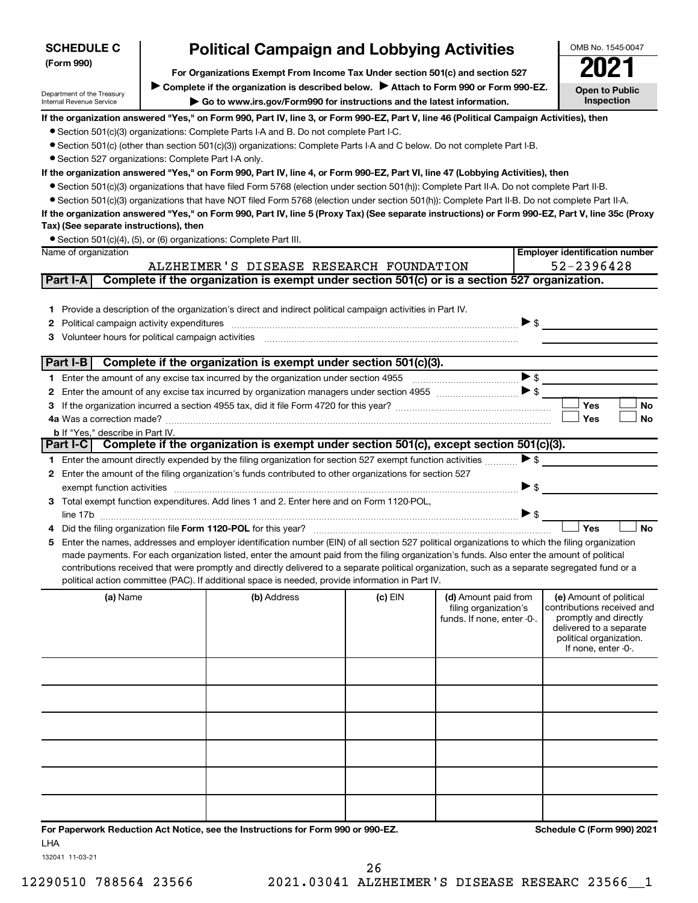**SCHEDULE C (Form 990)**

Department of the Treasury
Internal Revenue Service

# Political Campaign and Lobbying Activities

**For Organizations Exempt From Income Tax Under section 501(c) and section 527**

▶ **Complete if the organization is described below.** ▶ **Attach to Form 990 or Form 990-EZ.**

▶ **Go to www.irs.gov/Form990 for instructions and the latest information.**

OMB No. 1545-0047

**2021**

**Open to Public Inspection**

**If the organization answered "Yes," on Form 990, Part IV, line 3, or Form 990-EZ, Part V, line 46 (Political Campaign Activities), then**

- Section 501(c)(3) organizations: Complete Parts I-A and B. Do not complete Part I-C.
- Section 501(c) (other than section 501(c)(3)) organizations: Complete Parts I-A and C below. Do not complete Part I-B.
- Section 527 organizations: Complete Part I-A only.

**If the organization answered "Yes," on Form 990, Part IV, line 4, or Form 990-EZ, Part VI, line 47 (Lobbying Activities), then**

- Section 501(c)(3) organizations that have filed Form 5768 (election under section 501(h)): Complete Part II-A. Do not complete Part II-B.
- Section 501(c)(3) organizations that have NOT filed Form 5768 (election under section 501(h)): Complete Part II-B. Do not complete Part II-A.

**If the organization answered "Yes," on Form 990, Part IV, line 5 (Proxy Tax) (See separate instructions) or Form 990-EZ, Part V, line 35c (Proxy Tax) (See separate instructions), then**

- Section 501(c)(4), (5), or (6) organizations: Complete Part III.

| Name of organization | Employer identification number |
|---|---|
| ALZHEIMER'S DISEASE RESEARCH FOUNDATION | 52-2396428 |

## Part I-A Complete if the organization is exempt under section 501(c) or is a section 527 organization.

1. Provide a description of the organization's direct and indirect political campaign activities in Part IV.
2. Political campaign activity expenditures ▶ $
3. Volunteer hours for political campaign activities

## Part I-B Complete if the organization is exempt under section 501(c)(3).

1. Enter the amount of any excise tax incurred by the organization under section 4955 ▶ $
2. Enter the amount of any excise tax incurred by organization managers under section 4955 ▶ $
3. If the organization incurred a section 4955 tax, did it file Form 4720 for this year? ☐ Yes ☐ No

4a. Was a correction made? ☐ Yes ☐ No

b. If "Yes," describe in Part IV.

## Part I-C Complete if the organization is exempt under section 501(c), except section 501(c)(3).

1. Enter the amount directly expended by the filing organization for section 527 exempt function activities ▶ $
2. Enter the amount of the filing organization's funds contributed to other organizations for section 527 exempt function activities ▶ $
3. Total exempt function expenditures. Add lines 1 and 2. Enter here and on Form 1120-POL, line 17b ▶ $
4. Did the filing organization file **Form 1120-POL** for this year? ☐ Yes ☐ No
5. Enter the names, addresses and employer identification number (EIN) of all section 527 political organizations to which the filing organization made payments. For each organization listed, enter the amount paid from the filing organization's funds. Also enter the amount of political contributions received that were promptly and directly delivered to a separate political organization, such as a separate segregated fund or a political action committee (PAC). If additional space is needed, provide information in Part IV.

| (a) Name | (b) Address | (c) EIN | (d) Amount paid from filing organization's funds. If none, enter -0-. | (e) Amount of political contributions received and promptly and directly delivered to a separate political organization. If none, enter -0-. |
|---|---|---|---|---|
| | | | | |
| | | | | |
| | | | | |
| | | | | |
| | | | | |
| | | | | |

**For Paperwork Reduction Act Notice, see the Instructions for Form 990 or 990-EZ.** **Schedule C (Form 990) 2021**

LHA

132041 11-03-21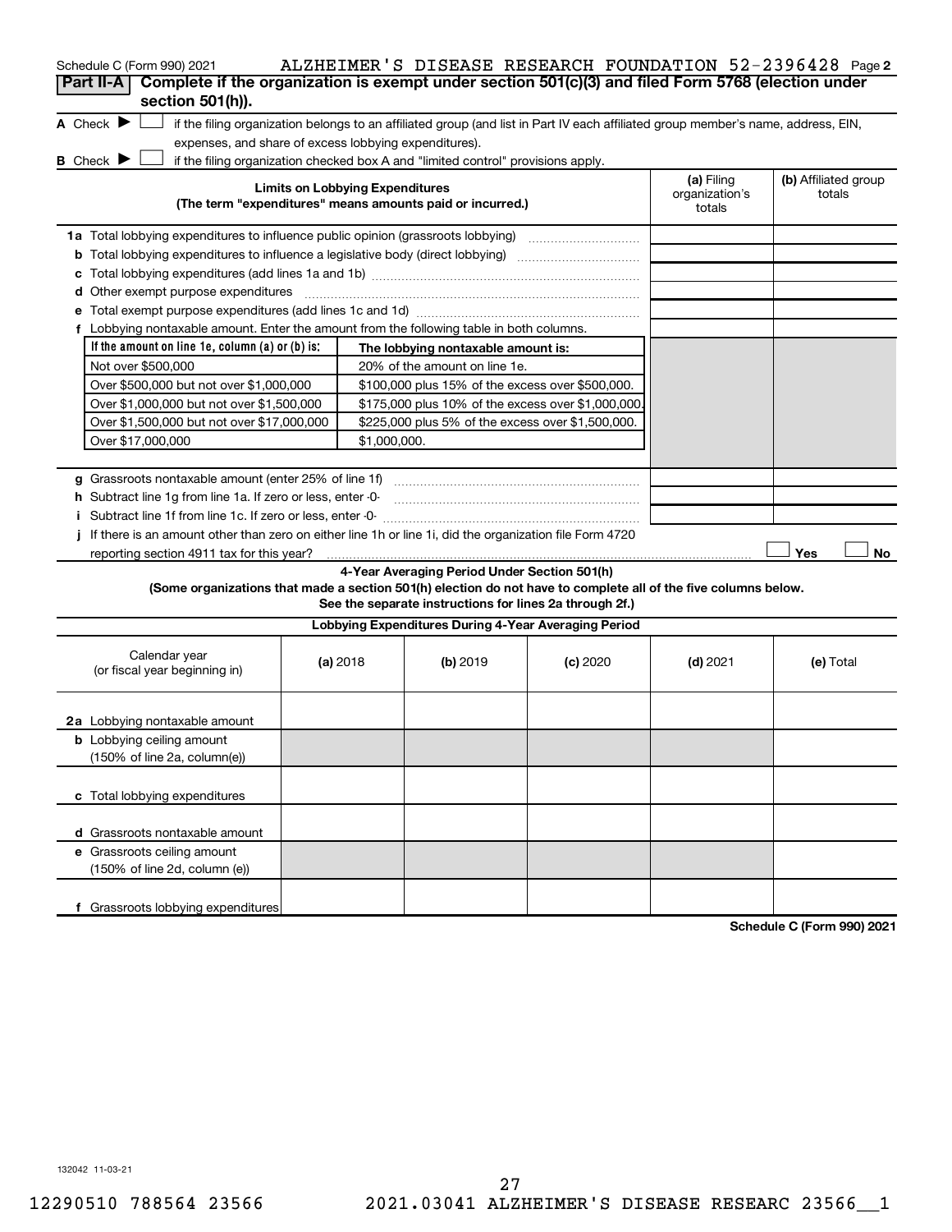Schedule C (Form 990) 2021 ALZHEIMER'S DISEASE RESEARCH FOUNDATION 52-2396428 Page 2

**Part II-A** **Complete if the organization is exempt under section 501(c)(3) and filed Form 5768 (election under section 501(h)).**

A Check ▶ ☐ if the filing organization belongs to an affiliated group (and list in Part IV each affiliated group member's name, address, EIN, expenses, and share of excess lobbying expenditures).

B Check ▶ ☐ if the filing organization checked box A and "limited control" provisions apply.

| Limits on Lobbying Expenditures (The term "expenditures" means amounts paid or incurred.) | (a) Filing organization's totals | (b) Affiliated group totals |
|---|---|---|
| 1a Total lobbying expenditures to influence public opinion (grassroots lobbying) | | |
| b Total lobbying expenditures to influence a legislative body (direct lobbying) | | |
| c Total lobbying expenditures (add lines 1a and 1b) | | |
| d Other exempt purpose expenditures | | |
| e Total exempt purpose expenditures (add lines 1c and 1d) | | |
| f Lobbying nontaxable amount. Enter the amount from the following table in both columns. | | |

| If the amount on line 1e, column (a) or (b) is: | The lobbying nontaxable amount is: |
|---|---|
| Not over $500,000 | 20% of the amount on line 1e. |
| Over $500,000 but not over $1,000,000 | $100,000 plus 15% of the excess over $500,000. |
| Over $1,000,000 but not over $1,500,000 | $175,000 plus 10% of the excess over $1,000,000. |
| Over $1,500,000 but not over $17,000,000 | $225,000 plus 5% of the excess over $1,500,000. |
| Over $17,000,000 | $1,000,000. |

| | (a) Filing organization's totals | (b) Affiliated group totals |
|---|---|---|
| g Grassroots nontaxable amount (enter 25% of line 1f) | | |
| h Subtract line 1g from line 1a. If zero or less, enter -0- | | |
| i Subtract line 1f from line 1c. If zero or less, enter -0- | | |

j If there is an amount other than zero on either line 1h or line 1i, did the organization file Form 4720 reporting section 4911 tax for this year? ☐ Yes ☐ No

**4-Year Averaging Period Under Section 501(h)**

**(Some organizations that made a section 501(h) election do not have to complete all of the five columns below. See the separate instructions for lines 2a through 2f.)**

**Lobbying Expenditures During 4-Year Averaging Period**

| Calendar year (or fiscal year beginning in) | (a) 2018 | (b) 2019 | (c) 2020 | (d) 2021 | (e) Total |
|---|---|---|---|---|---|
| 2a Lobbying nontaxable amount | | | | | |
| b Lobbying ceiling amount (150% of line 2a, column(e)) | | | | | |
| c Total lobbying expenditures | | | | | |
| d Grassroots nontaxable amount | | | | | |
| e Grassroots ceiling amount (150% of line 2d, column (e)) | | | | | |
| f Grassroots lobbying expenditures | | | | | |

**Schedule C (Form 990) 2021**

132042 11-03-21

12290510 788564 23566 2021.03041 ALZHEIMER'S DISEASE RESEARC 23566__1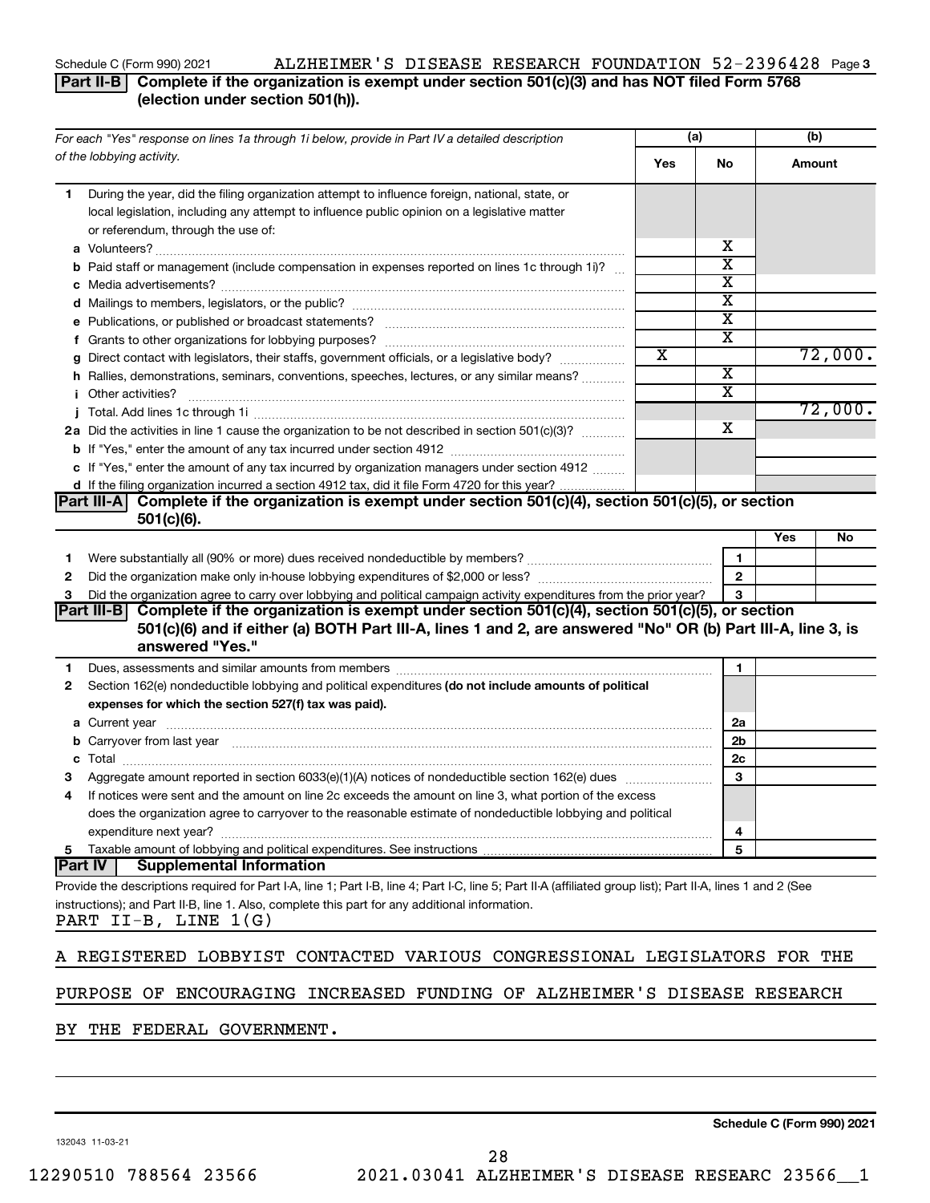## Part II-B Complete if the organization is exempt under section 501(c)(3) and has NOT filed Form 5768 (election under section 501(h)).

| For each "Yes" response on lines 1a through 1i below, provide in Part IV a detailed description of the lobbying activity. | (a) Yes | (a) No | (b) Amount |
|---|---|---|---|
| **1** During the year, did the filing organization attempt to influence foreign, national, state, or local legislation, including any attempt to influence public opinion on a legislative matter or referendum, through the use of: | | | |
| **a** Volunteers? | | X | |
| **b** Paid staff or management (include compensation in expenses reported on lines 1c through 1i)? | | X | |
| **c** Media advertisements? | | X | |
| **d** Mailings to members, legislators, or the public? | | X | |
| **e** Publications, or published or broadcast statements? | | X | |
| **f** Grants to other organizations for lobbying purposes? | | X | |
| **g** Direct contact with legislators, their staffs, government officials, or a legislative body? | X | | 72,000. |
| **h** Rallies, demonstrations, seminars, conventions, speeches, lectures, or any similar means? | | X | |
| **i** Other activities? | | X | |
| **j** Total. Add lines 1c through 1i | | | 72,000. |
| **2a** Did the activities in line 1 cause the organization to be not described in section 501(c)(3)? | | X | |
| **b** If "Yes," enter the amount of any tax incurred under section 4912 | | | |
| **c** If "Yes," enter the amount of any tax incurred by organization managers under section 4912 | | | |
| **d** If the filing organization incurred a section 4912 tax, did it file Form 4720 for this year? | | | |

## Part III-A Complete if the organization is exempt under section 501(c)(4), section 501(c)(5), or section 501(c)(6).

| | | Yes | No |
|---|---|---|---|
| **1** Were substantially all (90% or more) dues received nondeductible by members? | 1 | | |
| **2** Did the organization make only in-house lobbying expenditures of $2,000 or less? | 2 | | |
| **3** Did the organization agree to carry over lobbying and political campaign activity expenditures from the prior year? | 3 | | |

## Part III-B Complete if the organization is exempt under section 501(c)(4), section 501(c)(5), or section 501(c)(6) and if either (a) BOTH Part III-A, lines 1 and 2, are answered "No" OR (b) Part III-A, line 3, is answered "Yes."

| | | |
|---|---|---|
| **1** Dues, assessments and similar amounts from members | 1 | |
| **2** Section 162(e) nondeductible lobbying and political expenditures **(do not include amounts of political expenses for which the section 527(f) tax was paid).** | | |
| **a** Current year | 2a | |
| **b** Carryover from last year | 2b | |
| **c** Total | 2c | |
| **3** Aggregate amount reported in section 6033(e)(1)(A) notices of nondeductible section 162(e) dues | 3 | |
| **4** If notices were sent and the amount on line 2c exceeds the amount on line 3, what portion of the excess does the organization agree to carryover to the reasonable estimate of nondeductible lobbying and political expenditure next year? | 4 | |
| **5** Taxable amount of lobbying and political expenditures. See instructions | 5 | |

## Part IV Supplemental Information

Provide the descriptions required for Part I-A, line 1; Part I-B, line 4; Part I-C, line 5; Part II-A (affiliated group list); Part II-A, lines 1 and 2 (See instructions); and Part II-B, line 1. Also, complete this part for any additional information.

PART II-B, LINE 1(G)

A REGISTERED LOBBYIST CONTACTED VARIOUS CONGRESSIONAL LEGISLATORS FOR THE PURPOSE OF ENCOURAGING INCREASED FUNDING OF ALZHEIMER'S DISEASE RESEARCH BY THE FEDERAL GOVERNMENT.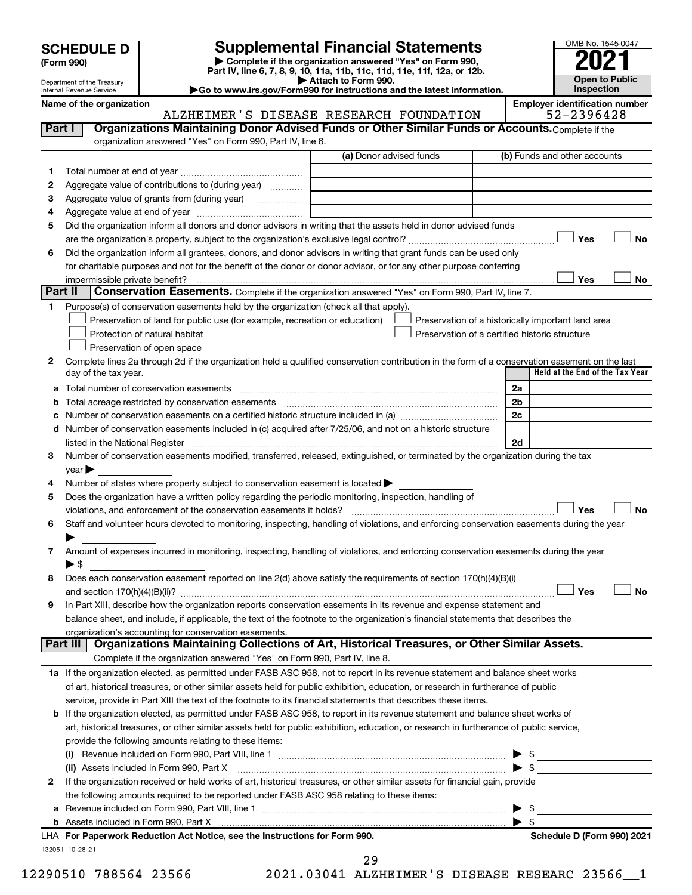# SCHEDULE D (Form 990)

Department of the Treasury
Internal Revenue Service

## Supplemental Financial Statements

▶ Complete if the organization answered "Yes" on Form 990, Part IV, line 6, 7, 8, 9, 10, 11a, 11b, 11c, 11d, 11e, 11f, 12a, or 12b.
▶ Attach to Form 990.
▶Go to www.irs.gov/Form990 for instructions and the latest information.

OMB No. 1545-0047
**2021**
**Open to Public Inspection**

**Name of the organization**
ALZHEIMER'S DISEASE RESEARCH FOUNDATION

**Employer identification number**
52-2396428

## Part I Organizations Maintaining Donor Advised Funds or Other Similar Funds or Accounts.
Complete if the organization answered "Yes" on Form 990, Part IV, line 6.

| | | (a) Donor advised funds | (b) Funds and other accounts |
|---|---|---|---|
| 1 | Total number at end of year | | |
| 2 | Aggregate value of contributions to (during year) | | |
| 3 | Aggregate value of grants from (during year) | | |
| 4 | Aggregate value at end of year | | |

5 Did the organization inform all donors and donor advisors in writing that the assets held in donor advised funds are the organization's property, subject to the organization's exclusive legal control? ☐ Yes ☐ No

6 Did the organization inform all grantees, donors, and donor advisors in writing that grant funds can be used only for charitable purposes and not for the benefit of the donor or donor advisor, or for any other purpose conferring impermissible private benefit? ☐ Yes ☐ No

## Part II Conservation Easements.
Complete if the organization answered "Yes" on Form 990, Part IV, line 7.

1 Purpose(s) of conservation easements held by the organization (check all that apply).
- ☐ Preservation of land for public use (for example, recreation or education)
- ☐ Preservation of a historically important land area
- ☐ Protection of natural habitat
- ☐ Preservation of a certified historic structure
- ☐ Preservation of open space

2 Complete lines 2a through 2d if the organization held a qualified conservation contribution in the form of a conservation easement on the last day of the tax year.

| | | | Held at the End of the Tax Year |
|---|---|---|---|
| a | Total number of conservation easements | 2a | |
| b | Total acreage restricted by conservation easements | 2b | |
| c | Number of conservation easements on a certified historic structure included in (a) | 2c | |
| d | Number of conservation easements included in (c) acquired after 7/25/06, and not on a historic structure listed in the National Register | 2d | |

3 Number of conservation easements modified, transferred, released, extinguished, or terminated by the organization during the tax year ▶

4 Number of states where property subject to conservation easement is located ▶

5 Does the organization have a written policy regarding the periodic monitoring, inspection, handling of violations, and enforcement of the conservation easements it holds? ☐ Yes ☐ No

6 Staff and volunteer hours devoted to monitoring, inspecting, handling of violations, and enforcing conservation easements during the year ▶

7 Amount of expenses incurred in monitoring, inspecting, handling of violations, and enforcing conservation easements during the year ▶ $

8 Does each conservation easement reported on line 2(d) above satisfy the requirements of section 170(h)(4)(B)(i) and section 170(h)(4)(B)(ii)? ☐ Yes ☐ No

9 In Part XIII, describe how the organization reports conservation easements in its revenue and expense statement and balance sheet, and include, if applicable, the text of the footnote to the organization's financial statements that describes the organization's accounting for conservation easements.

## Part III Organizations Maintaining Collections of Art, Historical Treasures, or Other Similar Assets.
Complete if the organization answered "Yes" on Form 990, Part IV, line 8.

1a If the organization elected, as permitted under FASB ASC 958, not to report in its revenue statement and balance sheet works of art, historical treasures, or other similar assets held for public exhibition, education, or research in furtherance of public service, provide in Part XIII the text of the footnote to its financial statements that describes these items.

b If the organization elected, as permitted under FASB ASC 958, to report in its revenue statement and balance sheet works of art, historical treasures, or other similar assets held for public exhibition, education, or research in furtherance of public service, provide the following amounts relating to these items:

(i) Revenue included on Form 990, Part VIII, line 1 ▶ $

(ii) Assets included in Form 990, Part X ▶ $

2 If the organization received or held works of art, historical treasures, or other similar assets for financial gain, provide the following amounts required to be reported under FASB ASC 958 relating to these items:

a Revenue included on Form 990, Part VIII, line 1 ▶ $

b Assets included in Form 990, Part X ▶ $

LHA **For Paperwork Reduction Act Notice, see the Instructions for Form 990.** **Schedule D (Form 990) 2021**

132051 10-28-21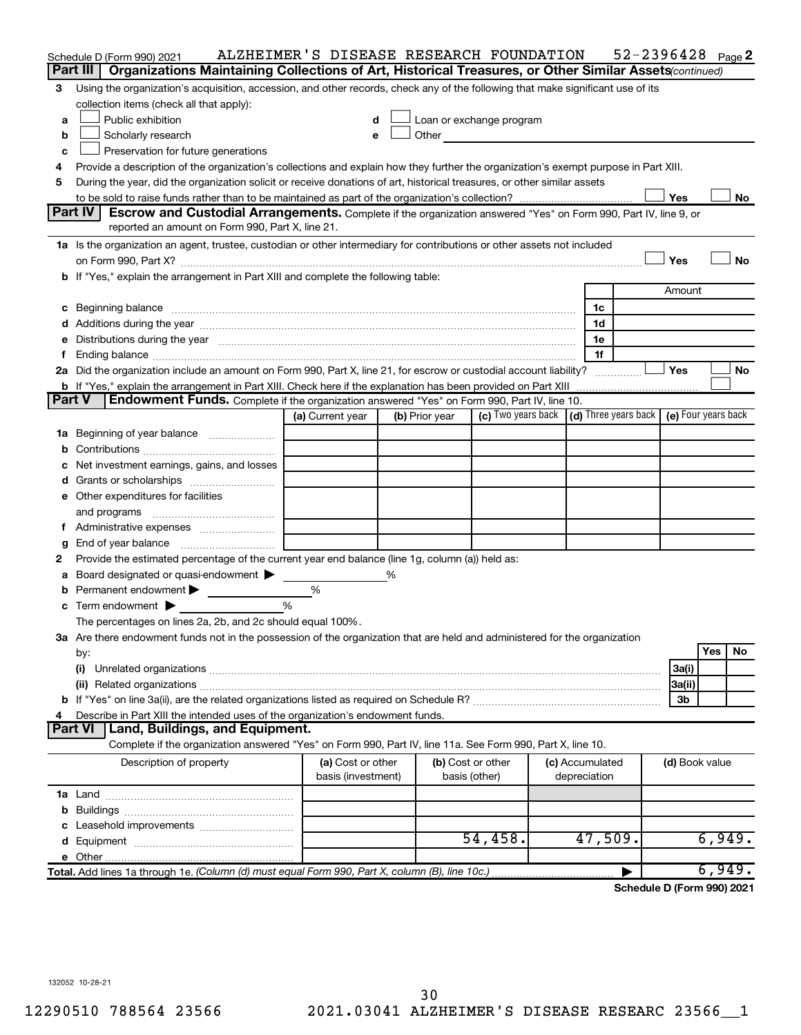Schedule D (Form 990) 2021 ALZHEIMER'S DISEASE RESEARCH FOUNDATION 52-2396428 Page 2

**Part III | Organizations Maintaining Collections of Art, Historical Treasures, or Other Similar Assets** *(continued)*

3 Using the organization's acquisition, accession, and other records, check any of the following that make significant use of its collection items (check all that apply):

- a ☐ Public exhibition
- b ☐ Scholarly research
- c ☐ Preservation for future generations
- d ☐ Loan or exchange program
- e ☐ Other

4 Provide a description of the organization's collections and explain how they further the organization's exempt purpose in Part XIII.

5 During the year, did the organization solicit or receive donations of art, historical treasures, or other similar assets to be sold to raise funds rather than to be maintained as part of the organization's collection? ☐ Yes ☐ No

**Part IV | Escrow and Custodial Arrangements.** Complete if the organization answered "Yes" on Form 990, Part IV, line 9, or reported an amount on Form 990, Part X, line 21.

1a Is the organization an agent, trustee, custodian or other intermediary for contributions or other assets not included on Form 990, Part X? ☐ Yes ☐ No

b If "Yes," explain the arrangement in Part XIII and complete the following table:

| | | Amount |
|---|---|---|
| c Beginning balance | 1c | |
| d Additions during the year | 1d | |
| e Distributions during the year | 1e | |
| f Ending balance | 1f | |

2a Did the organization include an amount on Form 990, Part X, line 21, for escrow or custodial account liability? ☐ Yes ☐ No

b If "Yes," explain the arrangement in Part XIII. Check here if the explanation has been provided on Part XIII ☐

**Part V | Endowment Funds.** Complete if the organization answered "Yes" on Form 990, Part IV, line 10.

| | (a) Current year | (b) Prior year | (c) Two years back | (d) Three years back | (e) Four years back |
|---|---|---|---|---|---|
| 1a Beginning of year balance | | | | | |
| b Contributions | | | | | |
| c Net investment earnings, gains, and losses | | | | | |
| d Grants or scholarships | | | | | |
| e Other expenditures for facilities and programs | | | | | |
| f Administrative expenses | | | | | |
| g End of year balance | | | | | |

2 Provide the estimated percentage of the current year end balance (line 1g, column (a)) held as:

a Board designated or quasi-endowment ▶ %

b Permanent endowment ▶ %

c Term endowment ▶ %

The percentages on lines 2a, 2b, and 2c should equal 100%.

3a Are there endowment funds not in the possession of the organization that are held and administered for the organization by:

| | | Yes | No |
|---|---|---|---|
| (i) Unrelated organizations | 3a(i) | | |
| (ii) Related organizations | 3a(ii) | | |
| b If "Yes" on line 3a(ii), are the related organizations listed as required on Schedule R? | 3b | | |

4 Describe in Part XIII the intended uses of the organization's endowment funds.

**Part VI | Land, Buildings, and Equipment.**

Complete if the organization answered "Yes" on Form 990, Part IV, line 11a. See Form 990, Part X, line 10.

| Description of property | (a) Cost or other basis (investment) | (b) Cost or other basis (other) | (c) Accumulated depreciation | (d) Book value |
|---|---|---|---|---|
| 1a Land | | | | |
| b Buildings | | | | |
| c Leasehold improvements | | | | |
| d Equipment | | 54,458. | 47,509. | 6,949. |
| e Other | | | | |
| **Total.** Add lines 1a through 1e. *(Column (d) must equal Form 990, Part X, column (B), line 10c.)* | | | ▶ | 6,949. |

**Schedule D (Form 990) 2021**

132052 10-28-21

12290510 788564 23566 2021.03041 ALZHEIMER'S DISEASE RESEARC 23566__1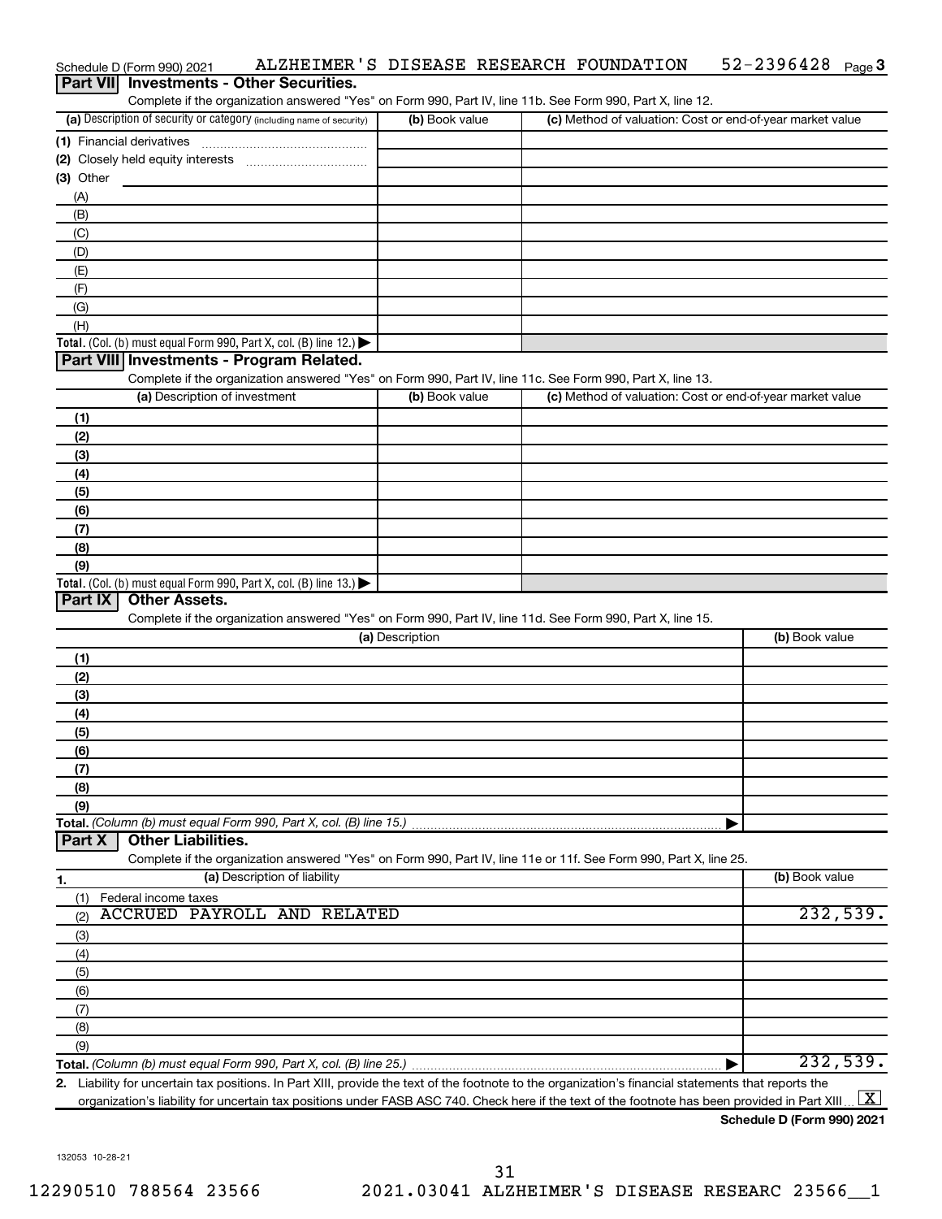Schedule D (Form 990) 2021 ALZHEIMER'S DISEASE RESEARCH FOUNDATION 52-2396428 Page 3

## Part VII Investments - Other Securities.

Complete if the organization answered "Yes" on Form 990, Part IV, line 11b. See Form 990, Part X, line 12.

| (a) Description of security or category (including name of security) | (b) Book value | (c) Method of valuation: Cost or end-of-year market value |
|---|---|---|
| (1) Financial derivatives | | |
| (2) Closely held equity interests | | |
| (3) Other | | |
| (A) | | |
| (B) | | |
| (C) | | |
| (D) | | |
| (E) | | |
| (F) | | |
| (G) | | |
| (H) | | |
| **Total.** (Col. (b) must equal Form 990, Part X, col. (B) line 12.) | | |

## Part VIII Investments - Program Related.

Complete if the organization answered "Yes" on Form 990, Part IV, line 11c. See Form 990, Part X, line 13.

| (a) Description of investment | (b) Book value | (c) Method of valuation: Cost or end-of-year market value |
|---|---|---|
| (1) | | |
| (2) | | |
| (3) | | |
| (4) | | |
| (5) | | |
| (6) | | |
| (7) | | |
| (8) | | |
| (9) | | |
| **Total.** (Col. (b) must equal Form 990, Part X, col. (B) line 13.) | | |

## Part IX Other Assets.

Complete if the organization answered "Yes" on Form 990, Part IV, line 11d. See Form 990, Part X, line 15.

| (a) Description | (b) Book value |
|---|---|
| (1) | |
| (2) | |
| (3) | |
| (4) | |
| (5) | |
| (6) | |
| (7) | |
| (8) | |
| (9) | |
| **Total.** *(Column (b) must equal Form 990, Part X, col. (B) line 15.)* | |

## Part X Other Liabilities.

Complete if the organization answered "Yes" on Form 990, Part IV, line 11e or 11f. See Form 990, Part X, line 25.

| 1. (a) Description of liability | (b) Book value |
|---|---|
| (1) Federal income taxes | |
| (2) ACCRUED PAYROLL AND RELATED | 232,539. |
| (3) | |
| (4) | |
| (5) | |
| (6) | |
| (7) | |
| (8) | |
| (9) | |
| **Total.** *(Column (b) must equal Form 990, Part X, col. (B) line 25.)* | 232,539. |

**2.** Liability for uncertain tax positions. In Part XIII, provide the text of the footnote to the organization's financial statements that reports the organization's liability for uncertain tax positions under FASB ASC 740. Check here if the text of the footnote has been provided in Part XIII [X]

**Schedule D (Form 990) 2021**

132053 10-28-21

12290510 788564 23566 2021.03041 ALZHEIMER'S DISEASE RESEARC 23566__1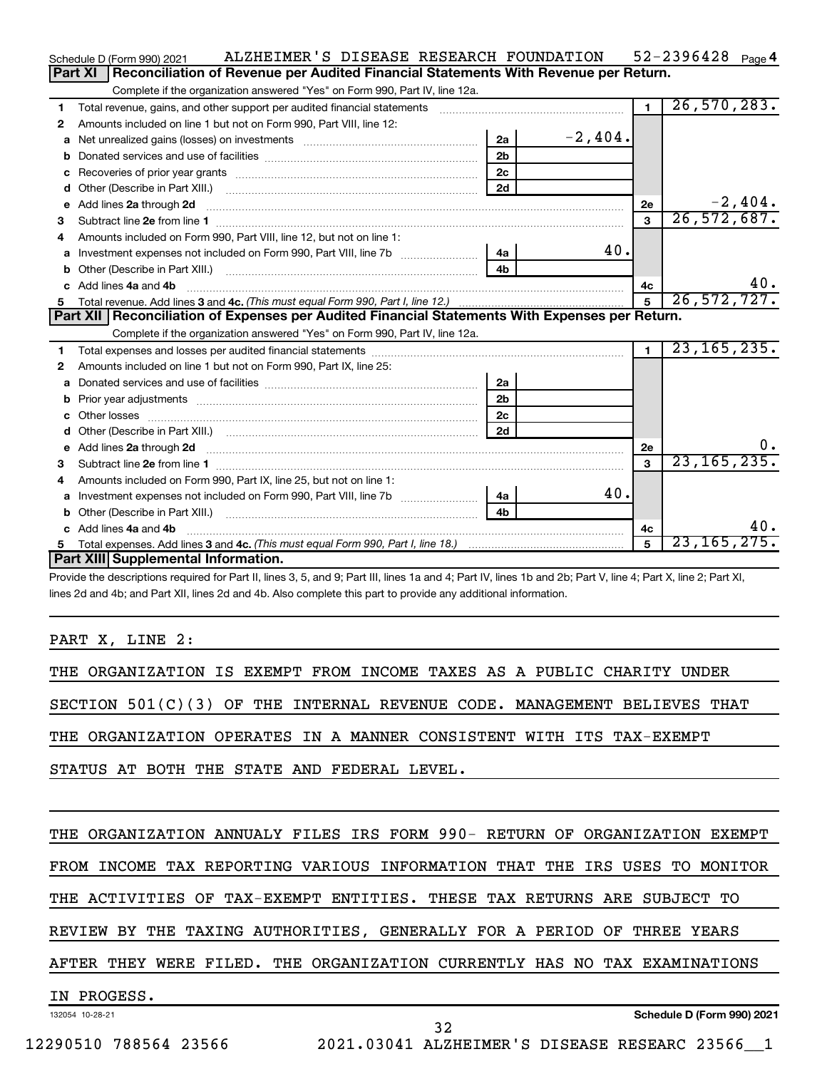Schedule D (Form 990) 2021 ALZHEIMER'S DISEASE RESEARCH FOUNDATION 52-2396428 Page 4

## Part XI Reconciliation of Revenue per Audited Financial Statements With Revenue per Return.

Complete if the organization answered "Yes" on Form 990, Part IV, line 12a.

| | | | | | |
|---|---|---|---|---|---|
| 1 | Total revenue, gains, and other support per audited financial statements | | | 1 | 26,570,283. |
| 2 | Amounts included on line 1 but not on Form 990, Part VIII, line 12: | | | | |
| a | Net unrealized gains (losses) on investments | 2a | -2,404. | | |
| b | Donated services and use of facilities | 2b | | | |
| c | Recoveries of prior year grants | 2c | | | |
| d | Other (Describe in Part XIII.) | 2d | | | |
| e | Add lines 2a through 2d | | | 2e | -2,404. |
| 3 | Subtract line 2e from line 1 | | | 3 | 26,572,687. |
| 4 | Amounts included on Form 990, Part VIII, line 12, but not on line 1: | | | | |
| a | Investment expenses not included on Form 990, Part VIII, line 7b | 4a | 40. | | |
| b | Other (Describe in Part XIII.) | 4b | | | |
| c | Add lines 4a and 4b | | | 4c | 40. |
| 5 | Total revenue. Add lines 3 and 4c. *(This must equal Form 990, Part I, line 12.)* | | | 5 | 26,572,727. |

## Part XII Reconciliation of Expenses per Audited Financial Statements With Expenses per Return.

Complete if the organization answered "Yes" on Form 990, Part IV, line 12a.

| | | | | | |
|---|---|---|---|---|---|
| 1 | Total expenses and losses per audited financial statements | | | 1 | 23,165,235. |
| 2 | Amounts included on line 1 but not on Form 990, Part IX, line 25: | | | | |
| a | Donated services and use of facilities | 2a | | | |
| b | Prior year adjustments | 2b | | | |
| c | Other losses | 2c | | | |
| d | Other (Describe in Part XIII.) | 2d | | | |
| e | Add lines 2a through 2d | | | 2e | 0. |
| 3 | Subtract line 2e from line 1 | | | 3 | 23,165,235. |
| 4 | Amounts included on Form 990, Part IX, line 25, but not on line 1: | | | | |
| a | Investment expenses not included on Form 990, Part VIII, line 7b | 4a | 40. | | |
| b | Other (Describe in Part XIII.) | 4b | | | |
| c | Add lines 4a and 4b | | | 4c | 40. |
| 5 | Total expenses. Add lines 3 and 4c. *(This must equal Form 990, Part I, line 18.)* | | | 5 | 23,165,275. |

## Part XIII Supplemental Information.

Provide the descriptions required for Part II, lines 3, 5, and 9; Part III, lines 1a and 4; Part IV, lines 1b and 2b; Part V, line 4; Part X, line 2; Part XI, lines 2d and 4b; and Part XII, lines 2d and 4b. Also complete this part to provide any additional information.

PART X, LINE 2:

THE ORGANIZATION IS EXEMPT FROM INCOME TAXES AS A PUBLIC CHARITY UNDER SECTION 501(C)(3) OF THE INTERNAL REVENUE CODE. MANAGEMENT BELIEVES THAT THE ORGANIZATION OPERATES IN A MANNER CONSISTENT WITH ITS TAX-EXEMPT STATUS AT BOTH THE STATE AND FEDERAL LEVEL.

THE ORGANIZATION ANNUALY FILES IRS FORM 990- RETURN OF ORGANIZATION EXEMPT FROM INCOME TAX REPORTING VARIOUS INFORMATION THAT THE IRS USES TO MONITOR THE ACTIVITIES OF TAX-EXEMPT ENTITIES. THESE TAX RETURNS ARE SUBJECT TO REVIEW BY THE TAXING AUTHORITIES, GENERALLY FOR A PERIOD OF THREE YEARS AFTER THEY WERE FILED. THE ORGANIZATION CURRENTLY HAS NO TAX EXAMINATIONS IN PROGESS.

132054 10-28-21 Schedule D (Form 990) 2021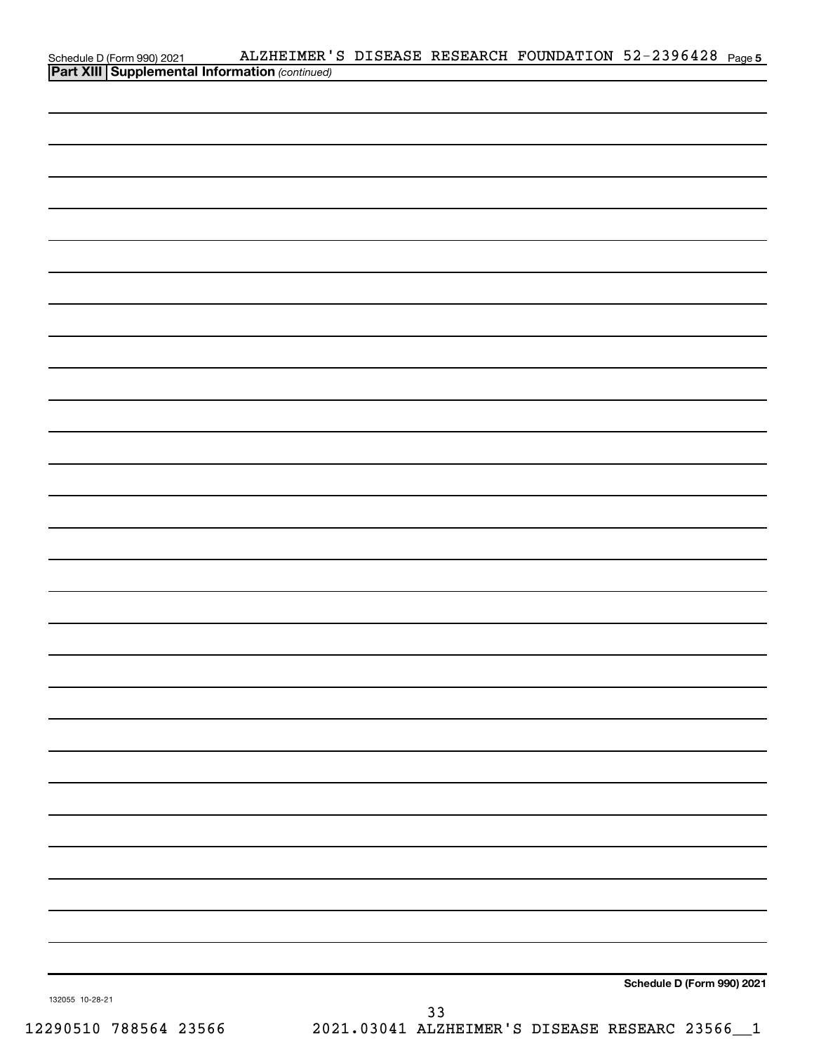**Part XIII Supplemental Information** *(continued)*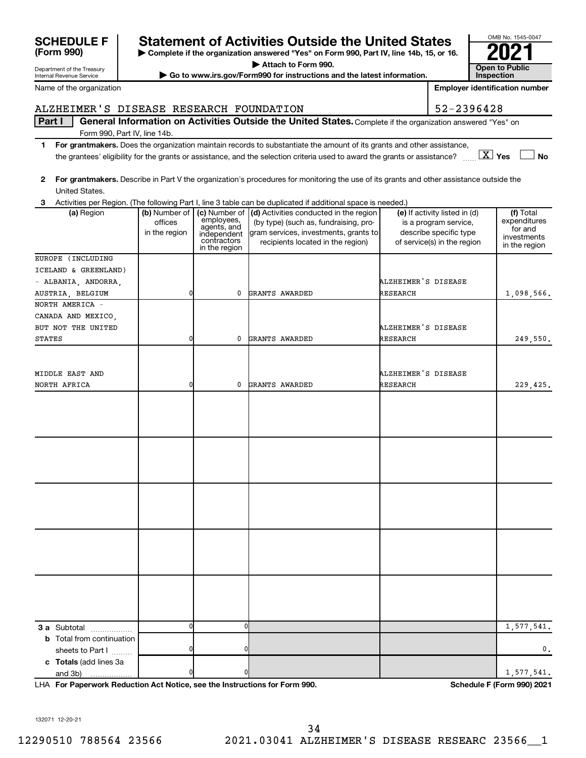**SCHEDULE F (Form 990)**

Department of the Treasury
Internal Revenue Service

# Statement of Activities Outside the United States

▶ Complete if the organization answered "Yes" on Form 990, Part IV, line 14b, 15, or 16.
▶ Attach to Form 990.
▶ Go to www.irs.gov/Form990 for instructions and the latest information.

OMB No. 1545-0047

**2021**

**Open to Public Inspection**

Name of the organization: ALZHEIMER'S DISEASE RESEARCH FOUNDATION

Employer identification number: 52-2396428

**Part I — General Information on Activities Outside the United States.** Complete if the organization answered "Yes" on Form 990, Part IV, line 14b.

1. **For grantmakers.** Does the organization maintain records to substantiate the amount of its grants and other assistance, the grantees' eligibility for the grants or assistance, and the selection criteria used to award the grants or assistance? [X] Yes [ ] No

2. **For grantmakers.** Describe in Part V the organization's procedures for monitoring the use of its grants and other assistance outside the United States.

3. Activities per Region. (The following Part I, line 3 table can be duplicated if additional space is needed.)

| (a) Region | (b) Number of offices in the region | (c) Number of employees, agents, and independent contractors in the region | (d) Activities conducted in the region (by type) (such as, fundraising, program services, investments, grants to recipients located in the region) | (e) If activity listed in (d) is a program service, describe specific type of service(s) in the region | (f) Total expenditures for and investments in the region |
|---|---|---|---|---|---|
| EUROPE (INCLUDING ICELAND & GREENLAND) - ALBANIA, ANDORRA, AUSTRIA, BELGIUM | 0 | 0 | GRANTS AWARDED | ALZHEIMER'S DISEASE RESEARCH | 1,098,566. |
| NORTH AMERICA - CANADA AND MEXICO, BUT NOT THE UNITED STATES | 0 | 0 | GRANTS AWARDED | ALZHEIMER'S DISEASE RESEARCH | 249,550. |
| MIDDLE EAST AND NORTH AFRICA | 0 | 0 | GRANTS AWARDED | ALZHEIMER'S DISEASE RESEARCH | 229,425. |
| **3 a** Subtotal | 0 | 0 | | | 1,577,541. |
| **b** Total from continuation sheets to Part I | 0 | 0 | | | 0. |
| **c Totals** (add lines 3a and 3b) | 0 | 0 | | | 1,577,541. |

LHA **For Paperwork Reduction Act Notice, see the Instructions for Form 990.** **Schedule F (Form 990) 2021**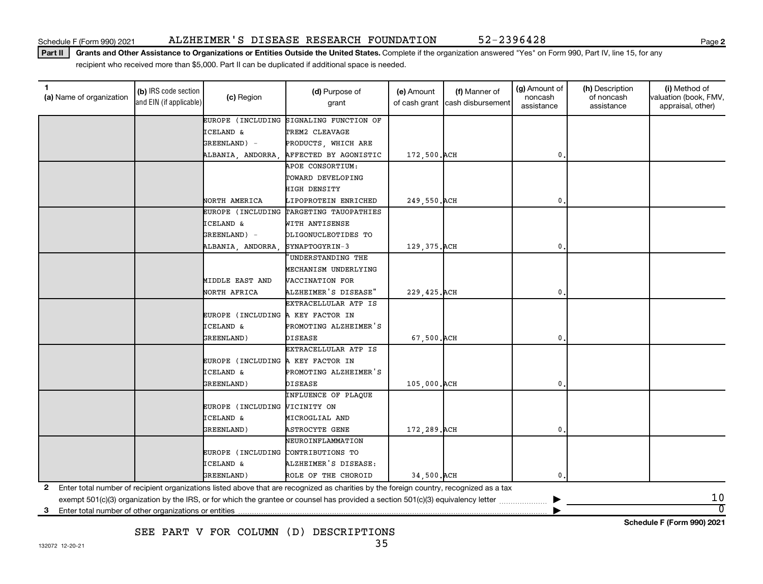Schedule F (Form 990) 2021 ALZHEIMER'S DISEASE RESEARCH FOUNDATION 52-2396428

**Part II** **Grants and Other Assistance to Organizations or Entities Outside the United States.** Complete if the organization answered "Yes" on Form 990, Part IV, line 15, for any recipient who received more than $5,000. Part II can be duplicated if additional space is needed.

| 1 (a) Name of organization | (b) IRS code section and EIN (if applicable) | (c) Region | (d) Purpose of grant | (e) Amount of cash grant | (f) Manner of cash disbursement | (g) Amount of noncash assistance | (h) Description of noncash assistance | (i) Method of valuation (book, FMV, appraisal, other) |
|---|---|---|---|---|---|---|---|---|
| | | EUROPE (INCLUDING ICELAND & GREENLAND) - ALBANIA, ANDORRA, | SIGNALING FUNCTION OF TREM2 CLEAVAGE PRODUCTS, WHICH ARE AFFECTED BY AGONISTIC | 172,500. | ACH | 0. | | |
| | | NORTH AMERICA | APOE CONSORTIUM: TOWARD DEVELOPING HIGH DENSITY LIPOPROTEIN ENRICHED | 249,550. | ACH | 0. | | |
| | | EUROPE (INCLUDING ICELAND & GREENLAND) - ALBANIA, ANDORRA, | TARGETING TAUOPATHIES WITH ANTISENSE OLIGONUCLEOTIDES TO SYNAPTOGYRIN-3 | 129,375. | ACH | 0. | | |
| | | MIDDLE EAST AND NORTH AFRICA | "UNDERSTANDING THE MECHANISM UNDERLYING VACCINATION FOR ALZHEIMER'S DISEASE" | 229,425. | ACH | 0. | | |
| | | EUROPE (INCLUDING ICELAND & GREENLAND) | EXTRACELLULAR ATP IS A KEY FACTOR IN PROMOTING ALZHEIMER'S DISEASE | 67,500. | ACH | 0. | | |
| | | EUROPE (INCLUDING ICELAND & GREENLAND) | EXTRACELLULAR ATP IS A KEY FACTOR IN PROMOTING ALZHEIMER'S DISEASE | 105,000. | ACH | 0. | | |
| | | EUROPE (INCLUDING ICELAND & GREENLAND) | INFLUENCE OF PLAQUE VICINITY ON MICROGLIAL AND ASTROCYTE GENE | 172,289. | ACH | 0. | | |
| | | EUROPE (INCLUDING ICELAND & GREENLAND) | NEUROINFLAMMATION CONTRIBUTIONS TO ALZHEIMER'S DISEASE: ROLE OF THE CHOROID | 34,500. | ACH | 0. | | |

**2** Enter total number of recipient organizations listed above that are recognized as charities by the foreign country, recognized as a tax exempt 501(c)(3) organization by the IRS, or for which the grantee or counsel has provided a section 501(c)(3) equivalency letter ▶ 10

**3** Enter total number of other organizations or entities ▶ 0

SEE PART V FOR COLUMN (D) DESCRIPTIONS

Schedule F (Form 990) 2021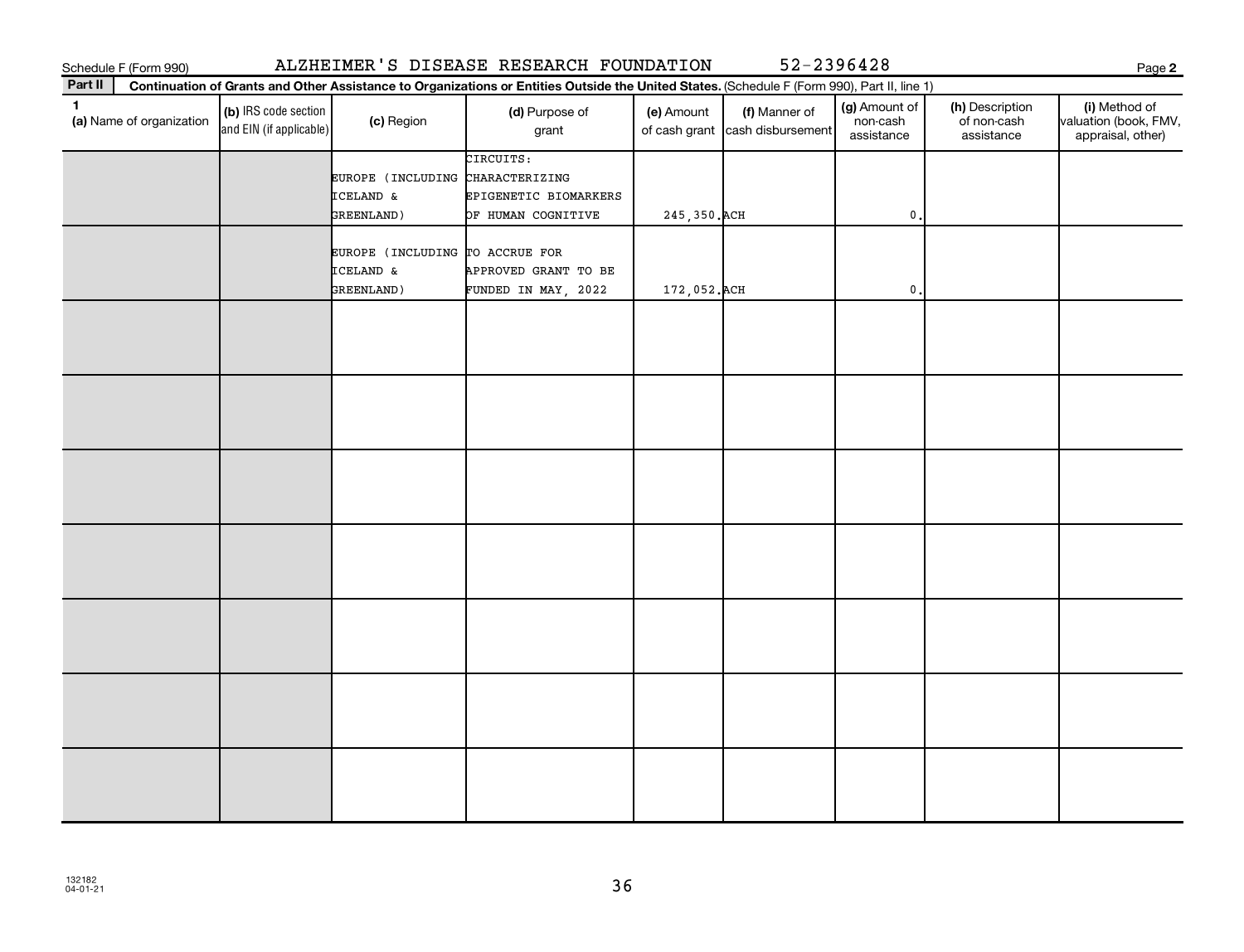Schedule F (Form 990) ALZHEIMER'S DISEASE RESEARCH FOUNDATION 52-2396428

**Part II** Continuation of Grants and Other Assistance to Organizations or Entities Outside the United States. (Schedule F (Form 990), Part II, line 1)

| 1 (a) Name of organization | (b) IRS code section and EIN (if applicable) | (c) Region | (d) Purpose of grant | (e) Amount of cash grant | (f) Manner of cash disbursement | (g) Amount of non-cash assistance | (h) Description of non-cash assistance | (i) Method of valuation (book, FMV, appraisal, other) |
|---|---|---|---|---|---|---|---|---|
| | | EUROPE (INCLUDING ICELAND & GREENLAND) | CIRCUITS: CHARACTERIZING EPIGENETIC BIOMARKERS OF HUMAN COGNITIVE | 245,350. | ACH | 0. | | |
| | | EUROPE (INCLUDING ICELAND & GREENLAND) | TO ACCRUE FOR APPROVED GRANT TO BE FUNDED IN MAY, 2022 | 172,052. | ACH | 0. | | |
| | | | | | | | | |
| | | | | | | | | |
| | | | | | | | | |
| | | | | | | | | |
| | | | | | | | | |
| | | | | | | | | |
| | | | | | | | | |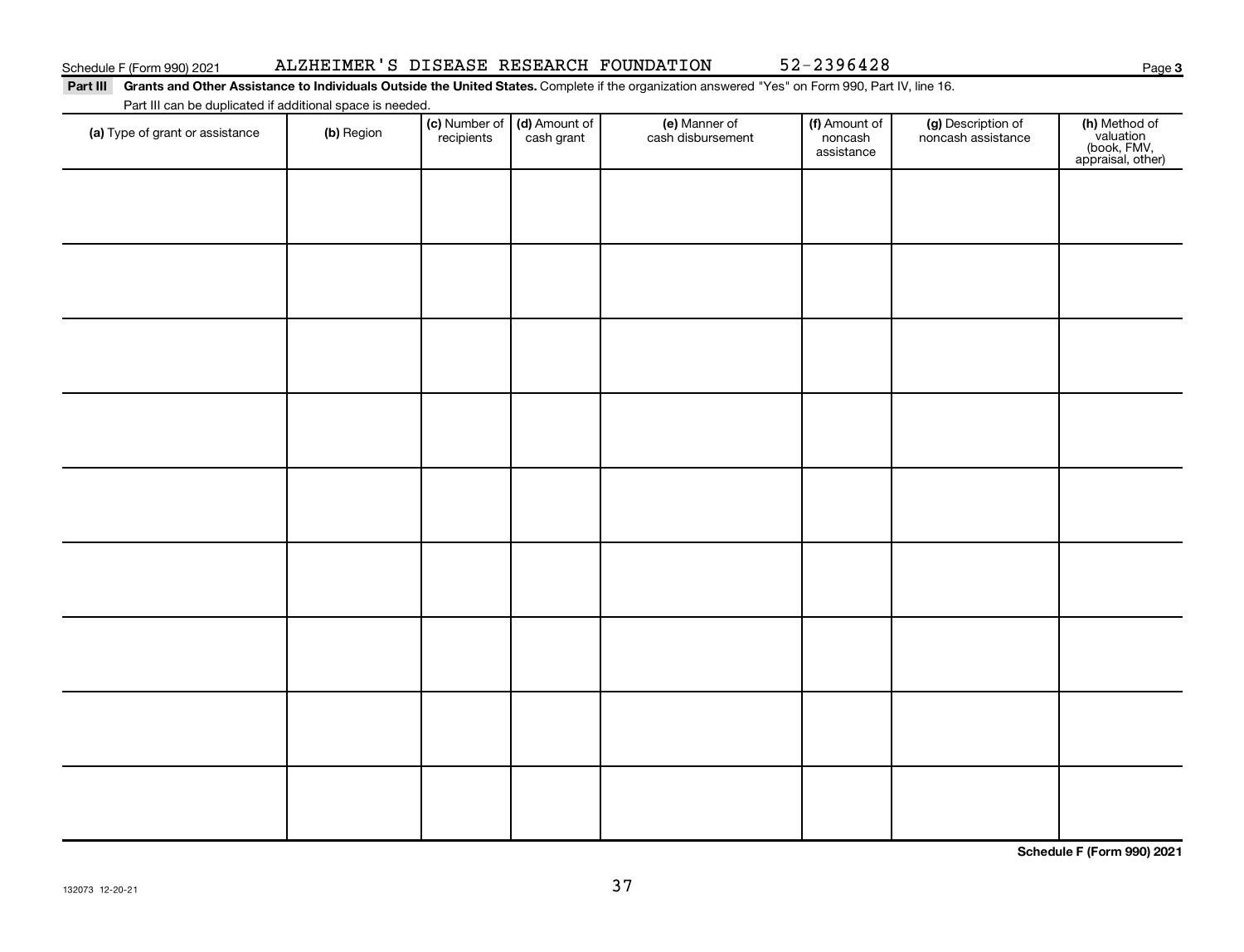Schedule F (Form 990) 2021 ALZHEIMER'S DISEASE RESEARCH FOUNDATION 52-2396428

**Part III** **Grants and Other Assistance to Individuals Outside the United States.** Complete if the organization answered "Yes" on Form 990, Part IV, line 16.

Part III can be duplicated if additional space is needed.

| (a) Type of grant or assistance | (b) Region | (c) Number of recipients | (d) Amount of cash grant | (e) Manner of cash disbursement | (f) Amount of noncash assistance | (g) Description of noncash assistance | (h) Method of valuation (book, FMV, appraisal, other) |
|---|---|---|---|---|---|---|---|
| | | | | | | | |
| | | | | | | | |
| | | | | | | | |
| | | | | | | | |
| | | | | | | | |
| | | | | | | | |
| | | | | | | | |
| | | | | | | | |
| | | | | | | | |

**Schedule F (Form 990) 2021**

132073 12-20-21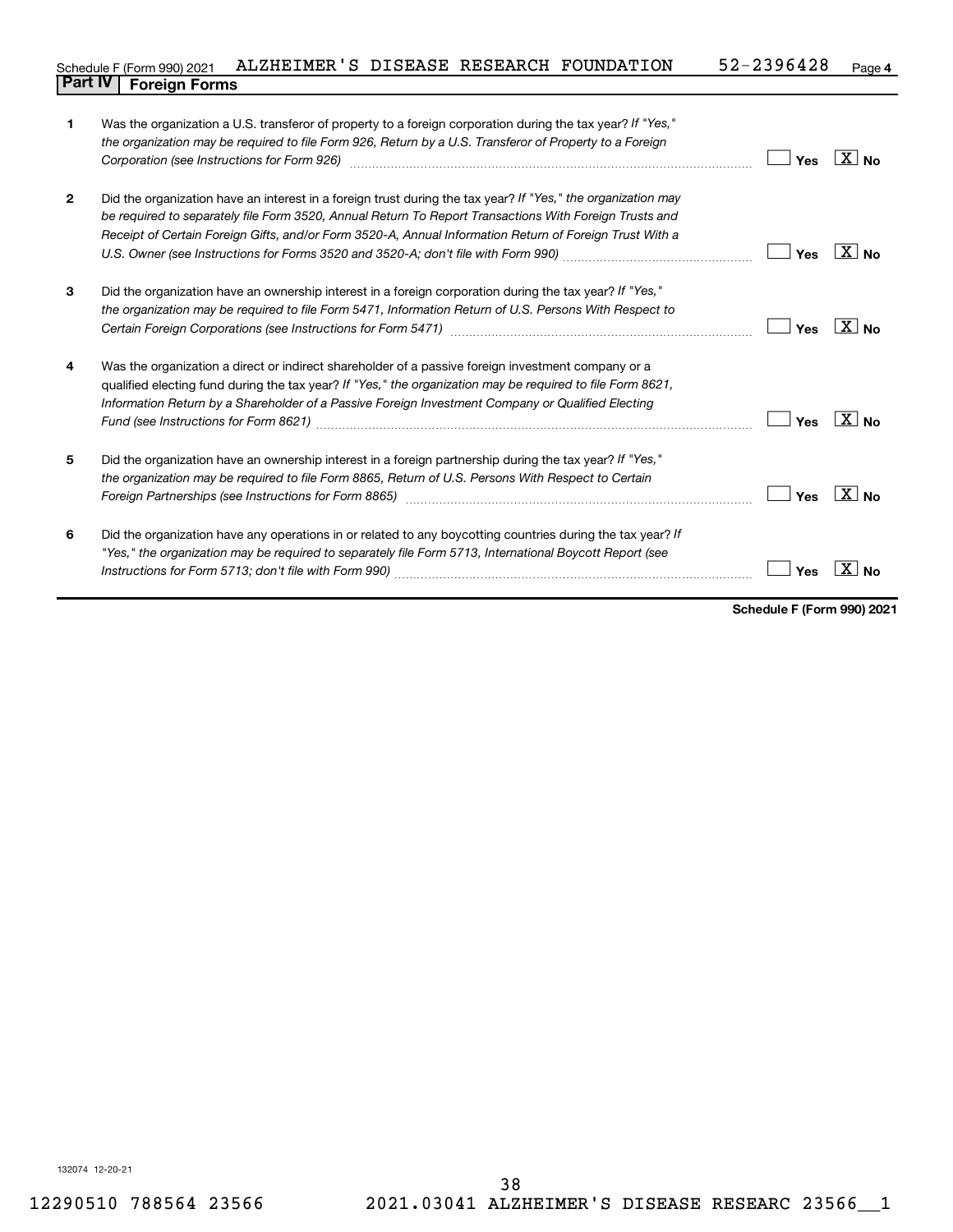Schedule F (Form 990) 2021 ALZHEIMER'S DISEASE RESEARCH FOUNDATION 52-2396428

## Part IV Foreign Forms

| | | Yes | No |
|---|---|---|---|
| 1 | Was the organization a U.S. transferor of property to a foreign corporation during the tax year? *If "Yes," the organization may be required to file Form 926, Return by a U.S. Transferor of Property to a Foreign Corporation (see Instructions for Form 926)* | | X |
| 2 | Did the organization have an interest in a foreign trust during the tax year? *If "Yes," the organization may be required to separately file Form 3520, Annual Return To Report Transactions With Foreign Trusts and Receipt of Certain Foreign Gifts, and/or Form 3520-A, Annual Information Return of Foreign Trust With a U.S. Owner (see Instructions for Forms 3520 and 3520-A; don't file with Form 990)* | | X |
| 3 | Did the organization have an ownership interest in a foreign corporation during the tax year? *If "Yes," the organization may be required to file Form 5471, Information Return of U.S. Persons With Respect to Certain Foreign Corporations (see Instructions for Form 5471)* | | X |
| 4 | Was the organization a direct or indirect shareholder of a passive foreign investment company or a qualified electing fund during the tax year? *If "Yes," the organization may be required to file Form 8621, Information Return by a Shareholder of a Passive Foreign Investment Company or Qualified Electing Fund (see Instructions for Form 8621)* | | X |
| 5 | Did the organization have an ownership interest in a foreign partnership during the tax year? *If "Yes," the organization may be required to file Form 8865, Return of U.S. Persons With Respect to Certain Foreign Partnerships (see Instructions for Form 8865)* | | X |
| 6 | Did the organization have any operations in or related to any boycotting countries during the tax year? *If "Yes," the organization may be required to separately file Form 5713, International Boycott Report (see Instructions for Form 5713; don't file with Form 990)* | | X |

**Schedule F (Form 990) 2021**

132074 12-20-21

12290510 788564 23566 2021.03041 ALZHEIMER'S DISEASE RESEARC 23566__1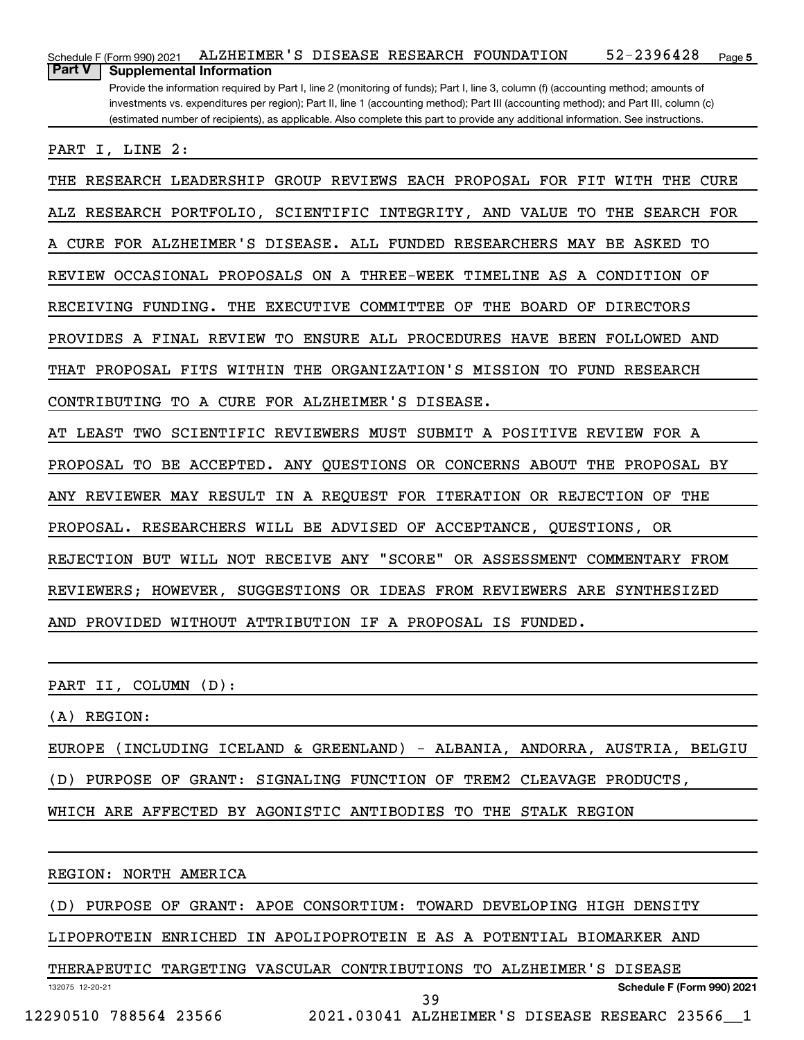## Part V Supplemental Information

Provide the information required by Part I, line 2 (monitoring of funds); Part I, line 3, column (f) (accounting method; amounts of investments vs. expenditures per region); Part II, line 1 (accounting method); Part III (accounting method); and Part III, column (c) (estimated number of recipients), as applicable. Also complete this part to provide any additional information. See instructions.

PART I, LINE 2:

THE RESEARCH LEADERSHIP GROUP REVIEWS EACH PROPOSAL FOR FIT WITH THE CURE ALZ RESEARCH PORTFOLIO, SCIENTIFIC INTEGRITY, AND VALUE TO THE SEARCH FOR A CURE FOR ALZHEIMER'S DISEASE. ALL FUNDED RESEARCHERS MAY BE ASKED TO REVIEW OCCASIONAL PROPOSALS ON A THREE-WEEK TIMELINE AS A CONDITION OF RECEIVING FUNDING. THE EXECUTIVE COMMITTEE OF THE BOARD OF DIRECTORS PROVIDES A FINAL REVIEW TO ENSURE ALL PROCEDURES HAVE BEEN FOLLOWED AND THAT PROPOSAL FITS WITHIN THE ORGANIZATION'S MISSION TO FUND RESEARCH CONTRIBUTING TO A CURE FOR ALZHEIMER'S DISEASE.

AT LEAST TWO SCIENTIFIC REVIEWERS MUST SUBMIT A POSITIVE REVIEW FOR A PROPOSAL TO BE ACCEPTED. ANY QUESTIONS OR CONCERNS ABOUT THE PROPOSAL BY ANY REVIEWER MAY RESULT IN A REQUEST FOR ITERATION OR REJECTION OF THE PROPOSAL. RESEARCHERS WILL BE ADVISED OF ACCEPTANCE, QUESTIONS, OR REJECTION BUT WILL NOT RECEIVE ANY "SCORE" OR ASSESSMENT COMMENTARY FROM REVIEWERS; HOWEVER, SUGGESTIONS OR IDEAS FROM REVIEWERS ARE SYNTHESIZED AND PROVIDED WITHOUT ATTRIBUTION IF A PROPOSAL IS FUNDED.

PART II, COLUMN (D):

(A) REGION:

EUROPE (INCLUDING ICELAND & GREENLAND) - ALBANIA, ANDORRA, AUSTRIA, BELGIU

(D) PURPOSE OF GRANT: SIGNALING FUNCTION OF TREM2 CLEAVAGE PRODUCTS, WHICH ARE AFFECTED BY AGONISTIC ANTIBODIES TO THE STALK REGION

REGION: NORTH AMERICA

(D) PURPOSE OF GRANT: APOE CONSORTIUM: TOWARD DEVELOPING HIGH DENSITY LIPOPROTEIN ENRICHED IN APOLIPOPROTEIN E AS A POTENTIAL BIOMARKER AND THERAPEUTIC TARGETING VASCULAR CONTRIBUTIONS TO ALZHEIMER'S DISEASE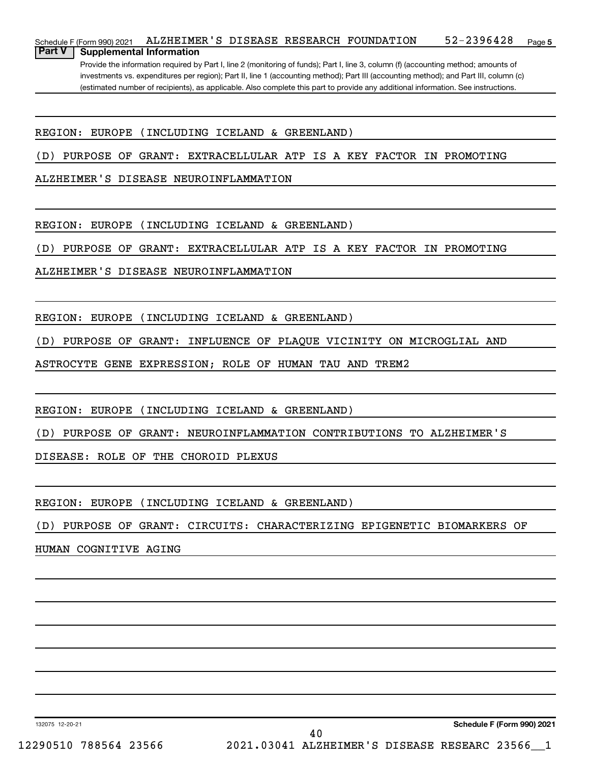## Part V Supplemental Information

Provide the information required by Part I, line 2 (monitoring of funds); Part I, line 3, column (f) (accounting method; amounts of investments vs. expenditures per region); Part II, line 1 (accounting method); Part III (accounting method); and Part III, column (c) (estimated number of recipients), as applicable. Also complete this part to provide any additional information. See instructions.

REGION: EUROPE (INCLUDING ICELAND & GREENLAND)

(D) PURPOSE OF GRANT: EXTRACELLULAR ATP IS A KEY FACTOR IN PROMOTING ALZHEIMER'S DISEASE NEUROINFLAMMATION

REGION: EUROPE (INCLUDING ICELAND & GREENLAND)

(D) PURPOSE OF GRANT: EXTRACELLULAR ATP IS A KEY FACTOR IN PROMOTING ALZHEIMER'S DISEASE NEUROINFLAMMATION

REGION: EUROPE (INCLUDING ICELAND & GREENLAND)

(D) PURPOSE OF GRANT: INFLUENCE OF PLAQUE VICINITY ON MICROGLIAL AND ASTROCYTE GENE EXPRESSION; ROLE OF HUMAN TAU AND TREM2

REGION: EUROPE (INCLUDING ICELAND & GREENLAND)

(D) PURPOSE OF GRANT: NEUROINFLAMMATION CONTRIBUTIONS TO ALZHEIMER'S DISEASE: ROLE OF THE CHOROID PLEXUS

REGION: EUROPE (INCLUDING ICELAND & GREENLAND)

(D) PURPOSE OF GRANT: CIRCUITS: CHARACTERIZING EPIGENETIC BIOMARKERS OF HUMAN COGNITIVE AGING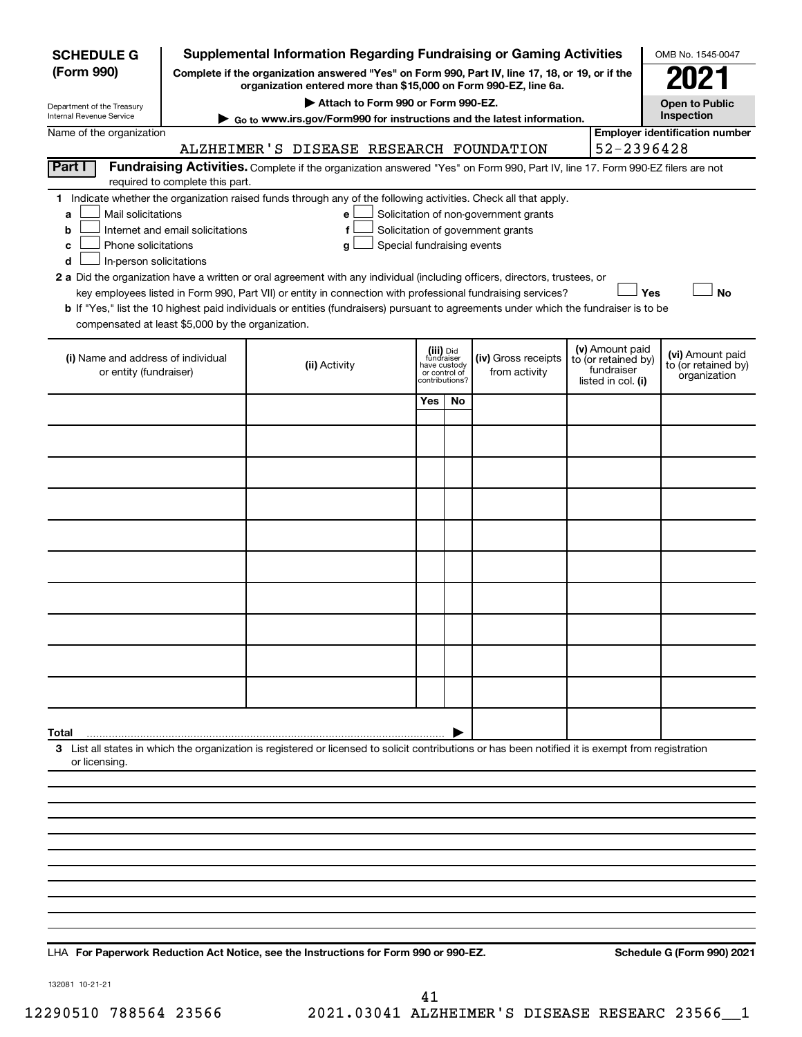**SCHEDULE G (Form 990)**

Department of the Treasury
Internal Revenue Service

# Supplemental Information Regarding Fundraising or Gaming Activities

**Complete if the organization answered "Yes" on Form 990, Part IV, line 17, 18, or 19, or if the organization entered more than $15,000 on Form 990-EZ, line 6a.**

**▶ Attach to Form 990 or Form 990-EZ.**

**▶ Go to www.irs.gov/Form990 for instructions and the latest information.**

OMB No. 1545-0047

**2021**

**Open to Public Inspection**

Name of the organization: ALZHEIMER'S DISEASE RESEARCH FOUNDATION

**Employer identification number:** 52-2396428

**Part I** **Fundraising Activities.** Complete if the organization answered "Yes" on Form 990, Part IV, line 17. Form 990-EZ filers are not required to complete this part.

**1** Indicate whether the organization raised funds through any of the following activities. Check all that apply.

- **a** ☐ Mail solicitations
- **b** ☐ Internet and email solicitations
- **c** ☐ Phone solicitations
- **d** ☐ In-person solicitations
- **e** ☐ Solicitation of non-government grants
- **f** ☐ Solicitation of government grants
- **g** ☐ Special fundraising events

**2 a** Did the organization have a written or oral agreement with any individual (including officers, directors, trustees, or key employees listed in Form 990, Part VII) or entity in connection with professional fundraising services? ☐ **Yes** ☐ **No**

**b** If "Yes," list the 10 highest paid individuals or entities (fundraisers) pursuant to agreements under which the fundraiser is to be compensated at least $5,000 by the organization.

| (i) Name and address of individual or entity (fundraiser) | (ii) Activity | (iii) Did fundraiser have custody or control of contributions? Yes | No | (iv) Gross receipts from activity | (v) Amount paid to (or retained by) fundraiser listed in col. (i) | (vi) Amount paid to (or retained by) organization |
|---|---|---|---|---|---|---|
| | | | | | | |
| | | | | | | |
| | | | | | | |
| | | | | | | |
| | | | | | | |
| | | | | | | |
| | | | | | | |
| | | | | | | |
| | | | | | | |
| | | | | | | |
| **Total** ▶ | | | | | | |

**3** List all states in which the organization is registered or licensed to solicit contributions or has been notified it is exempt from registration or licensing.

LHA **For Paperwork Reduction Act Notice, see the Instructions for Form 990 or 990-EZ.** **Schedule G (Form 990) 2021**

132081 10-21-21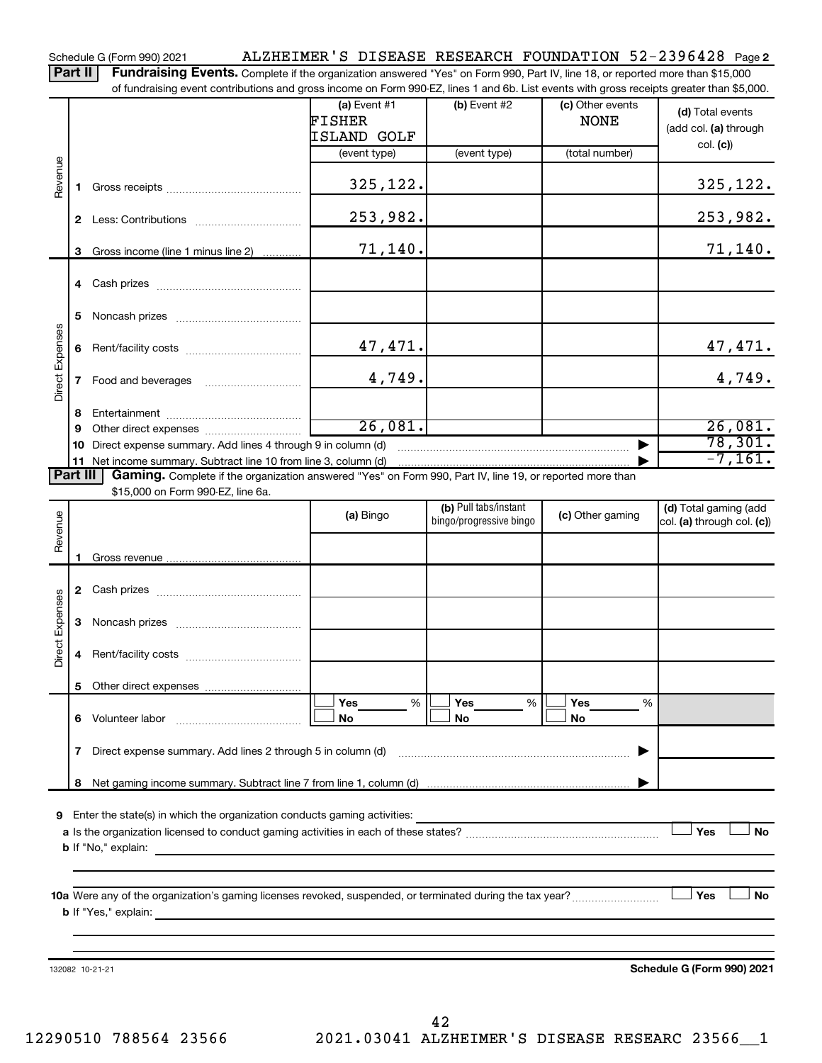Schedule G (Form 990) 2021 ALZHEIMER'S DISEASE RESEARCH FOUNDATION 52-2396428 Page 2

**Part II Fundraising Events.** Complete if the organization answered "Yes" on Form 990, Part IV, line 18, or reported more than $15,000 of fundraising event contributions and gross income on Form 990-EZ, lines 1 and 6b. List events with gross receipts greater than $5,000.

| | | (a) Event #1 FISHER ISLAND GOLF (event type) | (b) Event #2 (event type) | (c) Other events NONE (total number) | (d) Total events (add col. (a) through col. (c)) |
|---|---|---|---|---|---|
| Revenue | 1 Gross receipts | 325,122. | | | 325,122. |
| | 2 Less: Contributions | 253,982. | | | 253,982. |
| | 3 Gross income (line 1 minus line 2) | 71,140. | | | 71,140. |
| Direct Expenses | 4 Cash prizes | | | | |
| | 5 Noncash prizes | | | | |
| | 6 Rent/facility costs | 47,471. | | | 47,471. |
| | 7 Food and beverages | 4,749. | | | 4,749. |
| | 8 Entertainment | | | | |
| | 9 Other direct expenses | 26,081. | | | 26,081. |
| | 10 Direct expense summary. Add lines 4 through 9 in column (d) | | | | 78,301. |
| | 11 Net income summary. Subtract line 10 from line 3, column (d) | | | | -7,161. |

**Part III Gaming.** Complete if the organization answered "Yes" on Form 990, Part IV, line 19, or reported more than $15,000 on Form 990-EZ, line 6a.

| | | (a) Bingo | (b) Pull tabs/instant bingo/progressive bingo | (c) Other gaming | (d) Total gaming (add col. (a) through col. (c)) |
|---|---|---|---|---|---|
| Revenue | 1 Gross revenue | | | | |
| Direct Expenses | 2 Cash prizes | | | | |
| | 3 Noncash prizes | | | | |
| | 4 Rent/facility costs | | | | |
| | 5 Other direct expenses | | | | |
| | 6 Volunteer labor | Yes ___ % No | Yes ___ % No | Yes ___ % No | |
| | 7 Direct expense summary. Add lines 2 through 5 in column (d) | | | | |
| | 8 Net gaming income summary. Subtract line 7 from line 1, column (d) | | | | |

9 Enter the state(s) in which the organization conducts gaming activities:

a Is the organization licensed to conduct gaming activities in each of these states? Yes No

b If "No," explain:

10a Were any of the organization's gaming licenses revoked, suspended, or terminated during the tax year? Yes No

b If "Yes," explain:

132082 10-21-21 Schedule G (Form 990) 2021

12290510 788564 23566 2021.03041 ALZHEIMER'S DISEASE RESEARC 23566__1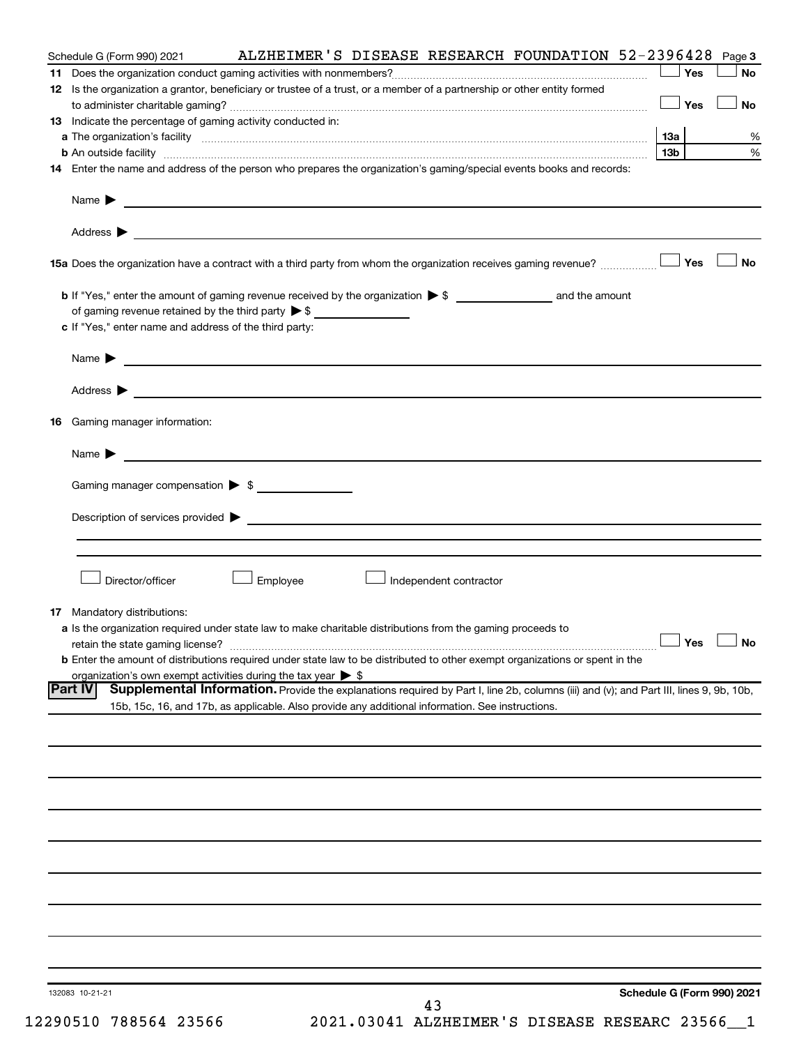Schedule G (Form 990) 2021 ALZHEIMER'S DISEASE RESEARCH FOUNDATION 52-2396428 Page 3

**11** Does the organization conduct gaming activities with nonmembers? ☐ Yes ☐ No

**12** Is the organization a grantor, beneficiary or trustee of a trust, or a member of a partnership or other entity formed to administer charitable gaming? ☐ Yes ☐ No

**13** Indicate the percentage of gaming activity conducted in:

**a** The organization's facility **13a** %

**b** An outside facility **13b** %

**14** Enter the name and address of the person who prepares the organization's gaming/special events books and records:

Name ▶

Address ▶

**15a** Does the organization have a contract with a third party from whom the organization receives gaming revenue? ☐ Yes ☐ No

**b** If "Yes," enter the amount of gaming revenue received by the organization ▶ $ __________ and the amount of gaming revenue retained by the third party ▶ $ __________

**c** If "Yes," enter name and address of the third party:

Name ▶

Address ▶

**16** Gaming manager information:

Name ▶

Gaming manager compensation ▶ $

Description of services provided ▶

☐ Director/officer ☐ Employee ☐ Independent contractor

**17** Mandatory distributions:

**a** Is the organization required under state law to make charitable distributions from the gaming proceeds to retain the state gaming license? ☐ Yes ☐ No

**b** Enter the amount of distributions required under state law to be distributed to other exempt organizations or spent in the organization's own exempt activities during the tax year ▶ $

**Part IV** **Supplemental Information.** Provide the explanations required by Part I, line 2b, columns (iii) and (v); and Part III, lines 9, 9b, 10b, 15b, 15c, 16, and 17b, as applicable. Also provide any additional information. See instructions.

132083 10-21-21 **Schedule G (Form 990) 2021**

12290510 788564 23566 2021.03041 ALZHEIMER'S DISEASE RESEARC 23566__1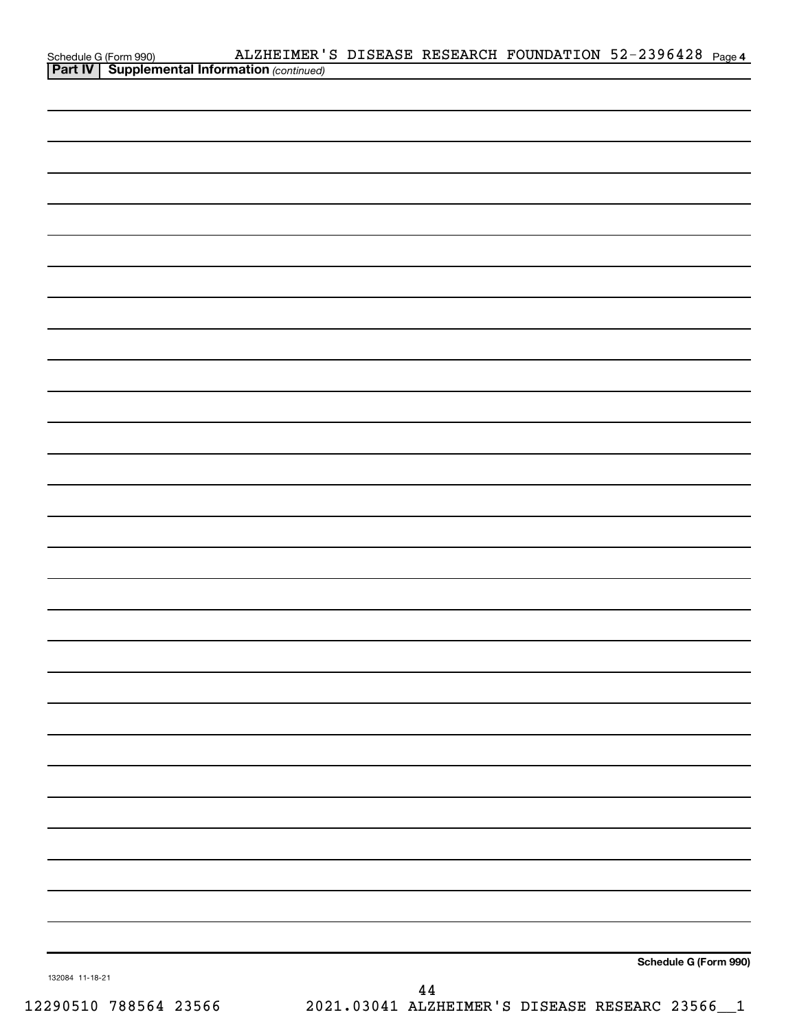Schedule G (Form 990) ALZHEIMER'S DISEASE RESEARCH FOUNDATION 52-2396428 Page 4

**Part IV | Supplemental Information** *(continued)*

**Schedule G (Form 990)**

132084 11-18-21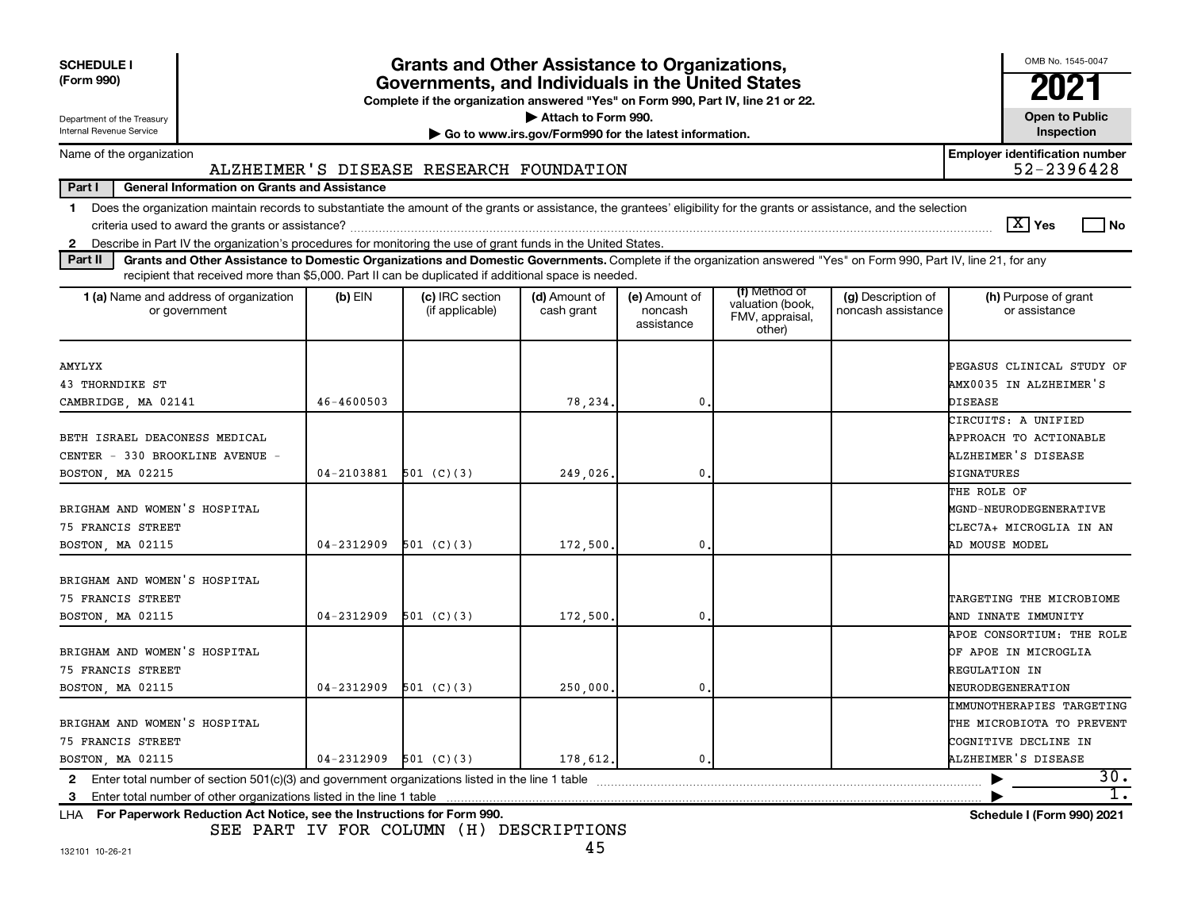**SCHEDULE I (Form 990)**

Department of the Treasury
Internal Revenue Service

# Grants and Other Assistance to Organizations, Governments, and Individuals in the United States

**Complete if the organization answered "Yes" on Form 990, Part IV, line 21 or 22.**

▶ Attach to Form 990.

▶ Go to www.irs.gov/Form990 for the latest information.

OMB No. 1545-0047

**2021**

**Open to Public Inspection**

Name of the organization: ALZHEIMER'S DISEASE RESEARCH FOUNDATION

Employer identification number: 52-2396428

**Part I — General Information on Grants and Assistance**

1 Does the organization maintain records to substantiate the amount of the grants or assistance, the grantees' eligibility for the grants or assistance, and the selection criteria used to award the grants or assistance? [X] Yes [ ] No

2 Describe in Part IV the organization's procedures for monitoring the use of grant funds in the United States.

**Part II — Grants and Other Assistance to Domestic Organizations and Domestic Governments.** Complete if the organization answered "Yes" on Form 990, Part IV, line 21, for any recipient that received more than $5,000. Part II can be duplicated if additional space is needed.

| 1 (a) Name and address of organization or government | (b) EIN | (c) IRC section (if applicable) | (d) Amount of cash grant | (e) Amount of noncash assistance | (f) Method of valuation (book, FMV, appraisal, other) | (g) Description of noncash assistance | (h) Purpose of grant or assistance |
|---|---|---|---|---|---|---|---|
| AMYLYX<br>43 THORNDIKE ST<br>CAMBRIDGE, MA 02141 | 46-4600503 | | 78,234. | 0. | | | PEGASUS CLINICAL STUDY OF AMX0035 IN ALZHEIMER'S DISEASE |
| BETH ISRAEL DEACONESS MEDICAL CENTER - 330 BROOKLINE AVENUE -<br>BOSTON, MA 02215 | 04-2103881 | 501 (C)(3) | 249,026. | 0. | | | CIRCUITS: A UNIFIED APPROACH TO ACTIONABLE ALZHEIMER'S DISEASE SIGNATURES |
| BRIGHAM AND WOMEN'S HOSPITAL<br>75 FRANCIS STREET<br>BOSTON, MA 02115 | 04-2312909 | 501 (C)(3) | 172,500. | 0. | | | THE ROLE OF MGND-NEURODEGENERATIVE CLEC7A+ MICROGLIA IN AN AD MOUSE MODEL |
| BRIGHAM AND WOMEN'S HOSPITAL<br>75 FRANCIS STREET<br>BOSTON, MA 02115 | 04-2312909 | 501 (C)(3) | 172,500. | 0. | | | TARGETING THE MICROBIOME AND INNATE IMMUNITY |
| BRIGHAM AND WOMEN'S HOSPITAL<br>75 FRANCIS STREET<br>BOSTON, MA 02115 | 04-2312909 | 501 (C)(3) | 250,000. | 0. | | | APOE CONSORTIUM: THE ROLE OF APOE IN MICROGLIA REGULATION IN NEURODEGENERATION |
| BRIGHAM AND WOMEN'S HOSPITAL<br>75 FRANCIS STREET<br>BOSTON, MA 02115 | 04-2312909 | 501 (C)(3) | 178,612. | 0. | | | IMMUNOTHERAPIES TARGETING THE MICROBIOTA TO PREVENT COGNITIVE DECLINE IN ALZHEIMER'S DISEASE |

2 Enter total number of section 501(c)(3) and government organizations listed in the line 1 table ▶ 30.

3 Enter total number of other organizations listed in the line 1 table ▶ 1.

LHA For Paperwork Reduction Act Notice, see the Instructions for Form 990. Schedule I (Form 990) 2021

SEE PART IV FOR COLUMN (H) DESCRIPTIONS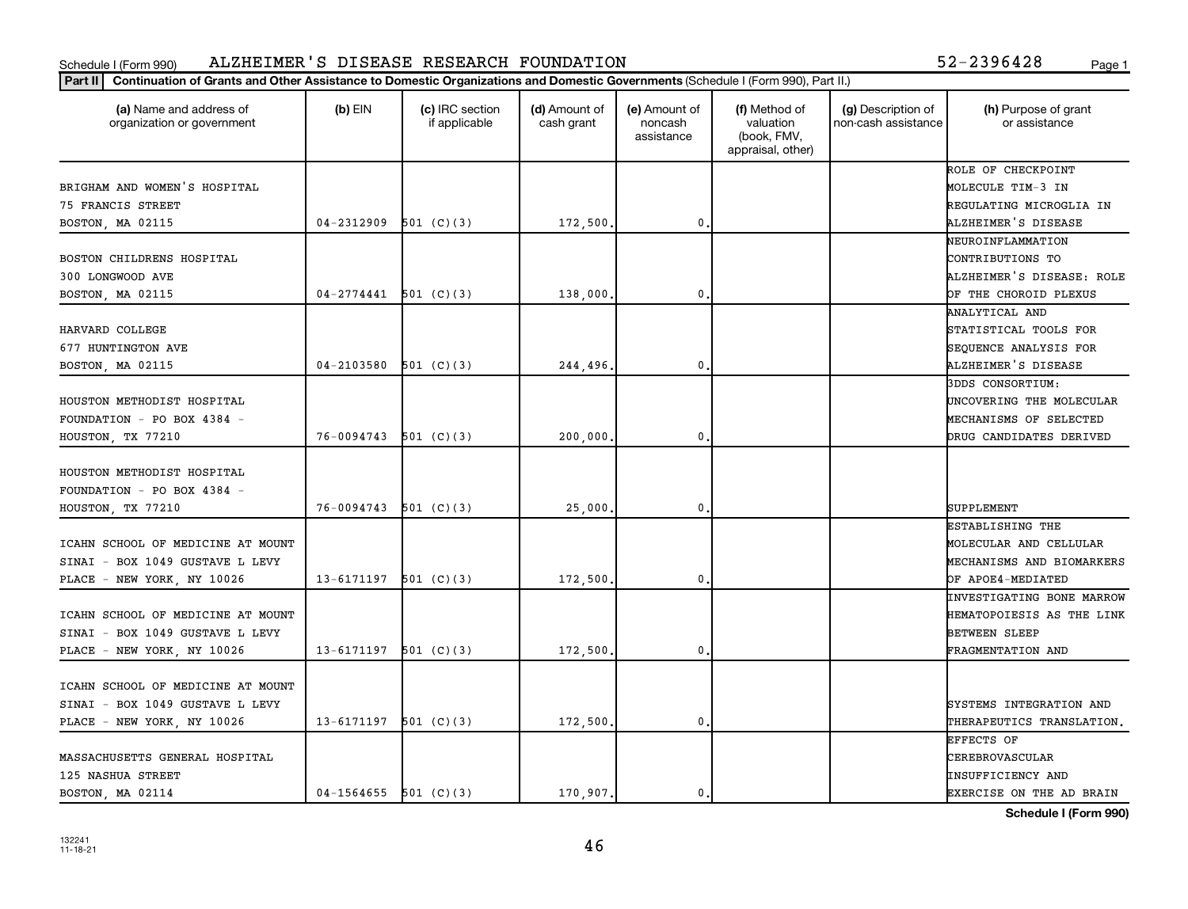Schedule I (Form 990) ALZHEIMER'S DISEASE RESEARCH FOUNDATION 52-2396428

**Part II** **Continuation of Grants and Other Assistance to Domestic Organizations and Domestic Governments** (Schedule I (Form 990), Part II.)

| (a) Name and address of organization or government | (b) EIN | (c) IRC section if applicable | (d) Amount of cash grant | (e) Amount of noncash assistance | (f) Method of valuation (book, FMV, appraisal, other) | (g) Description of non-cash assistance | (h) Purpose of grant or assistance |
|---|---|---|---|---|---|---|---|
| BRIGHAM AND WOMEN'S HOSPITAL 75 FRANCIS STREET BOSTON, MA 02115 | 04-2312909 | 501 (C)(3) | 172,500. | 0. | | | ROLE OF CHECKPOINT MOLECULE TIM-3 IN REGULATING MICROGLIA IN ALZHEIMER'S DISEASE |
| BOSTON CHILDRENS HOSPITAL 300 LONGWOOD AVE BOSTON, MA 02115 | 04-2774441 | 501 (C)(3) | 138,000. | 0. | | | NEUROINFLAMMATION CONTRIBUTIONS TO ALZHEIMER'S DISEASE: ROLE OF THE CHOROID PLEXUS |
| HARVARD COLLEGE 677 HUNTINGTON AVE BOSTON, MA 02115 | 04-2103580 | 501 (C)(3) | 244,496. | 0. | | | ANALYTICAL AND STATISTICAL TOOLS FOR SEQUENCE ANALYSIS FOR ALZHEIMER'S DISEASE |
| HOUSTON METHODIST HOSPITAL FOUNDATION - PO BOX 4384 - HOUSTON, TX 77210 | 76-0094743 | 501 (C)(3) | 200,000. | 0. | | | 3DDS CONSORTIUM: UNCOVERING THE MOLECULAR MECHANISMS OF SELECTED DRUG CANDIDATES DERIVED |
| HOUSTON METHODIST HOSPITAL FOUNDATION - PO BOX 4384 - HOUSTON, TX 77210 | 76-0094743 | 501 (C)(3) | 25,000. | 0. | | | SUPPLEMENT |
| ICAHN SCHOOL OF MEDICINE AT MOUNT SINAI - BOX 1049 GUSTAVE L LEVY PLACE - NEW YORK, NY 10026 | 13-6171197 | 501 (C)(3) | 172,500. | 0. | | | ESTABLISHING THE MOLECULAR AND CELLULAR MECHANISMS AND BIOMARKERS OF APOE4-MEDIATED |
| ICAHN SCHOOL OF MEDICINE AT MOUNT SINAI - BOX 1049 GUSTAVE L LEVY PLACE - NEW YORK, NY 10026 | 13-6171197 | 501 (C)(3) | 172,500. | 0. | | | INVESTIGATING BONE MARROW HEMATOPOIESIS AS THE LINK BETWEEN SLEEP FRAGMENTATION AND |
| ICAHN SCHOOL OF MEDICINE AT MOUNT SINAI - BOX 1049 GUSTAVE L LEVY PLACE - NEW YORK, NY 10026 | 13-6171197 | 501 (C)(3) | 172,500. | 0. | | | SYSTEMS INTEGRATION AND THERAPEUTICS TRANSLATION. |
| MASSACHUSETTS GENERAL HOSPITAL 125 NASHUA STREET BOSTON, MA 02114 | 04-1564655 | 501 (C)(3) | 170,907. | 0. | | | EFFECTS OF CEREBROVASCULAR INSUFFICIENCY AND EXERCISE ON THE AD BRAIN |

**Schedule I (Form 990)**

132241 11-18-21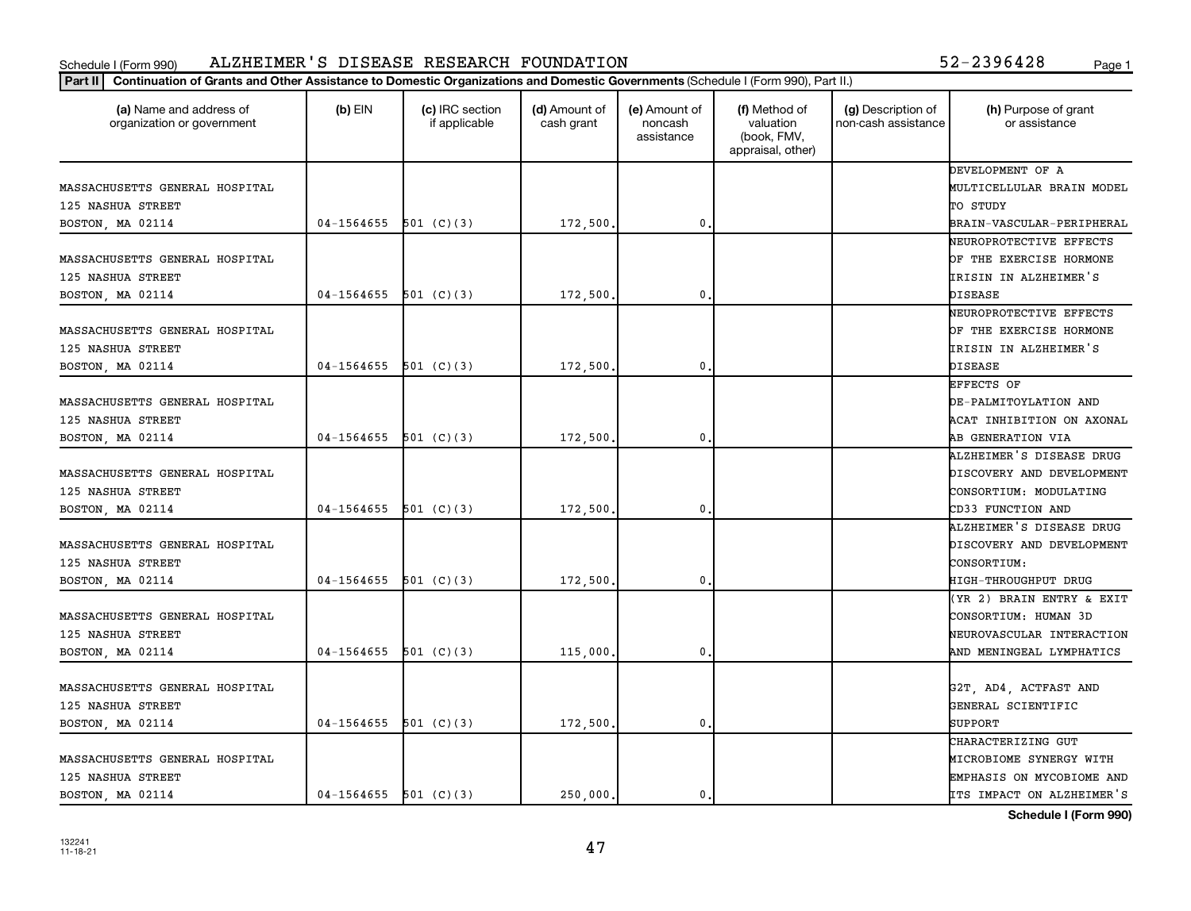Schedule I (Form 990) ALZHEIMER'S DISEASE RESEARCH FOUNDATION 52-2396428

**Part II** **Continuation of Grants and Other Assistance to Domestic Organizations and Domestic Governments** (Schedule I (Form 990), Part II.)

| (a) Name and address of organization or government | (b) EIN | (c) IRC section if applicable | (d) Amount of cash grant | (e) Amount of noncash assistance | (f) Method of valuation (book, FMV, appraisal, other) | (g) Description of non-cash assistance | (h) Purpose of grant or assistance |
|---|---|---|---|---|---|---|---|
| MASSACHUSETTS GENERAL HOSPITAL<br>125 NASHUA STREET<br>BOSTON, MA 02114 | 04-1564655 | 501 (C)(3) | 172,500. | 0. | | | DEVELOPMENT OF A MULTICELLULAR BRAIN MODEL TO STUDY BRAIN-VASCULAR-PERIPHERAL |
| MASSACHUSETTS GENERAL HOSPITAL<br>125 NASHUA STREET<br>BOSTON, MA 02114 | 04-1564655 | 501 (C)(3) | 172,500. | 0. | | | NEUROPROTECTIVE EFFECTS OF THE EXERCISE HORMONE IRISIN IN ALZHEIMER'S DISEASE |
| MASSACHUSETTS GENERAL HOSPITAL<br>125 NASHUA STREET<br>BOSTON, MA 02114 | 04-1564655 | 501 (C)(3) | 172,500. | 0. | | | NEUROPROTECTIVE EFFECTS OF THE EXERCISE HORMONE IRISIN IN ALZHEIMER'S DISEASE |
| MASSACHUSETTS GENERAL HOSPITAL<br>125 NASHUA STREET<br>BOSTON, MA 02114 | 04-1564655 | 501 (C)(3) | 172,500. | 0. | | | EFFECTS OF DE-PALMITOYLATION AND ACAT INHIBITION ON AXONAL AB GENERATION VIA |
| MASSACHUSETTS GENERAL HOSPITAL<br>125 NASHUA STREET<br>BOSTON, MA 02114 | 04-1564655 | 501 (C)(3) | 172,500. | 0. | | | ALZHEIMER'S DISEASE DRUG DISCOVERY AND DEVELOPMENT CONSORTIUM: MODULATING CD33 FUNCTION AND |
| MASSACHUSETTS GENERAL HOSPITAL<br>125 NASHUA STREET<br>BOSTON, MA 02114 | 04-1564655 | 501 (C)(3) | 172,500. | 0. | | | ALZHEIMER'S DISEASE DRUG DISCOVERY AND DEVELOPMENT CONSORTIUM: HIGH-THROUGHPUT DRUG |
| MASSACHUSETTS GENERAL HOSPITAL<br>125 NASHUA STREET<br>BOSTON, MA 02114 | 04-1564655 | 501 (C)(3) | 115,000. | 0. | | | (YR 2) BRAIN ENTRY & EXIT CONSORTIUM: HUMAN 3D NEUROVASCULAR INTERACTION AND MENINGEAL LYMPHATICS |
| MASSACHUSETTS GENERAL HOSPITAL<br>125 NASHUA STREET<br>BOSTON, MA 02114 | 04-1564655 | 501 (C)(3) | 172,500. | 0. | | | G2T, AD4, ACTFAST AND GENERAL SCIENTIFIC SUPPORT |
| MASSACHUSETTS GENERAL HOSPITAL<br>125 NASHUA STREET<br>BOSTON, MA 02114 | 04-1564655 | 501 (C)(3) | 250,000. | 0. | | | CHARACTERIZING GUT MICROBIOME SYNERGY WITH EMPHASIS ON MYCOBIOME AND ITS IMPACT ON ALZHEIMER'S |

**Schedule I (Form 990)**

132241
11-18-21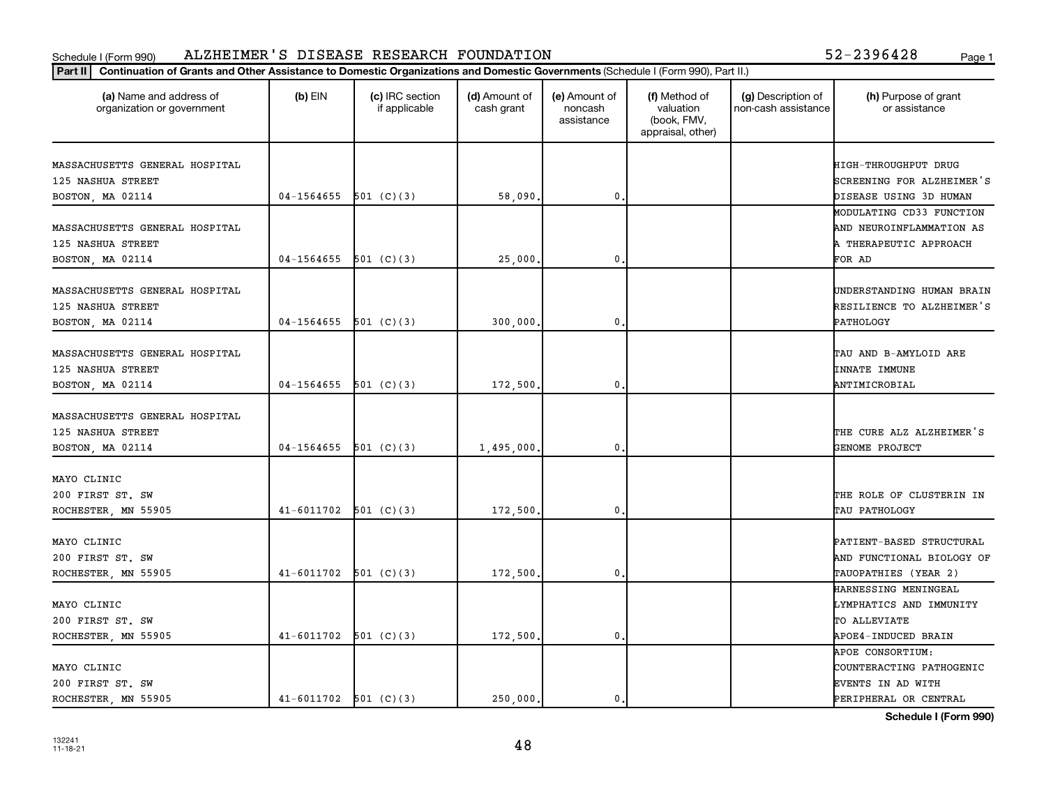Schedule I (Form 990) ALZHEIMER'S DISEASE RESEARCH FOUNDATION 52-2396428

**Part II** **Continuation of Grants and Other Assistance to Domestic Organizations and Domestic Governments** (Schedule I (Form 990), Part II.)

| (a) Name and address of organization or government | (b) EIN | (c) IRC section if applicable | (d) Amount of cash grant | (e) Amount of noncash assistance | (f) Method of valuation (book, FMV, appraisal, other) | (g) Description of non-cash assistance | (h) Purpose of grant or assistance |
|---|---|---|---|---|---|---|---|
| MASSACHUSETTS GENERAL HOSPITAL 125 NASHUA STREET BOSTON, MA 02114 | 04-1564655 | 501 (C)(3) | 58,090. | 0. | | | HIGH-THROUGHPUT DRUG SCREENING FOR ALZHEIMER'S DISEASE USING 3D HUMAN |
| MASSACHUSETTS GENERAL HOSPITAL 125 NASHUA STREET BOSTON, MA 02114 | 04-1564655 | 501 (C)(3) | 25,000. | 0. | | | MODULATING CD33 FUNCTION AND NEUROINFLAMMATION AS A THERAPEUTIC APPROACH FOR AD |
| MASSACHUSETTS GENERAL HOSPITAL 125 NASHUA STREET BOSTON, MA 02114 | 04-1564655 | 501 (C)(3) | 300,000. | 0. | | | UNDERSTANDING HUMAN BRAIN RESILIENCE TO ALZHEIMER'S PATHOLOGY |
| MASSACHUSETTS GENERAL HOSPITAL 125 NASHUA STREET BOSTON, MA 02114 | 04-1564655 | 501 (C)(3) | 172,500. | 0. | | | TAU AND B-AMYLOID ARE INNATE IMMUNE ANTIMICROBIAL |
| MASSACHUSETTS GENERAL HOSPITAL 125 NASHUA STREET BOSTON, MA 02114 | 04-1564655 | 501 (C)(3) | 1,495,000. | 0. | | | THE CURE ALZ ALZHEIMER'S GENOME PROJECT |
| MAYO CLINIC 200 FIRST ST. SW ROCHESTER, MN 55905 | 41-6011702 | 501 (C)(3) | 172,500. | 0. | | | THE ROLE OF CLUSTERIN IN TAU PATHOLOGY |
| MAYO CLINIC 200 FIRST ST. SW ROCHESTER, MN 55905 | 41-6011702 | 501 (C)(3) | 172,500. | 0. | | | PATIENT-BASED STRUCTURAL AND FUNCTIONAL BIOLOGY OF TAUOPATHIES (YEAR 2) |
| MAYO CLINIC 200 FIRST ST. SW ROCHESTER, MN 55905 | 41-6011702 | 501 (C)(3) | 172,500. | 0. | | | HARNESSING MENINGEAL LYMPHATICS AND IMMUNITY TO ALLEVIATE APOE4-INDUCED BRAIN |
| MAYO CLINIC 200 FIRST ST. SW ROCHESTER, MN 55905 | 41-6011702 | 501 (C)(3) | 250,000. | 0. | | | APOE CONSORTIUM: COUNTERACTING PATHOGENIC EVENTS IN AD WITH PERIPHERAL OR CENTRAL |

**Schedule I (Form 990)**

132241
11-18-21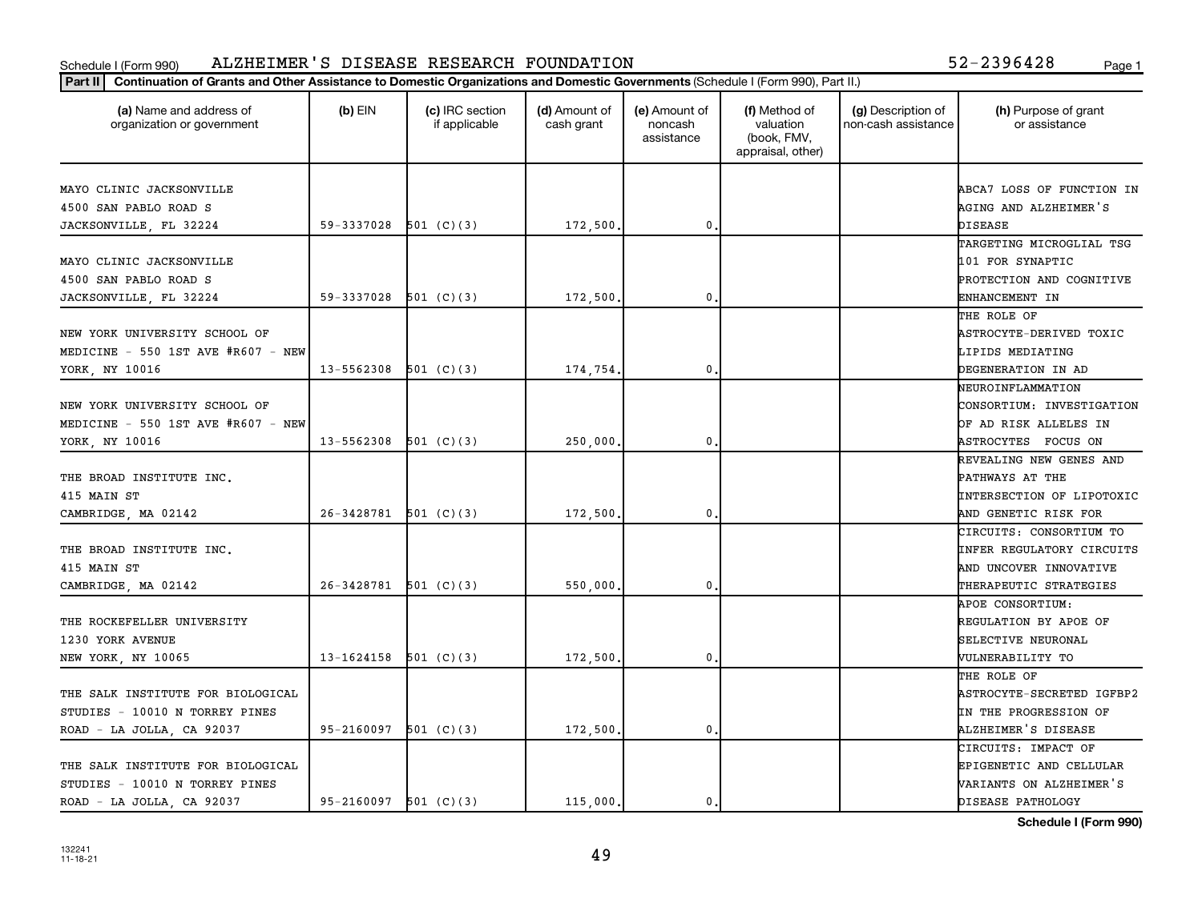Schedule I (Form 990) ALZHEIMER'S DISEASE RESEARCH FOUNDATION 52-2396428

**Part II** **Continuation of Grants and Other Assistance to Domestic Organizations and Domestic Governments** (Schedule I (Form 990), Part II.)

| (a) Name and address of organization or government | (b) EIN | (c) IRC section if applicable | (d) Amount of cash grant | (e) Amount of noncash assistance | (f) Method of valuation (book, FMV, appraisal, other) | (g) Description of non-cash assistance | (h) Purpose of grant or assistance |
|---|---|---|---|---|---|---|---|
| MAYO CLINIC JACKSONVILLE 4500 SAN PABLO ROAD S JACKSONVILLE, FL 32224 | 59-3337028 | 501 (C)(3) | 172,500. | 0. | | | ABCA7 LOSS OF FUNCTION IN AGING AND ALZHEIMER'S DISEASE |
| MAYO CLINIC JACKSONVILLE 4500 SAN PABLO ROAD S JACKSONVILLE, FL 32224 | 59-3337028 | 501 (C)(3) | 172,500. | 0. | | | TARGETING MICROGLIAL TSG 101 FOR SYNAPTIC PROTECTION AND COGNITIVE ENHANCEMENT IN |
| NEW YORK UNIVERSITY SCHOOL OF MEDICINE - 550 1ST AVE #R607 - NEW YORK, NY 10016 | 13-5562308 | 501 (C)(3) | 174,754. | 0. | | | THE ROLE OF ASTROCYTE-DERIVED TOXIC LIPIDS MEDIATING DEGENERATION IN AD |
| NEW YORK UNIVERSITY SCHOOL OF MEDICINE - 550 1ST AVE #R607 - NEW YORK, NY 10016 | 13-5562308 | 501 (C)(3) | 250,000. | 0. | | | NEUROINFLAMMATION CONSORTIUM: INVESTIGATION OF AD RISK ALLELES IN ASTROCYTES FOCUS ON |
| THE BROAD INSTITUTE INC. 415 MAIN ST CAMBRIDGE, MA 02142 | 26-3428781 | 501 (C)(3) | 172,500. | 0. | | | REVEALING NEW GENES AND PATHWAYS AT THE INTERSECTION OF LIPOTOXIC AND GENETIC RISK FOR |
| THE BROAD INSTITUTE INC. 415 MAIN ST CAMBRIDGE, MA 02142 | 26-3428781 | 501 (C)(3) | 550,000. | 0. | | | CIRCUITS: CONSORTIUM TO INFER REGULATORY CIRCUITS AND UNCOVER INNOVATIVE THERAPEUTIC STRATEGIES |
| THE ROCKEFELLER UNIVERSITY 1230 YORK AVENUE NEW YORK, NY 10065 | 13-1624158 | 501 (C)(3) | 172,500. | 0. | | | APOE CONSORTIUM: REGULATION BY APOE OF SELECTIVE NEURONAL VULNERABILITY TO |
| THE SALK INSTITUTE FOR BIOLOGICAL STUDIES - 10010 N TORREY PINES ROAD - LA JOLLA, CA 92037 | 95-2160097 | 501 (C)(3) | 172,500. | 0. | | | THE ROLE OF ASTROCYTE-SECRETED IGFBP2 IN THE PROGRESSION OF ALZHEIMER'S DISEASE |
| THE SALK INSTITUTE FOR BIOLOGICAL STUDIES - 10010 N TORREY PINES ROAD - LA JOLLA, CA 92037 | 95-2160097 | 501 (C)(3) | 115,000. | 0. | | | CIRCUITS: IMPACT OF EPIGENETIC AND CELLULAR VARIANTS ON ALZHEIMER'S DISEASE PATHOLOGY |

**Schedule I (Form 990)**

132241 11-18-21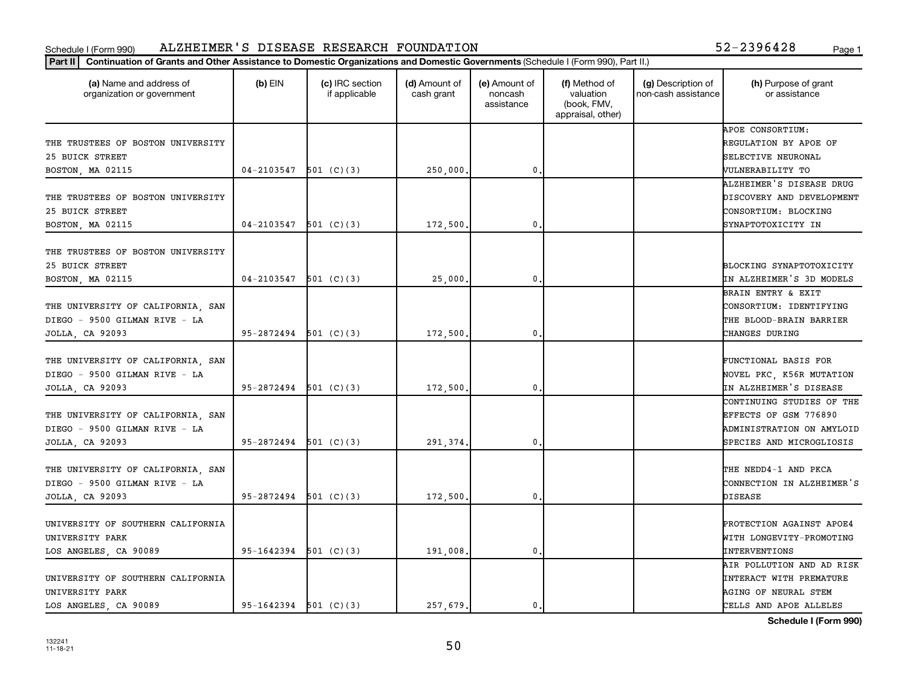Schedule I (Form 990) ALZHEIMER'S DISEASE RESEARCH FOUNDATION 52-2396428

**Part II** **Continuation of Grants and Other Assistance to Domestic Organizations and Domestic Governments** (Schedule I (Form 990), Part II.)

| (a) Name and address of organization or government | (b) EIN | (c) IRC section if applicable | (d) Amount of cash grant | (e) Amount of noncash assistance | (f) Method of valuation (book, FMV, appraisal, other) | (g) Description of non-cash assistance | (h) Purpose of grant or assistance |
|---|---|---|---|---|---|---|---|
| THE TRUSTEES OF BOSTON UNIVERSITY 25 BUICK STREET BOSTON, MA 02115 | 04-2103547 | 501 (C)(3) | 250,000. | 0. | | | APOE CONSORTIUM: REGULATION BY APOE OF SELECTIVE NEURONAL VULNERABILITY TO |
| THE TRUSTEES OF BOSTON UNIVERSITY 25 BUICK STREET BOSTON, MA 02115 | 04-2103547 | 501 (C)(3) | 172,500. | 0. | | | ALZHEIMER'S DISEASE DRUG DISCOVERY AND DEVELOPMENT CONSORTIUM: BLOCKING SYNAPTOTOXICITY IN |
| THE TRUSTEES OF BOSTON UNIVERSITY 25 BUICK STREET BOSTON, MA 02115 | 04-2103547 | 501 (C)(3) | 25,000. | 0. | | | BLOCKING SYNAPTOTOXICITY IN ALZHEIMER'S 3D MODELS |
| THE UNIVERSITY OF CALIFORNIA, SAN DIEGO - 9500 GILMAN RIVE - LA JOLLA, CA 92093 | 95-2872494 | 501 (C)(3) | 172,500. | 0. | | | BRAIN ENTRY & EXIT CONSORTIUM: IDENTIFYING THE BLOOD-BRAIN BARRIER CHANGES DURING |
| THE UNIVERSITY OF CALIFORNIA, SAN DIEGO - 9500 GILMAN RIVE - LA JOLLA, CA 92093 | 95-2872494 | 501 (C)(3) | 172,500. | 0. | | | FUNCTIONAL BASIS FOR NOVEL PKC, K56R MUTATION IN ALZHEIMER'S DISEASE |
| THE UNIVERSITY OF CALIFORNIA, SAN DIEGO - 9500 GILMAN RIVE - LA JOLLA, CA 92093 | 95-2872494 | 501 (C)(3) | 291,374. | 0. | | | CONTINUING STUDIES OF THE EFFECTS OF GSM 776890 ADMINISTRATION ON AMYLOID SPECIES AND MICROGLIOSIS |
| THE UNIVERSITY OF CALIFORNIA, SAN DIEGO - 9500 GILMAN RIVE - LA JOLLA, CA 92093 | 95-2872494 | 501 (C)(3) | 172,500. | 0. | | | THE NEDD4-1 AND PKCA CONNECTION IN ALZHEIMER'S DISEASE |
| UNIVERSITY OF SOUTHERN CALIFORNIA UNIVERSITY PARK LOS ANGELES, CA 90089 | 95-1642394 | 501 (C)(3) | 191,008. | 0. | | | PROTECTION AGAINST APOE4 WITH LONGEVITY-PROMOTING INTERVENTIONS |
| UNIVERSITY OF SOUTHERN CALIFORNIA UNIVERSITY PARK LOS ANGELES, CA 90089 | 95-1642394 | 501 (C)(3) | 257,679. | 0. | | | AIR POLLUTION AND AD RISK INTERACT WITH PREMATURE AGING OF NEURAL STEM CELLS AND APOE ALLELES |

**Schedule I (Form 990)**

132241
11-18-21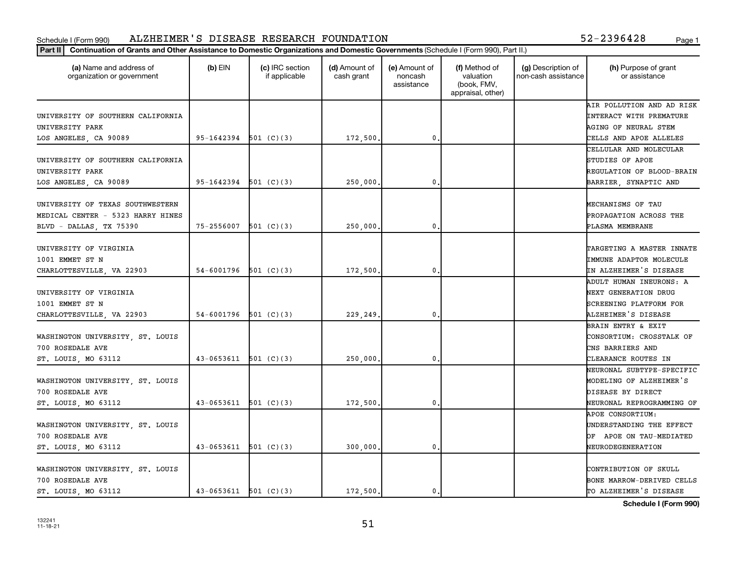Schedule I (Form 990) ALZHEIMER'S DISEASE RESEARCH FOUNDATION 52-2396428

**Part II** Continuation of Grants and Other Assistance to Domestic Organizations and Domestic Governments (Schedule I (Form 990), Part II.)

| (a) Name and address of organization or government | (b) EIN | (c) IRC section if applicable | (d) Amount of cash grant | (e) Amount of noncash assistance | (f) Method of valuation (book, FMV, appraisal, other) | (g) Description of non-cash assistance | (h) Purpose of grant or assistance |
|---|---|---|---|---|---|---|---|
| UNIVERSITY OF SOUTHERN CALIFORNIA UNIVERSITY PARK LOS ANGELES, CA 90089 | 95-1642394 | 501 (C)(3) | 172,500. | 0. | | | AIR POLLUTION AND AD RISK INTERACT WITH PREMATURE AGING OF NEURAL STEM CELLS AND APOE ALLELES |
| UNIVERSITY OF SOUTHERN CALIFORNIA UNIVERSITY PARK LOS ANGELES, CA 90089 | 95-1642394 | 501 (C)(3) | 250,000. | 0. | | | CELLULAR AND MOLECULAR STUDIES OF APOE REGULATION OF BLOOD-BRAIN BARRIER, SYNAPTIC AND |
| UNIVERSITY OF TEXAS SOUTHWESTERN MEDICAL CENTER - 5323 HARRY HINES BLVD - DALLAS, TX 75390 | 75-2556007 | 501 (C)(3) | 250,000. | 0. | | | MECHANISMS OF TAU PROPAGATION ACROSS THE PLASMA MEMBRANE |
| UNIVERSITY OF VIRGINIA 1001 EMMET ST N CHARLOTTESVILLE, VA 22903 | 54-6001796 | 501 (C)(3) | 172,500. | 0. | | | TARGETING A MASTER INNATE IMMUNE ADAPTOR MOLECULE IN ALZHEIMER'S DISEASE |
| UNIVERSITY OF VIRGINIA 1001 EMMET ST N CHARLOTTESVILLE, VA 22903 | 54-6001796 | 501 (C)(3) | 229,249. | 0. | | | ADULT HUMAN INEURONS: A NEXT GENERATION DRUG SCREENING PLATFORM FOR ALZHEIMER'S DISEASE |
| WASHINGTON UNIVERSITY, ST. LOUIS 700 ROSEDALE AVE ST. LOUIS, MO 63112 | 43-0653611 | 501 (C)(3) | 250,000. | 0. | | | BRAIN ENTRY & EXIT CONSORTIUM: CROSSTALK OF CNS BARRIERS AND CLEARANCE ROUTES IN |
| WASHINGTON UNIVERSITY, ST. LOUIS 700 ROSEDALE AVE ST. LOUIS, MO 63112 | 43-0653611 | 501 (C)(3) | 172,500. | 0. | | | NEURONAL SUBTYPE-SPECIFIC MODELING OF ALZHEIMER'S DISEASE BY DIRECT NEURONAL REPROGRAMMING OF |
| WASHINGTON UNIVERSITY, ST. LOUIS 700 ROSEDALE AVE ST. LOUIS, MO 63112 | 43-0653611 | 501 (C)(3) | 300,000. | 0. | | | APOE CONSORTIUM: UNDERSTANDING THE EFFECT OF APOE ON TAU-MEDIATED NEURODEGENERATION |
| WASHINGTON UNIVERSITY, ST. LOUIS 700 ROSEDALE AVE ST. LOUIS, MO 63112 | 43-0653611 | 501 (C)(3) | 172,500. | 0. | | | CONTRIBUTION OF SKULL BONE MARROW-DERIVED CELLS TO ALZHEIMER'S DISEASE |

**Schedule I (Form 990)**

132241 11-18-21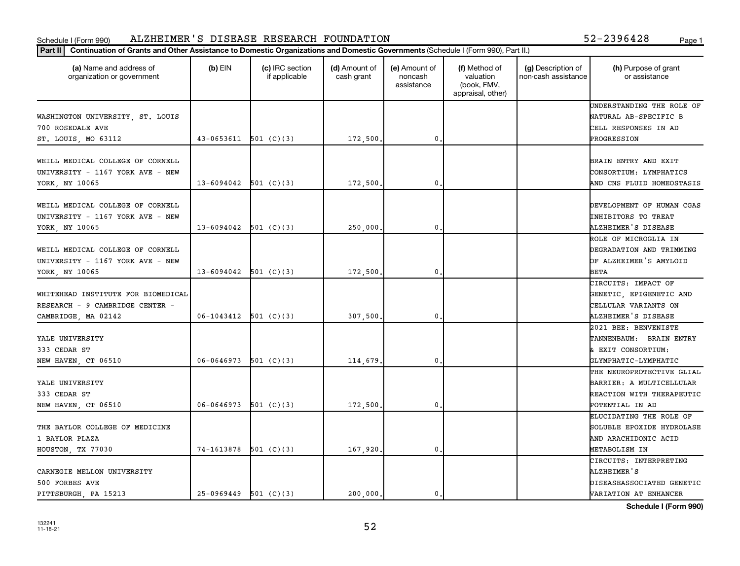Schedule I (Form 990) ALZHEIMER'S DISEASE RESEARCH FOUNDATION 52-2396428

**Part II** Continuation of Grants and Other Assistance to Domestic Organizations and Domestic Governments (Schedule I (Form 990), Part II.)

| (a) Name and address of organization or government | (b) EIN | (c) IRC section if applicable | (d) Amount of cash grant | (e) Amount of noncash assistance | (f) Method of valuation (book, FMV, appraisal, other) | (g) Description of non-cash assistance | (h) Purpose of grant or assistance |
|---|---|---|---|---|---|---|---|
| WASHINGTON UNIVERSITY, ST. LOUIS 700 ROSEDALE AVE ST. LOUIS, MO 63112 | 43-0653611 | 501 (C)(3) | 172,500. | 0. | | | UNDERSTANDING THE ROLE OF NATURAL AB-SPECIFIC B CELL RESPONSES IN AD PROGRESSION |
| WEILL MEDICAL COLLEGE OF CORNELL UNIVERSITY - 1167 YORK AVE - NEW YORK, NY 10065 | 13-6094042 | 501 (C)(3) | 172,500. | 0. | | | BRAIN ENTRY AND EXIT CONSORTIUM: LYMPHATICS AND CNS FLUID HOMEOSTASIS |
| WEILL MEDICAL COLLEGE OF CORNELL UNIVERSITY - 1167 YORK AVE - NEW YORK, NY 10065 | 13-6094042 | 501 (C)(3) | 250,000. | 0. | | | DEVELOPMENT OF HUMAN CGAS INHIBITORS TO TREAT ALZHEIMER'S DISEASE |
| WEILL MEDICAL COLLEGE OF CORNELL UNIVERSITY - 1167 YORK AVE - NEW YORK, NY 10065 | 13-6094042 | 501 (C)(3) | 172,500. | 0. | | | ROLE OF MICROGLIA IN DEGRADATION AND TRIMMING OF ALZHEIMER'S AMYLOID BETA |
| WHITEHEAD INSTITUTE FOR BIOMEDICAL RESEARCH - 9 CAMBRIDGE CENTER - CAMBRIDGE, MA 02142 | 06-1043412 | 501 (C)(3) | 307,500. | 0. | | | CIRCUITS: IMPACT OF GENETIC, EPIGENETIC AND CELLULAR VARIANTS ON ALZHEIMER'S DISEASE |
| YALE UNIVERSITY 333 CEDAR ST NEW HAVEN, CT 06510 | 06-0646973 | 501 (C)(3) | 114,679. | 0. | | | 2021 BEE: BENVENISTE TANNENBAUM: BRAIN ENTRY & EXIT CONSORTIUM: GLYMPHATIC-LYMPHATIC |
| YALE UNIVERSITY 333 CEDAR ST NEW HAVEN, CT 06510 | 06-0646973 | 501 (C)(3) | 172,500. | 0. | | | THE NEUROPROTECTIVE GLIAL BARRIER: A MULTICELLULAR REACTION WITH THERAPEUTIC POTENTIAL IN AD |
| THE BAYLOR COLLEGE OF MEDICINE 1 BAYLOR PLAZA HOUSTON, TX 77030 | 74-1613878 | 501 (C)(3) | 167,920. | 0. | | | ELUCIDATING THE ROLE OF SOLUBLE EPOXIDE HYDROLASE AND ARACHIDONIC ACID METABOLISM IN |
| CARNEGIE MELLON UNIVERSITY 500 FORBES AVE PITTSBURGH, PA 15213 | 25-0969449 | 501 (C)(3) | 200,000. | 0. | | | CIRCUITS: INTERPRETING ALZHEIMER'S DISEASEASSOCIATED GENETIC VARIATION AT ENHANCER |

Schedule I (Form 990)

132241 11-18-21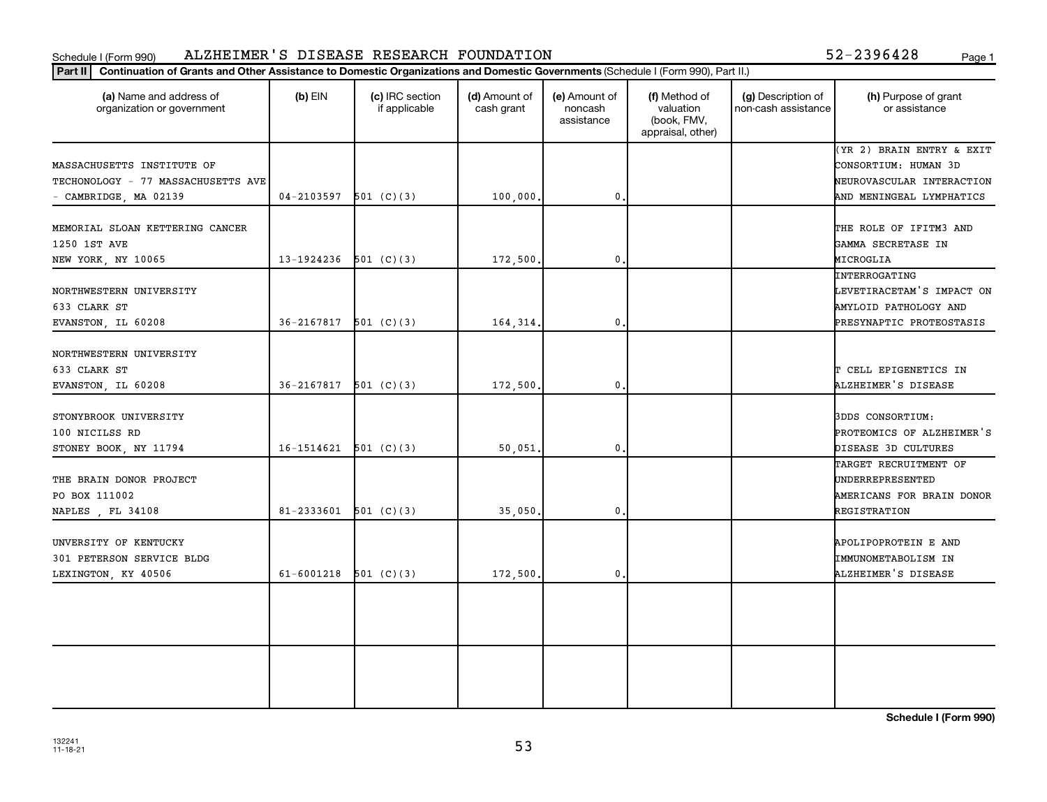Schedule I (Form 990) ALZHEIMER'S DISEASE RESEARCH FOUNDATION 52-2396428

**Part II** **Continuation of Grants and Other Assistance to Domestic Organizations and Domestic Governments** (Schedule I (Form 990), Part II.)

| (a) Name and address of organization or government | (b) EIN | (c) IRC section if applicable | (d) Amount of cash grant | (e) Amount of noncash assistance | (f) Method of valuation (book, FMV, appraisal, other) | (g) Description of non-cash assistance | (h) Purpose of grant or assistance |
|---|---|---|---|---|---|---|---|
| MASSACHUSETTS INSTITUTE OF TECHONOLOGY - 77 MASSACHUSETTS AVE - CAMBRIDGE, MA 02139 | 04-2103597 | 501 (C)(3) | 100,000. | 0. | | | (YR 2) BRAIN ENTRY & EXIT CONSORTIUM: HUMAN 3D NEUROVASCULAR INTERACTION AND MENINGEAL LYMPHATICS |
| MEMORIAL SLOAN KETTERING CANCER 1250 1ST AVE NEW YORK, NY 10065 | 13-1924236 | 501 (C)(3) | 172,500. | 0. | | | THE ROLE OF IFITM3 AND GAMMA SECRETASE IN MICROGLIA |
| NORTHWESTERN UNIVERSITY 633 CLARK ST EVANSTON, IL 60208 | 36-2167817 | 501 (C)(3) | 164,314. | 0. | | | INTERROGATING LEVETIRACETAM'S IMPACT ON AMYLOID PATHOLOGY AND PRESYNAPTIC PROTEOSTASIS |
| NORTHWESTERN UNIVERSITY 633 CLARK ST EVANSTON, IL 60208 | 36-2167817 | 501 (C)(3) | 172,500. | 0. | | | T CELL EPIGENETICS IN ALZHEIMER'S DISEASE |
| STONYBROOK UNIVERSITY 100 NICILSS RD STONEY BOOK, NY 11794 | 16-1514621 | 501 (C)(3) | 50,051. | 0. | | | 3DDS CONSORTIUM: PROTEOMICS OF ALZHEIMER'S DISEASE 3D CULTURES |
| THE BRAIN DONOR PROJECT PO BOX 111002 NAPLES , FL 34108 | 81-2333601 | 501 (C)(3) | 35,050. | 0. | | | TARGET RECRUITMENT OF UNDERREPRESENTED AMERICANS FOR BRAIN DONOR REGISTRATION |
| UNVERSITY OF KENTUCKY 301 PETERSON SERVICE BLDG LEXINGTON, KY 40506 | 61-6001218 | 501 (C)(3) | 172,500. | 0. | | | APOLIPOPROTEIN E AND IMMUNOMETABOLISM IN ALZHEIMER'S DISEASE |
| | | | | | | | |
| | | | | | | | |

**Schedule I (Form 990)**

132241 11-18-21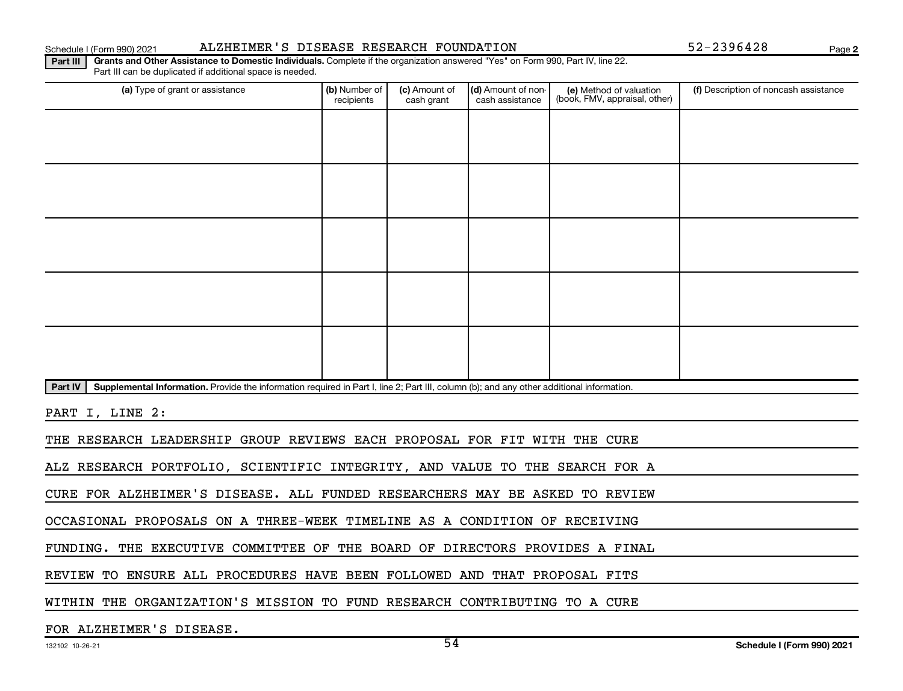Schedule I (Form 990) 2021 ALZHEIMER'S DISEASE RESEARCH FOUNDATION 52-2396428

**Part III** **Grants and Other Assistance to Domestic Individuals.** Complete if the organization answered "Yes" on Form 990, Part IV, line 22. Part III can be duplicated if additional space is needed.

| (a) Type of grant or assistance | (b) Number of recipients | (c) Amount of cash grant | (d) Amount of non-cash assistance | (e) Method of valuation (book, FMV, appraisal, other) | (f) Description of noncash assistance |
|---|---|---|---|---|---|
| | | | | | |
| | | | | | |
| | | | | | |
| | | | | | |
| | | | | | |

**Part IV** **Supplemental Information.** Provide the information required in Part I, line 2; Part III, column (b); and any other additional information.

PART I, LINE 2:

THE RESEARCH LEADERSHIP GROUP REVIEWS EACH PROPOSAL FOR FIT WITH THE CURE ALZ RESEARCH PORTFOLIO, SCIENTIFIC INTEGRITY, AND VALUE TO THE SEARCH FOR A CURE FOR ALZHEIMER'S DISEASE. ALL FUNDED RESEARCHERS MAY BE ASKED TO REVIEW OCCASIONAL PROPOSALS ON A THREE-WEEK TIMELINE AS A CONDITION OF RECEIVING FUNDING. THE EXECUTIVE COMMITTEE OF THE BOARD OF DIRECTORS PROVIDES A FINAL REVIEW TO ENSURE ALL PROCEDURES HAVE BEEN FOLLOWED AND THAT PROPOSAL FITS WITHIN THE ORGANIZATION'S MISSION TO FUND RESEARCH CONTRIBUTING TO A CURE FOR ALZHEIMER'S DISEASE.

132102 10-26-21 Schedule I (Form 990) 2021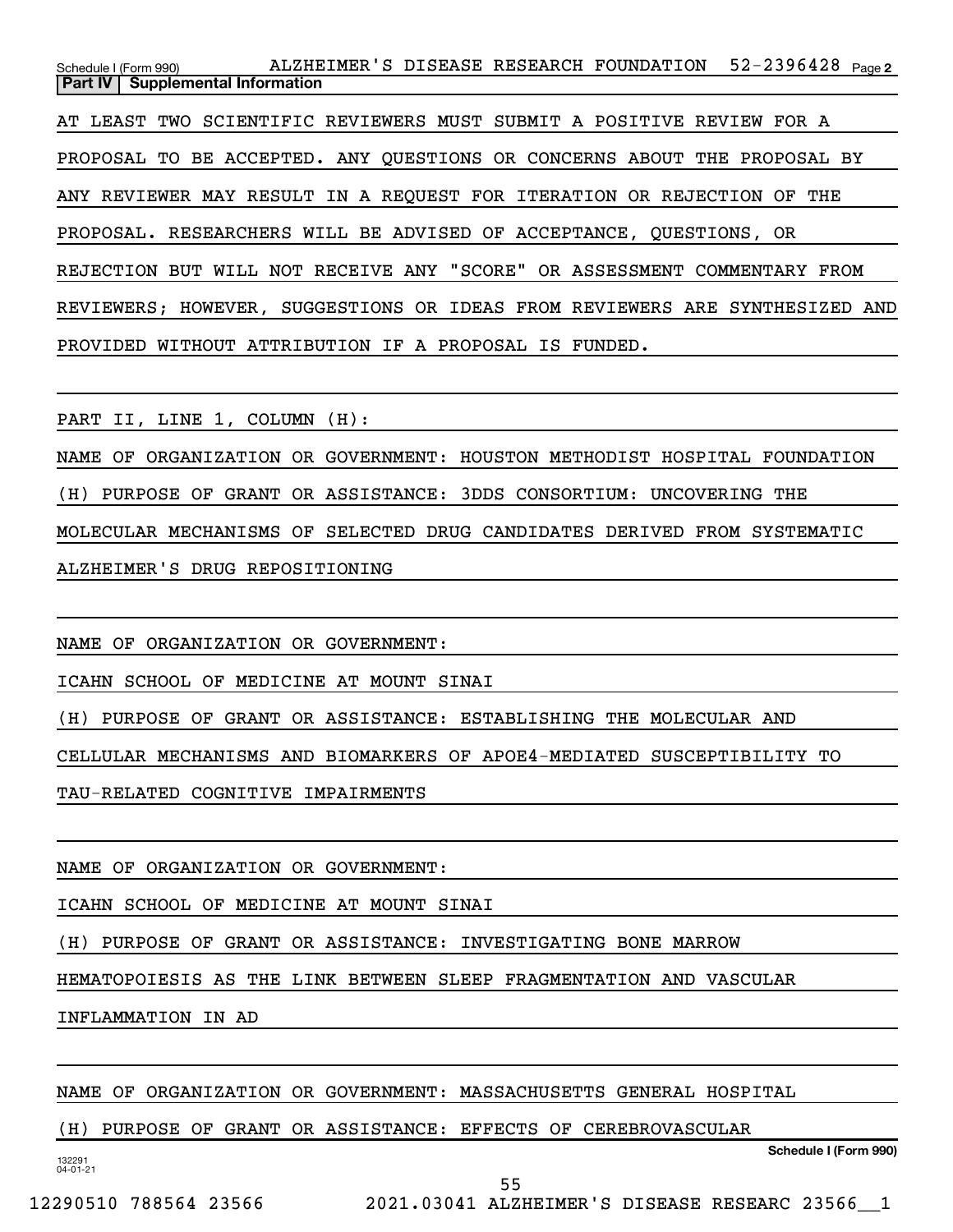**Part IV | Supplemental Information**

AT LEAST TWO SCIENTIFIC REVIEWERS MUST SUBMIT A POSITIVE REVIEW FOR A PROPOSAL TO BE ACCEPTED. ANY QUESTIONS OR CONCERNS ABOUT THE PROPOSAL BY ANY REVIEWER MAY RESULT IN A REQUEST FOR ITERATION OR REJECTION OF THE PROPOSAL. RESEARCHERS WILL BE ADVISED OF ACCEPTANCE, QUESTIONS, OR REJECTION BUT WILL NOT RECEIVE ANY "SCORE" OR ASSESSMENT COMMENTARY FROM REVIEWERS; HOWEVER, SUGGESTIONS OR IDEAS FROM REVIEWERS ARE SYNTHESIZED AND PROVIDED WITHOUT ATTRIBUTION IF A PROPOSAL IS FUNDED.

PART II, LINE 1, COLUMN (H):

NAME OF ORGANIZATION OR GOVERNMENT: HOUSTON METHODIST HOSPITAL FOUNDATION

(H) PURPOSE OF GRANT OR ASSISTANCE: 3DDS CONSORTIUM: UNCOVERING THE MOLECULAR MECHANISMS OF SELECTED DRUG CANDIDATES DERIVED FROM SYSTEMATIC ALZHEIMER'S DRUG REPOSITIONING

NAME OF ORGANIZATION OR GOVERNMENT:

ICAHN SCHOOL OF MEDICINE AT MOUNT SINAI

(H) PURPOSE OF GRANT OR ASSISTANCE: ESTABLISHING THE MOLECULAR AND CELLULAR MECHANISMS AND BIOMARKERS OF APOE4-MEDIATED SUSCEPTIBILITY TO TAU-RELATED COGNITIVE IMPAIRMENTS

NAME OF ORGANIZATION OR GOVERNMENT:

ICAHN SCHOOL OF MEDICINE AT MOUNT SINAI

(H) PURPOSE OF GRANT OR ASSISTANCE: INVESTIGATING BONE MARROW HEMATOPOIESIS AS THE LINK BETWEEN SLEEP FRAGMENTATION AND VASCULAR INFLAMMATION IN AD

NAME OF ORGANIZATION OR GOVERNMENT: MASSACHUSETTS GENERAL HOSPITAL

(H) PURPOSE OF GRANT OR ASSISTANCE: EFFECTS OF CEREBROVASCULAR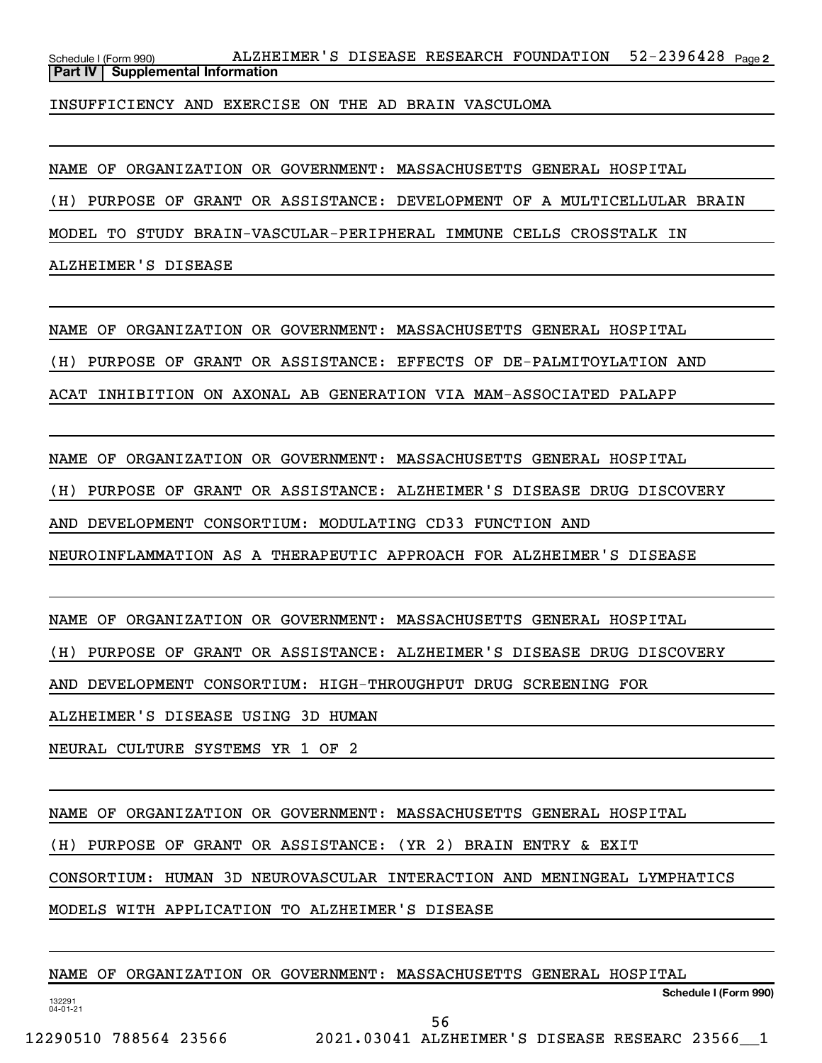**Part IV | Supplemental Information**

INSUFFICIENCY AND EXERCISE ON THE AD BRAIN VASCULOMA

NAME OF ORGANIZATION OR GOVERNMENT: MASSACHUSETTS GENERAL HOSPITAL

(H) PURPOSE OF GRANT OR ASSISTANCE: DEVELOPMENT OF A MULTICELLULAR BRAIN MODEL TO STUDY BRAIN-VASCULAR-PERIPHERAL IMMUNE CELLS CROSSTALK IN ALZHEIMER'S DISEASE

NAME OF ORGANIZATION OR GOVERNMENT: MASSACHUSETTS GENERAL HOSPITAL

(H) PURPOSE OF GRANT OR ASSISTANCE: EFFECTS OF DE-PALMITOYLATION AND ACAT INHIBITION ON AXONAL AB GENERATION VIA MAM-ASSOCIATED PALAPP

NAME OF ORGANIZATION OR GOVERNMENT: MASSACHUSETTS GENERAL HOSPITAL

(H) PURPOSE OF GRANT OR ASSISTANCE: ALZHEIMER'S DISEASE DRUG DISCOVERY AND DEVELOPMENT CONSORTIUM: MODULATING CD33 FUNCTION AND NEUROINFLAMMATION AS A THERAPEUTIC APPROACH FOR ALZHEIMER'S DISEASE

NAME OF ORGANIZATION OR GOVERNMENT: MASSACHUSETTS GENERAL HOSPITAL

(H) PURPOSE OF GRANT OR ASSISTANCE: ALZHEIMER'S DISEASE DRUG DISCOVERY AND DEVELOPMENT CONSORTIUM: HIGH-THROUGHPUT DRUG SCREENING FOR ALZHEIMER'S DISEASE USING 3D HUMAN NEURAL CULTURE SYSTEMS YR 1 OF 2

NAME OF ORGANIZATION OR GOVERNMENT: MASSACHUSETTS GENERAL HOSPITAL

(H) PURPOSE OF GRANT OR ASSISTANCE: (YR 2) BRAIN ENTRY & EXIT CONSORTIUM: HUMAN 3D NEUROVASCULAR INTERACTION AND MENINGEAL LYMPHATICS MODELS WITH APPLICATION TO ALZHEIMER'S DISEASE

NAME OF ORGANIZATION OR GOVERNMENT: MASSACHUSETTS GENERAL HOSPITAL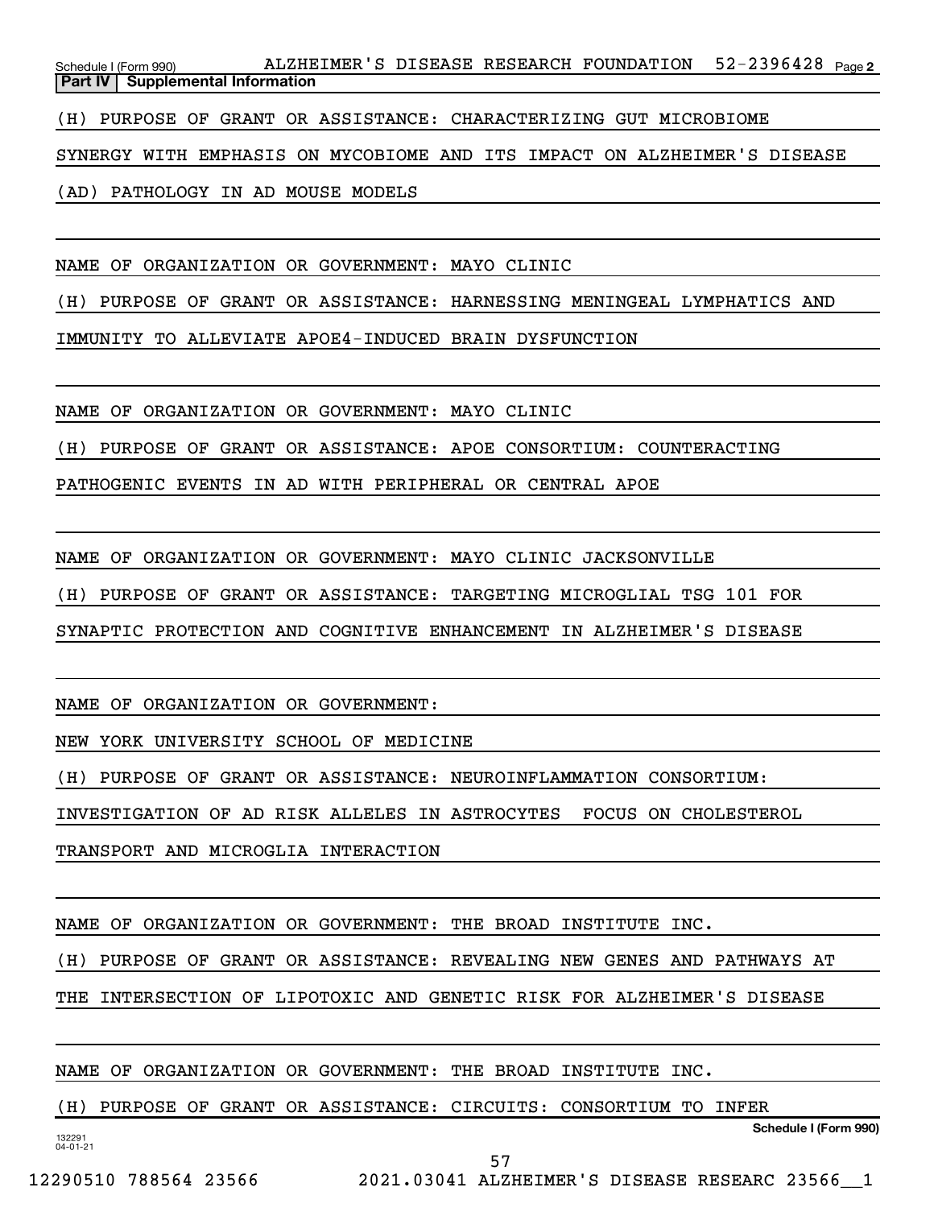**Part IV | Supplemental Information**

(H) PURPOSE OF GRANT OR ASSISTANCE: CHARACTERIZING GUT MICROBIOME SYNERGY WITH EMPHASIS ON MYCOBIOME AND ITS IMPACT ON ALZHEIMER'S DISEASE (AD) PATHOLOGY IN AD MOUSE MODELS

NAME OF ORGANIZATION OR GOVERNMENT: MAYO CLINIC

(H) PURPOSE OF GRANT OR ASSISTANCE: HARNESSING MENINGEAL LYMPHATICS AND IMMUNITY TO ALLEVIATE APOE4-INDUCED BRAIN DYSFUNCTION

NAME OF ORGANIZATION OR GOVERNMENT: MAYO CLINIC

(H) PURPOSE OF GRANT OR ASSISTANCE: APOE CONSORTIUM: COUNTERACTING PATHOGENIC EVENTS IN AD WITH PERIPHERAL OR CENTRAL APOE

NAME OF ORGANIZATION OR GOVERNMENT: MAYO CLINIC JACKSONVILLE

(H) PURPOSE OF GRANT OR ASSISTANCE: TARGETING MICROGLIAL TSG 101 FOR SYNAPTIC PROTECTION AND COGNITIVE ENHANCEMENT IN ALZHEIMER'S DISEASE

NAME OF ORGANIZATION OR GOVERNMENT:

NEW YORK UNIVERSITY SCHOOL OF MEDICINE

(H) PURPOSE OF GRANT OR ASSISTANCE: NEUROINFLAMMATION CONSORTIUM: INVESTIGATION OF AD RISK ALLELES IN ASTROCYTES  FOCUS ON CHOLESTEROL TRANSPORT AND MICROGLIA INTERACTION

NAME OF ORGANIZATION OR GOVERNMENT: THE BROAD INSTITUTE INC.

(H) PURPOSE OF GRANT OR ASSISTANCE: REVEALING NEW GENES AND PATHWAYS AT THE INTERSECTION OF LIPOTOXIC AND GENETIC RISK FOR ALZHEIMER'S DISEASE

NAME OF ORGANIZATION OR GOVERNMENT: THE BROAD INSTITUTE INC.

(H) PURPOSE OF GRANT OR ASSISTANCE: CIRCUITS: CONSORTIUM TO INFER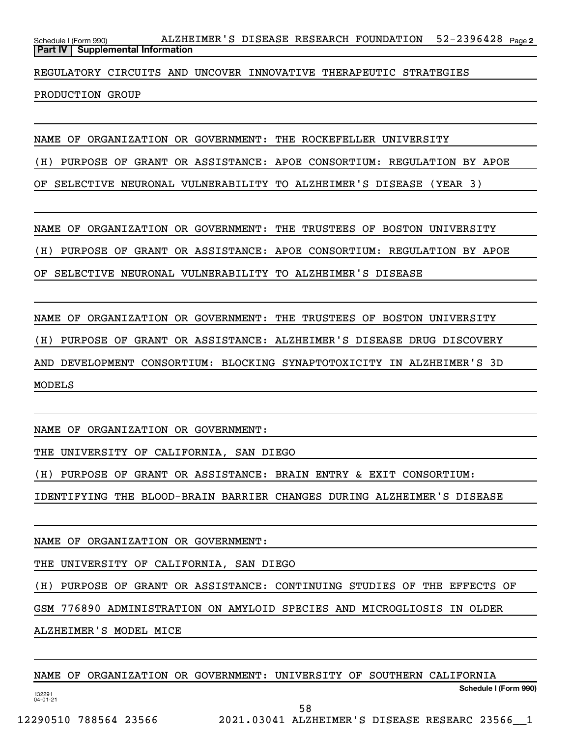**Part IV | Supplemental Information**

REGULATORY CIRCUITS AND UNCOVER INNOVATIVE THERAPEUTIC STRATEGIES

PRODUCTION GROUP

NAME OF ORGANIZATION OR GOVERNMENT: THE ROCKEFELLER UNIVERSITY

(H) PURPOSE OF GRANT OR ASSISTANCE: APOE CONSORTIUM: REGULATION BY APOE OF SELECTIVE NEURONAL VULNERABILITY TO ALZHEIMER'S DISEASE (YEAR 3)

NAME OF ORGANIZATION OR GOVERNMENT: THE TRUSTEES OF BOSTON UNIVERSITY

(H) PURPOSE OF GRANT OR ASSISTANCE: APOE CONSORTIUM: REGULATION BY APOE OF SELECTIVE NEURONAL VULNERABILITY TO ALZHEIMER'S DISEASE

NAME OF ORGANIZATION OR GOVERNMENT: THE TRUSTEES OF BOSTON UNIVERSITY

(H) PURPOSE OF GRANT OR ASSISTANCE: ALZHEIMER'S DISEASE DRUG DISCOVERY AND DEVELOPMENT CONSORTIUM: BLOCKING SYNAPTOTOXICITY IN ALZHEIMER'S 3D MODELS

NAME OF ORGANIZATION OR GOVERNMENT:

THE UNIVERSITY OF CALIFORNIA, SAN DIEGO

(H) PURPOSE OF GRANT OR ASSISTANCE: BRAIN ENTRY & EXIT CONSORTIUM: IDENTIFYING THE BLOOD-BRAIN BARRIER CHANGES DURING ALZHEIMER'S DISEASE

NAME OF ORGANIZATION OR GOVERNMENT:

THE UNIVERSITY OF CALIFORNIA, SAN DIEGO

(H) PURPOSE OF GRANT OR ASSISTANCE: CONTINUING STUDIES OF THE EFFECTS OF GSM 776890 ADMINISTRATION ON AMYLOID SPECIES AND MICROGLIOSIS IN OLDER ALZHEIMER'S MODEL MICE

NAME OF ORGANIZATION OR GOVERNMENT: UNIVERSITY OF SOUTHERN CALIFORNIA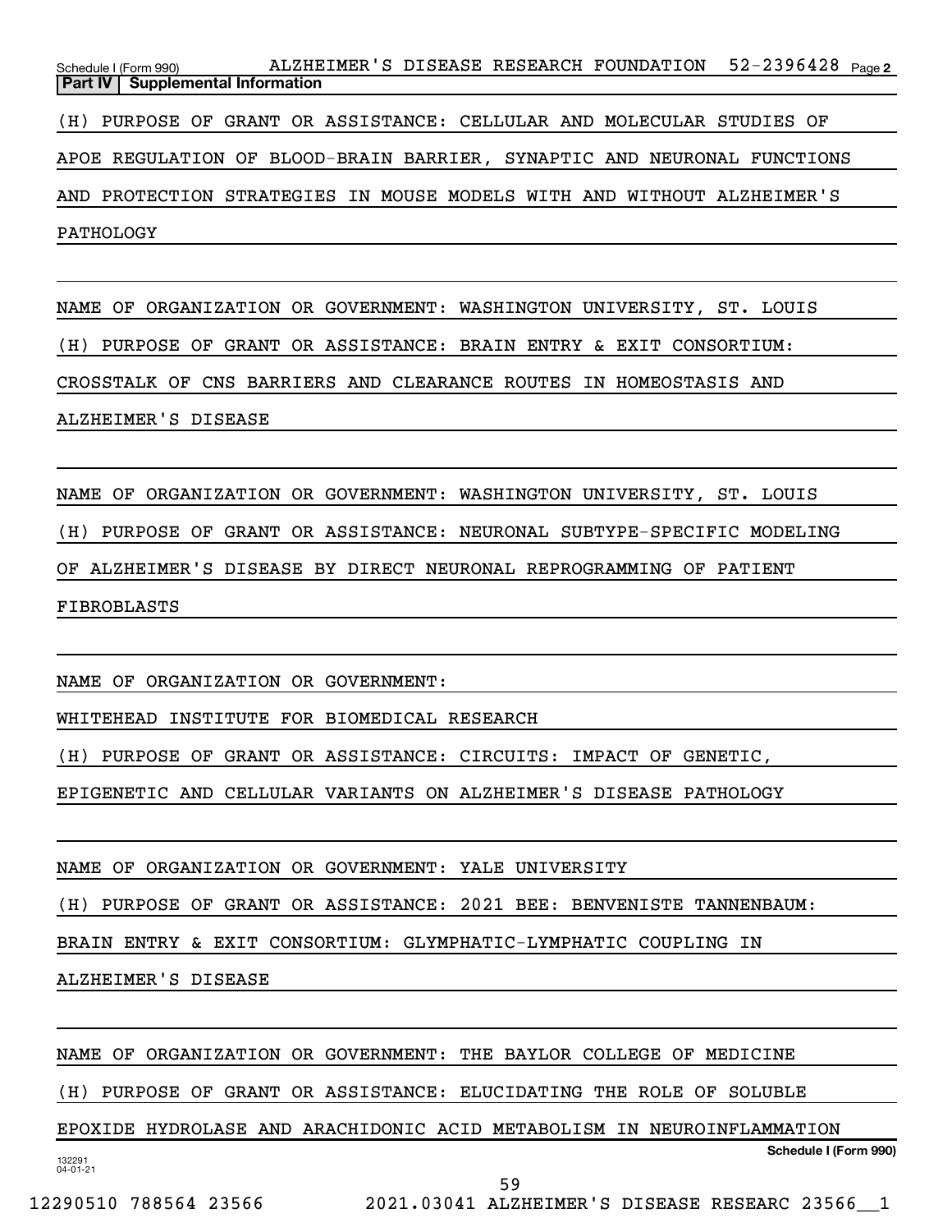**Part IV Supplemental Information**

(H) PURPOSE OF GRANT OR ASSISTANCE: CELLULAR AND MOLECULAR STUDIES OF APOE REGULATION OF BLOOD-BRAIN BARRIER, SYNAPTIC AND NEURONAL FUNCTIONS AND PROTECTION STRATEGIES IN MOUSE MODELS WITH AND WITHOUT ALZHEIMER'S PATHOLOGY

NAME OF ORGANIZATION OR GOVERNMENT: WASHINGTON UNIVERSITY, ST. LOUIS

(H) PURPOSE OF GRANT OR ASSISTANCE: BRAIN ENTRY & EXIT CONSORTIUM: CROSSTALK OF CNS BARRIERS AND CLEARANCE ROUTES IN HOMEOSTASIS AND ALZHEIMER'S DISEASE

NAME OF ORGANIZATION OR GOVERNMENT: WASHINGTON UNIVERSITY, ST. LOUIS

(H) PURPOSE OF GRANT OR ASSISTANCE: NEURONAL SUBTYPE-SPECIFIC MODELING OF ALZHEIMER'S DISEASE BY DIRECT NEURONAL REPROGRAMMING OF PATIENT FIBROBLASTS

NAME OF ORGANIZATION OR GOVERNMENT: WHITEHEAD INSTITUTE FOR BIOMEDICAL RESEARCH

(H) PURPOSE OF GRANT OR ASSISTANCE: CIRCUITS: IMPACT OF GENETIC, EPIGENETIC AND CELLULAR VARIANTS ON ALZHEIMER'S DISEASE PATHOLOGY

NAME OF ORGANIZATION OR GOVERNMENT: YALE UNIVERSITY

(H) PURPOSE OF GRANT OR ASSISTANCE: 2021 BEE: BENVENISTE TANNENBAUM: BRAIN ENTRY & EXIT CONSORTIUM: GLYMPHATIC-LYMPHATIC COUPLING IN ALZHEIMER'S DISEASE

NAME OF ORGANIZATION OR GOVERNMENT: THE BAYLOR COLLEGE OF MEDICINE

(H) PURPOSE OF GRANT OR ASSISTANCE: ELUCIDATING THE ROLE OF SOLUBLE EPOXIDE HYDROLASE AND ARACHIDONIC ACID METABOLISM IN NEUROINFLAMMATION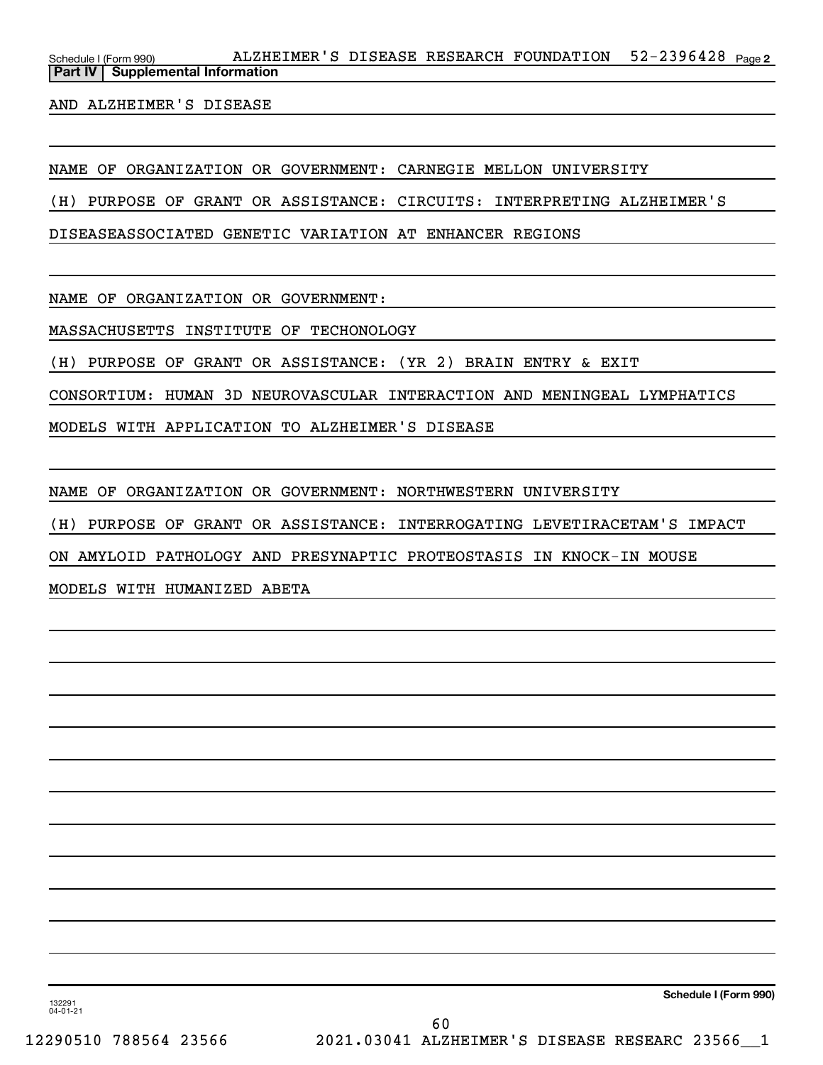**Part IV | Supplemental Information**

AND ALZHEIMER'S DISEASE

NAME OF ORGANIZATION OR GOVERNMENT: CARNEGIE MELLON UNIVERSITY

(H) PURPOSE OF GRANT OR ASSISTANCE: CIRCUITS: INTERPRETING ALZHEIMER'S DISEASEASSOCIATED GENETIC VARIATION AT ENHANCER REGIONS

NAME OF ORGANIZATION OR GOVERNMENT:

MASSACHUSETTS INSTITUTE OF TECHONOLOGY

(H) PURPOSE OF GRANT OR ASSISTANCE: (YR 2) BRAIN ENTRY & EXIT CONSORTIUM: HUMAN 3D NEUROVASCULAR INTERACTION AND MENINGEAL LYMPHATICS MODELS WITH APPLICATION TO ALZHEIMER'S DISEASE

NAME OF ORGANIZATION OR GOVERNMENT: NORTHWESTERN UNIVERSITY

(H) PURPOSE OF GRANT OR ASSISTANCE: INTERROGATING LEVETIRACETAM'S IMPACT ON AMYLOID PATHOLOGY AND PRESYNAPTIC PROTEOSTASIS IN KNOCK-IN MOUSE MODELS WITH HUMANIZED ABETA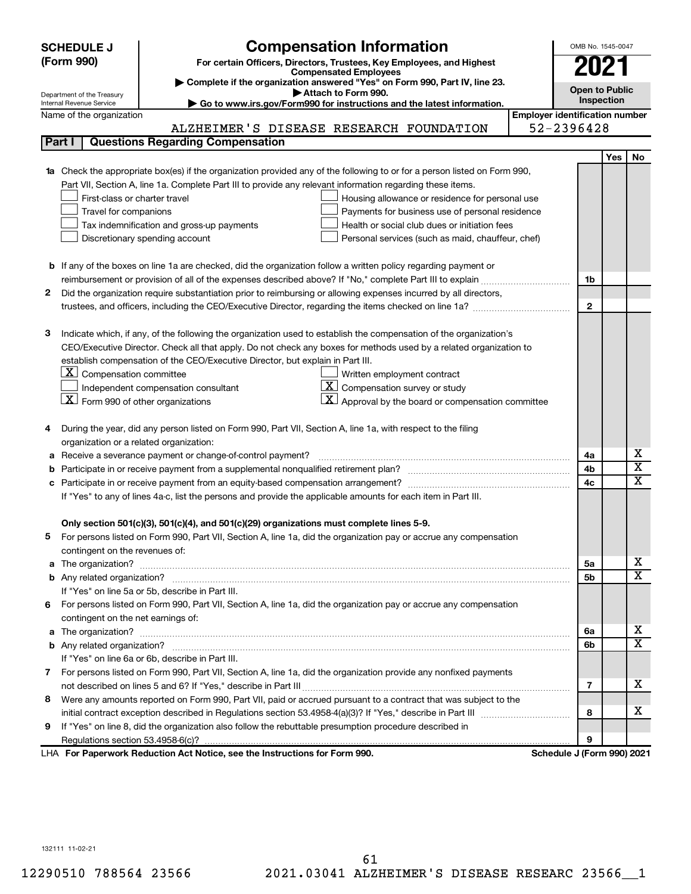# SCHEDULE J (Form 990)

## Compensation Information

**For certain Officers, Directors, Trustees, Key Employees, and Highest Compensated Employees**

▶ Complete if the organization answered "Yes" on Form 990, Part IV, line 23.

▶ Attach to Form 990.

▶ Go to www.irs.gov/Form990 for instructions and the latest information.

Department of the Treasury
Internal Revenue Service

OMB No. 1545-0047

**2021**

**Open to Public Inspection**

Name of the organization: ALZHEIMER'S DISEASE RESEARCH FOUNDATION

Employer identification number: 52-2396428

## Part I — Questions Regarding Compensation

| | | | Yes | No |
|---|---|---|---|---|
| **1a** | Check the appropriate box(es) if the organization provided any of the following to or for a person listed on Form 990, Part VII, Section A, line 1a. Complete Part III to provide any relevant information regarding these items.<br>☐ First-class or charter travel ☐ Housing allowance or residence for personal use<br>☐ Travel for companions ☐ Payments for business use of personal residence<br>☐ Tax indemnification and gross-up payments ☐ Health or social club dues or initiation fees<br>☐ Discretionary spending account ☐ Personal services (such as maid, chauffeur, chef) | | | |
| **b** | If any of the boxes on line 1a are checked, did the organization follow a written policy regarding payment or reimbursement or provision of all of the expenses described above? If "No," complete Part III to explain | 1b | | |
| **2** | Did the organization require substantiation prior to reimbursing or allowing expenses incurred by all directors, trustees, and officers, including the CEO/Executive Director, regarding the items checked on line 1a? | 2 | | |
| **3** | Indicate which, if any, of the following the organization used to establish the compensation of the organization's CEO/Executive Director. Check all that apply. Do not check any boxes for methods used by a related organization to establish compensation of the CEO/Executive Director, but explain in Part III.<br>☒ Compensation committee ☐ Written employment contract<br>☐ Independent compensation consultant ☒ Compensation survey or study<br>☒ Form 990 of other organizations ☒ Approval by the board or compensation committee | | | |
| **4** | During the year, did any person listed on Form 990, Part VII, Section A, line 1a, with respect to the filing organization or a related organization: | | | |
| **a** | Receive a severance payment or change-of-control payment? | 4a | | X |
| **b** | Participate in or receive payment from a supplemental nonqualified retirement plan? | 4b | | X |
| **c** | Participate in or receive payment from an equity-based compensation arrangement? | 4c | | X |
| | If "Yes" to any of lines 4a-c, list the persons and provide the applicable amounts for each item in Part III. | | | |
| | **Only section 501(c)(3), 501(c)(4), and 501(c)(29) organizations must complete lines 5-9.** | | | |
| **5** | For persons listed on Form 990, Part VII, Section A, line 1a, did the organization pay or accrue any compensation contingent on the revenues of: | | | |
| **a** | The organization? | 5a | | X |
| **b** | Any related organization? | 5b | | X |
| | If "Yes" on line 5a or 5b, describe in Part III. | | | |
| **6** | For persons listed on Form 990, Part VII, Section A, line 1a, did the organization pay or accrue any compensation contingent on the net earnings of: | | | |
| **a** | The organization? | 6a | | X |
| **b** | Any related organization? | 6b | | X |
| | If "Yes" on line 6a or 6b, describe in Part III. | | | |
| **7** | For persons listed on Form 990, Part VII, Section A, line 1a, did the organization provide any nonfixed payments not described on lines 5 and 6? If "Yes," describe in Part III | 7 | | X |
| **8** | Were any amounts reported on Form 990, Part VII, paid or accrued pursuant to a contract that was subject to the initial contract exception described in Regulations section 53.4958-4(a)(3)? If "Yes," describe in Part III | 8 | | X |
| **9** | If "Yes" on line 8, did the organization also follow the rebuttable presumption procedure described in Regulations section 53.4958-6(c)? | 9 | | |

LHA **For Paperwork Reduction Act Notice, see the Instructions for Form 990.** **Schedule J (Form 990) 2021**

132111 11-02-21

12290510 788564 23566 2021.03041 ALZHEIMER'S DISEASE RESEARC 23566__1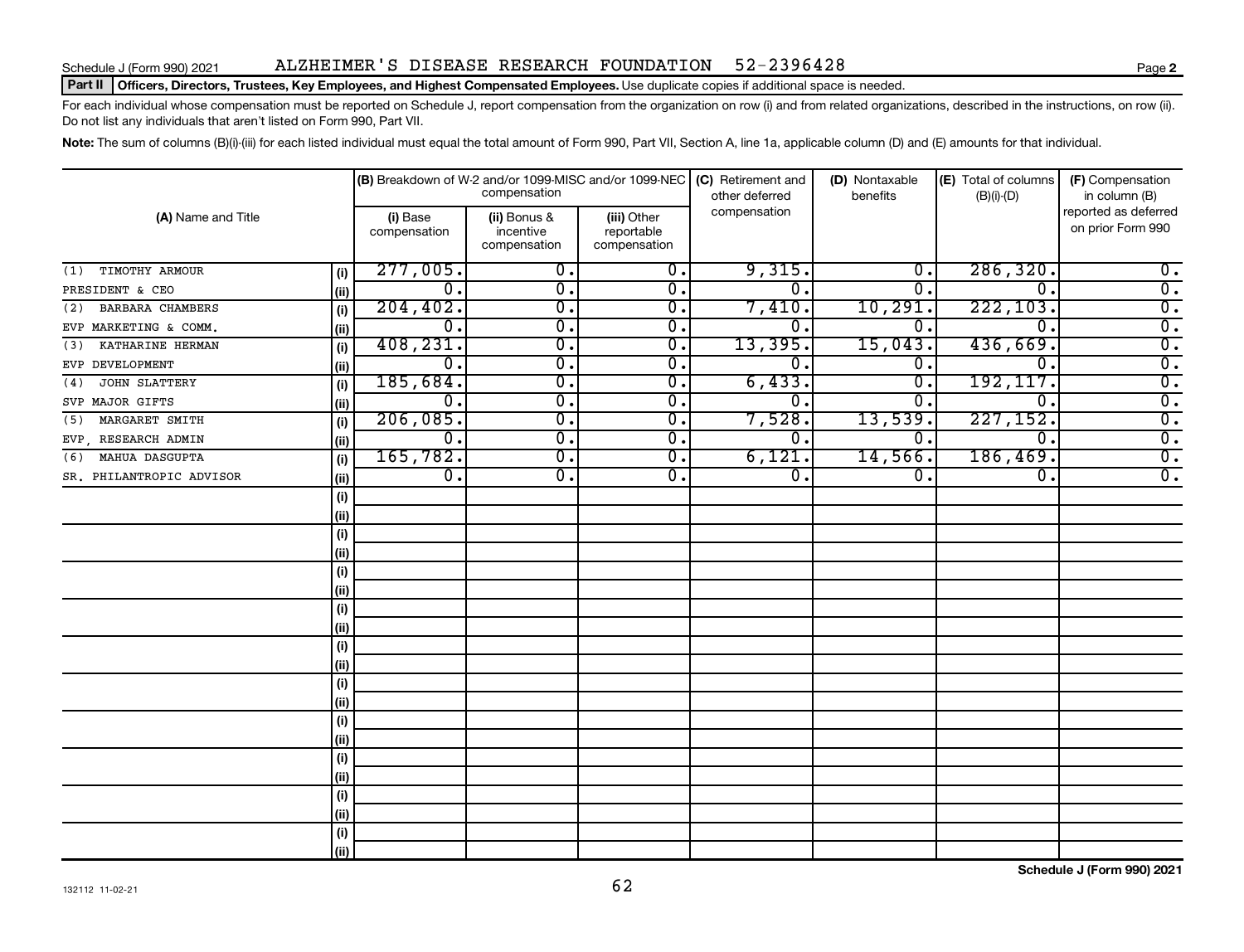Schedule J (Form 990) 2021 ALZHEIMER'S DISEASE RESEARCH FOUNDATION 52-2396428

**Part II Officers, Directors, Trustees, Key Employees, and Highest Compensated Employees.** Use duplicate copies if additional space is needed.

For each individual whose compensation must be reported on Schedule J, report compensation from the organization on row (i) and from related organizations, described in the instructions, on row (ii). Do not list any individuals that aren't listed on Form 990, Part VII.

**Note:** The sum of columns (B)(i)-(iii) for each listed individual must equal the total amount of Form 990, Part VII, Section A, line 1a, applicable column (D) and (E) amounts for that individual.

| (A) Name and Title | | (B) Breakdown of W-2 and/or 1099-MISC and/or 1099-NEC compensation | | | (C) Retirement and other deferred compensation | (D) Nontaxable benefits | (E) Total of columns (B)(i)-(D) | (F) Compensation in column (B) reported as deferred on prior Form 990 |
|---|---|---|---|---|---|---|---|---|
| | | (i) Base compensation | (ii) Bonus & incentive compensation | (iii) Other reportable compensation | | | | |
| (1) TIMOTHY ARMOUR | (i) | 277,005. | 0. | 0. | 9,315. | 0. | 286,320. | 0. |
| PRESIDENT & CEO | (ii) | 0. | 0. | 0. | 0. | 0. | 0. | 0. |
| (2) BARBARA CHAMBERS | (i) | 204,402. | 0. | 0. | 7,410. | 10,291. | 222,103. | 0. |
| EVP MARKETING & COMM. | (ii) | 0. | 0. | 0. | 0. | 0. | 0. | 0. |
| (3) KATHARINE HERMAN | (i) | 408,231. | 0. | 0. | 13,395. | 15,043. | 436,669. | 0. |
| EVP DEVELOPMENT | (ii) | 0. | 0. | 0. | 0. | 0. | 0. | 0. |
| (4) JOHN SLATTERY | (i) | 185,684. | 0. | 0. | 6,433. | 0. | 192,117. | 0. |
| SVP MAJOR GIFTS | (ii) | 0. | 0. | 0. | 0. | 0. | 0. | 0. |
| (5) MARGARET SMITH | (i) | 206,085. | 0. | 0. | 7,528. | 13,539. | 227,152. | 0. |
| EVP, RESEARCH ADMIN | (ii) | 0. | 0. | 0. | 0. | 0. | 0. | 0. |
| (6) MAHUA DASGUPTA | (i) | 165,782. | 0. | 0. | 6,121. | 14,566. | 186,469. | 0. |
| SR. PHILANTROPIC ADVISOR | (ii) | 0. | 0. | 0. | 0. | 0. | 0. | 0. |
| | (i) | | | | | | | |
| | (ii) | | | | | | | |
| | (i) | | | | | | | |
| | (ii) | | | | | | | |
| | (i) | | | | | | | |
| | (ii) | | | | | | | |
| | (i) | | | | | | | |
| | (ii) | | | | | | | |
| | (i) | | | | | | | |
| | (ii) | | | | | | | |
| | (i) | | | | | | | |
| | (ii) | | | | | | | |
| | (i) | | | | | | | |
| | (ii) | | | | | | | |
| | (i) | | | | | | | |
| | (ii) | | | | | | | |
| | (i) | | | | | | | |
| | (ii) | | | | | | | |
| | (i) | | | | | | | |
| | (ii) | | | | | | | |

132112 11-02-21

**Schedule J (Form 990) 2021**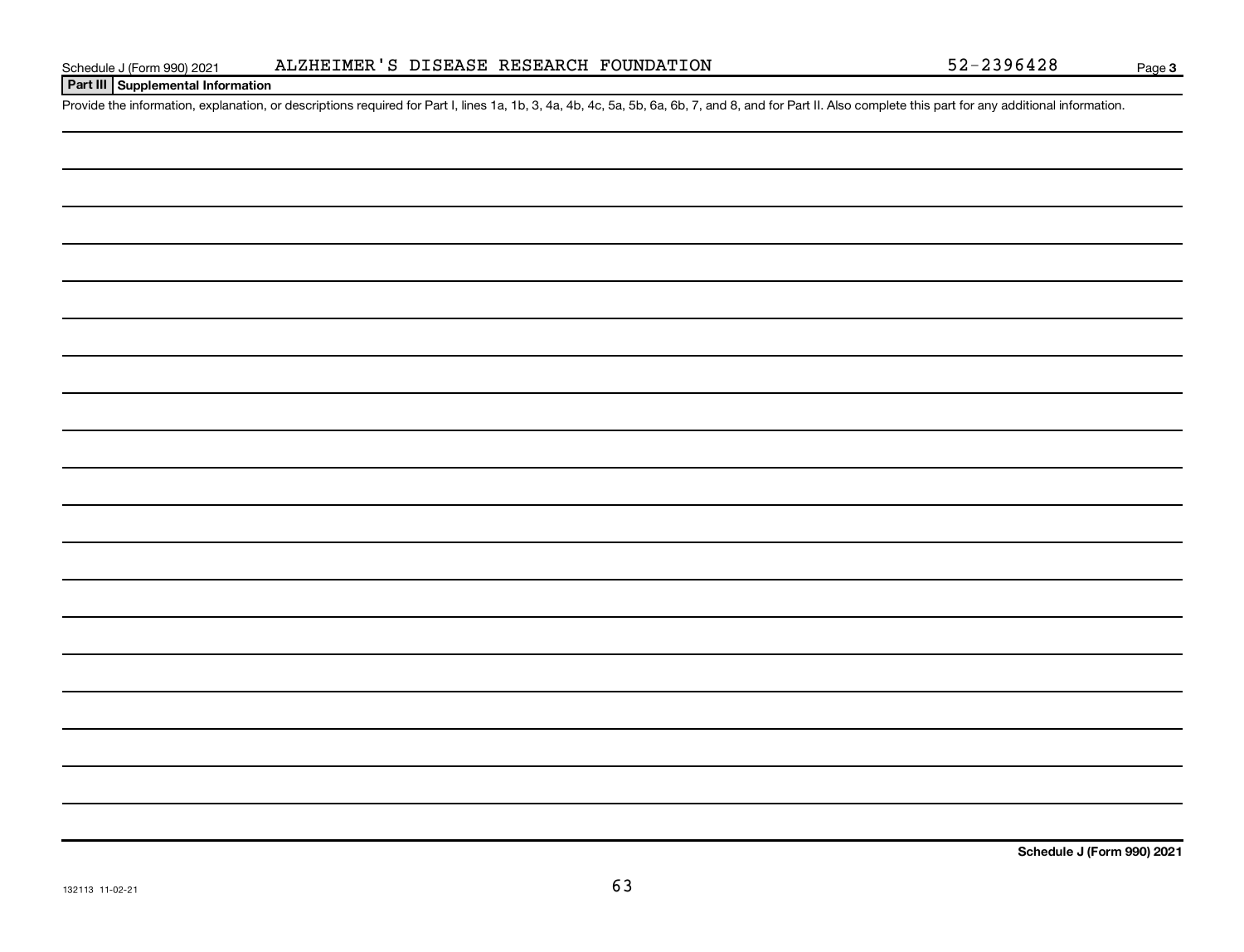## Part III Supplemental Information

Provide the information, explanation, or descriptions required for Part I, lines 1a, 1b, 3, 4a, 4b, 4c, 5a, 5b, 6a, 6b, 7, and 8, and for Part II. Also complete this part for any additional information.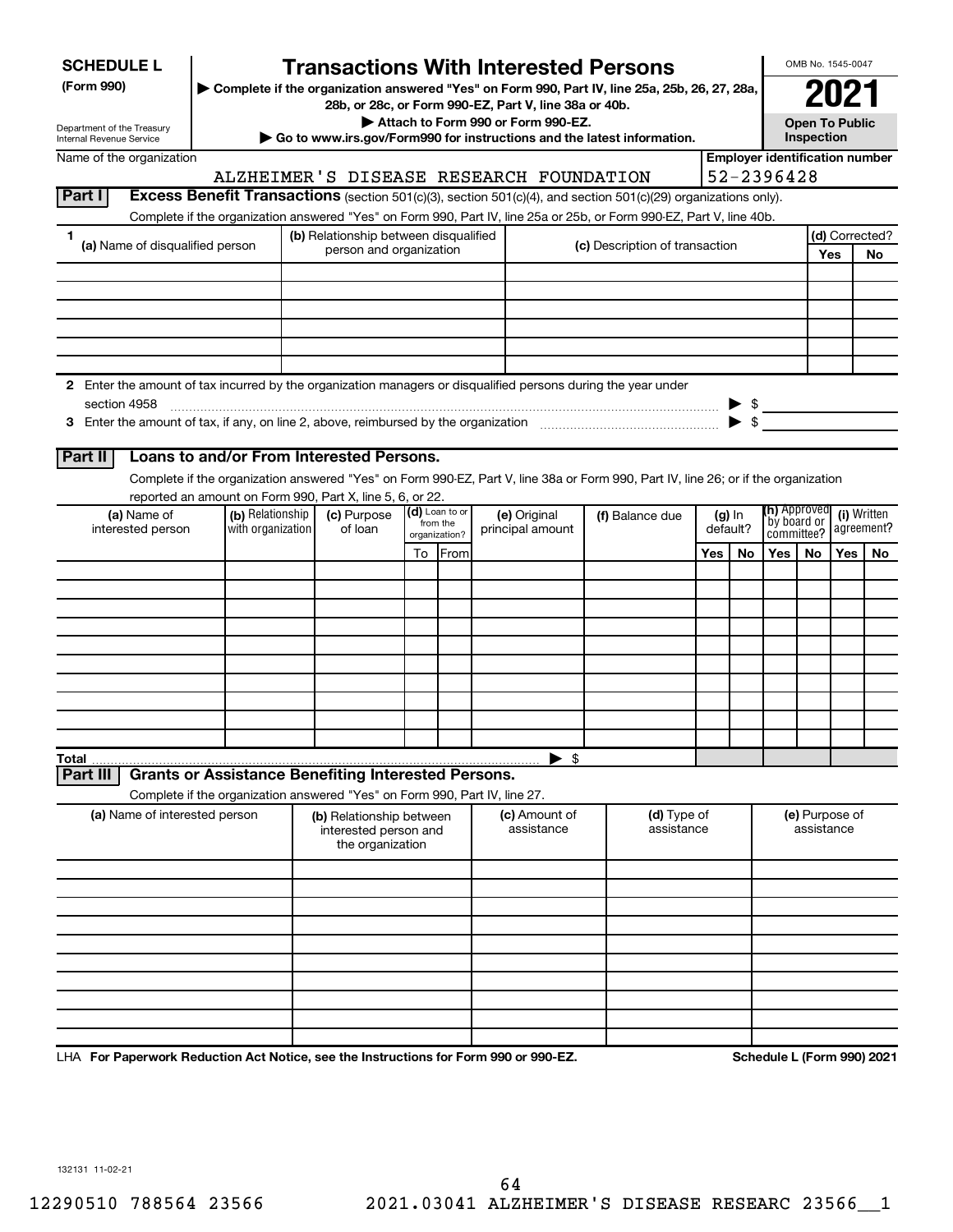**SCHEDULE L**
**(Form 990)**

Department of the Treasury
Internal Revenue Service

# Transactions With Interested Persons

▶ **Complete if the organization answered "Yes" on Form 990, Part IV, line 25a, 25b, 26, 27, 28a, 28b, or 28c, or Form 990-EZ, Part V, line 38a or 40b.**
▶ **Attach to Form 990 or Form 990-EZ.**
▶ **Go to www.irs.gov/Form990 for instructions and the latest information.**

OMB No. 1545-0047

**2021**

**Open To Public Inspection**

Name of the organization: ALZHEIMER'S DISEASE RESEARCH FOUNDATION

**Employer identification number:** 52-2396428

## Part I — Excess Benefit Transactions (section 501(c)(3), section 501(c)(4), and section 501(c)(29) organizations only).

Complete if the organization answered "Yes" on Form 990, Part IV, line 25a or 25b, or Form 990-EZ, Part V, line 40b.

| 1 (a) Name of disqualified person | (b) Relationship between disqualified person and organization | (c) Description of transaction | (d) Corrected? Yes | No |
|---|---|---|---|---|
| | | | | |
| | | | | |
| | | | | |
| | | | | |
| | | | | |
| | | | | |

**2** Enter the amount of tax incurred by the organization managers or disqualified persons during the year under section 4958 ▶ $

**3** Enter the amount of tax, if any, on line 2, above, reimbursed by the organization ▶ $

## Part II — Loans to and/or From Interested Persons.

Complete if the organization answered "Yes" on Form 990-EZ, Part V, line 38a or Form 990, Part IV, line 26; or if the organization reported an amount on Form 990, Part X, line 5, 6, or 22.

| (a) Name of interested person | (b) Relationship with organization | (c) Purpose of loan | (d) Loan to or from the organization? To | From | (e) Original principal amount | (f) Balance due | (g) In default? Yes | No | (h) Approved by board or committee? Yes | No | (i) Written agreement? Yes | No |
|---|---|---|---|---|---|---|---|---|---|---|---|---|
| | | | | | | | | | | | | |
| | | | | | | | | | | | | |
| | | | | | | | | | | | | |
| | | | | | | | | | | | | |
| | | | | | | | | | | | | |
| | | | | | | | | | | | | |
| | | | | | | | | | | | | |
| | | | | | | | | | | | | |
| | | | | | | | | | | | | |
| | | | | | | | | | | | | |
| **Total** | | | | | ▶ $ | | | | | | | |

## Part III — Grants or Assistance Benefiting Interested Persons.

Complete if the organization answered "Yes" on Form 990, Part IV, line 27.

| (a) Name of interested person | (b) Relationship between interested person and the organization | (c) Amount of assistance | (d) Type of assistance | (e) Purpose of assistance |
|---|---|---|---|---|
| | | | | |
| | | | | |
| | | | | |
| | | | | |
| | | | | |
| | | | | |
| | | | | |
| | | | | |
| | | | | |
| | | | | |

LHA **For Paperwork Reduction Act Notice, see the Instructions for Form 990 or 990-EZ.** **Schedule L (Form 990) 2021**

132131 11-02-21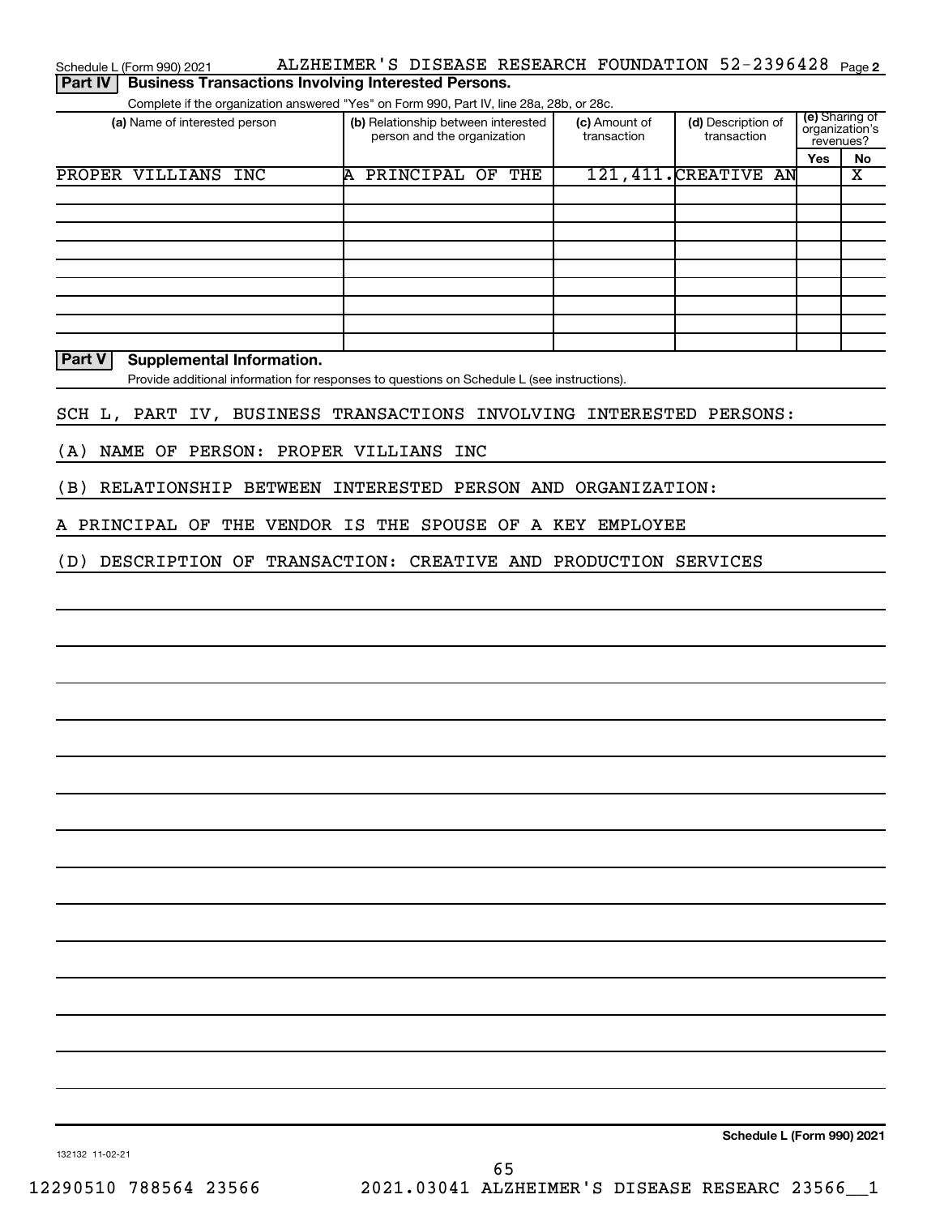Schedule L (Form 990) 2021 ALZHEIMER'S DISEASE RESEARCH FOUNDATION 52-2396428 Page 2

## Part IV Business Transactions Involving Interested Persons.

Complete if the organization answered "Yes" on Form 990, Part IV, line 28a, 28b, or 28c.

| (a) Name of interested person | (b) Relationship between interested person and the organization | (c) Amount of transaction | (d) Description of transaction | (e) Sharing of organization's revenues? Yes | No |
|---|---|---|---|---|---|
| PROPER VILLIANS INC | A PRINCIPAL OF THE | 121,411. | CREATIVE AN | | X |
| | | | | | |
| | | | | | |
| | | | | | |
| | | | | | |
| | | | | | |
| | | | | | |
| | | | | | |
| | | | | | |

## Part V Supplemental Information.

Provide additional information for responses to questions on Schedule L (see instructions).

SCH L, PART IV, BUSINESS TRANSACTIONS INVOLVING INTERESTED PERSONS:

(A) NAME OF PERSON: PROPER VILLIANS INC

(B) RELATIONSHIP BETWEEN INTERESTED PERSON AND ORGANIZATION:

A PRINCIPAL OF THE VENDOR IS THE SPOUSE OF A KEY EMPLOYEE

(D) DESCRIPTION OF TRANSACTION: CREATIVE AND PRODUCTION SERVICES

Schedule L (Form 990) 2021

132132 11-02-21

12290510 788564 23566 2021.03041 ALZHEIMER'S DISEASE RESEARC 23566__1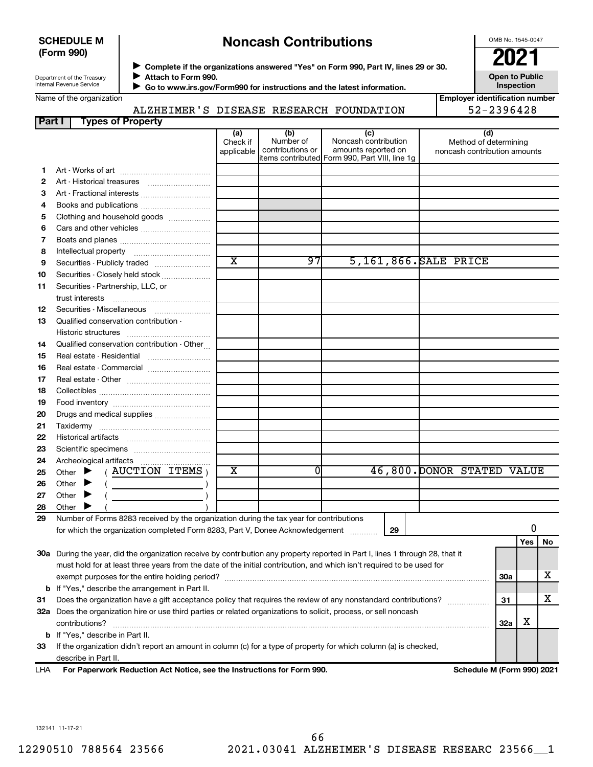**SCHEDULE M (Form 990)**

Department of the Treasury
Internal Revenue Service

# Noncash Contributions

▶ Complete if the organizations answered "Yes" on Form 990, Part IV, lines 29 or 30.
▶ Attach to Form 990.
▶ Go to www.irs.gov/Form990 for instructions and the latest information.

OMB No. 1545-0047

**2021**

**Open to Public Inspection**

Name of the organization: ALZHEIMER'S DISEASE RESEARCH FOUNDATION

Employer identification number: 52-2396428

**Part I — Types of Property**

| | | (a) Check if applicable | (b) Number of contributions or items contributed | (c) Noncash contribution amounts reported on Form 990, Part VIII, line 1g | (d) Method of determining noncash contribution amounts |
|---|---|---|---|---|---|
| 1 | Art - Works of art | | | | |
| 2 | Art - Historical treasures | | | | |
| 3 | Art - Fractional interests | | | | |
| 4 | Books and publications | | | | |
| 5 | Clothing and household goods | | | | |
| 6 | Cars and other vehicles | | | | |
| 7 | Boats and planes | | | | |
| 8 | Intellectual property | | | | |
| 9 | Securities - Publicly traded | X | 97 | 5,161,866. | SALE PRICE |
| 10 | Securities - Closely held stock | | | | |
| 11 | Securities - Partnership, LLC, or trust interests | | | | |
| 12 | Securities - Miscellaneous | | | | |
| 13 | Qualified conservation contribution - Historic structures | | | | |
| 14 | Qualified conservation contribution - Other | | | | |
| 15 | Real estate - Residential | | | | |
| 16 | Real estate - Commercial | | | | |
| 17 | Real estate - Other | | | | |
| 18 | Collectibles | | | | |
| 19 | Food inventory | | | | |
| 20 | Drugs and medical supplies | | | | |
| 21 | Taxidermy | | | | |
| 22 | Historical artifacts | | | | |
| 23 | Scientific specimens | | | | |
| 24 | Archeological artifacts | | | | |
| 25 | Other ▶ ( AUCTION ITEMS ) | X | 0 | 46,800. | DONOR STATED VALUE |
| 26 | Other ▶ ( ) | | | | |
| 27 | Other ▶ ( ) | | | | |
| 28 | Other ▶ ( ) | | | | |

29 Number of Forms 8283 received by the organization during the tax year for contributions for which the organization completed Form 8283, Part V, Donee Acknowledgement ..... **29** | 0

| | | | Yes | No |
|---|---|---|---|---|
| 30a | During the year, did the organization receive by contribution any property reported in Part I, lines 1 through 28, that it must hold for at least three years from the date of the initial contribution, and which isn't required to be used for exempt purposes for the entire holding period? | 30a | | X |
| b | If "Yes," describe the arrangement in Part II. | | | |
| 31 | Does the organization have a gift acceptance policy that requires the review of any nonstandard contributions? | 31 | | X |
| 32a | Does the organization hire or use third parties or related organizations to solicit, process, or sell noncash contributions? | 32a | X | |
| b | If "Yes," describe in Part II. | | | |
| 33 | If the organization didn't report an amount in column (c) for a type of property for which column (a) is checked, describe in Part II. | | | |

LHA **For Paperwork Reduction Act Notice, see the Instructions for Form 990.** **Schedule M (Form 990) 2021**

132141 11-17-21

12290510 788564 23566 2021.03041 ALZHEIMER'S DISEASE RESEARC 23566__1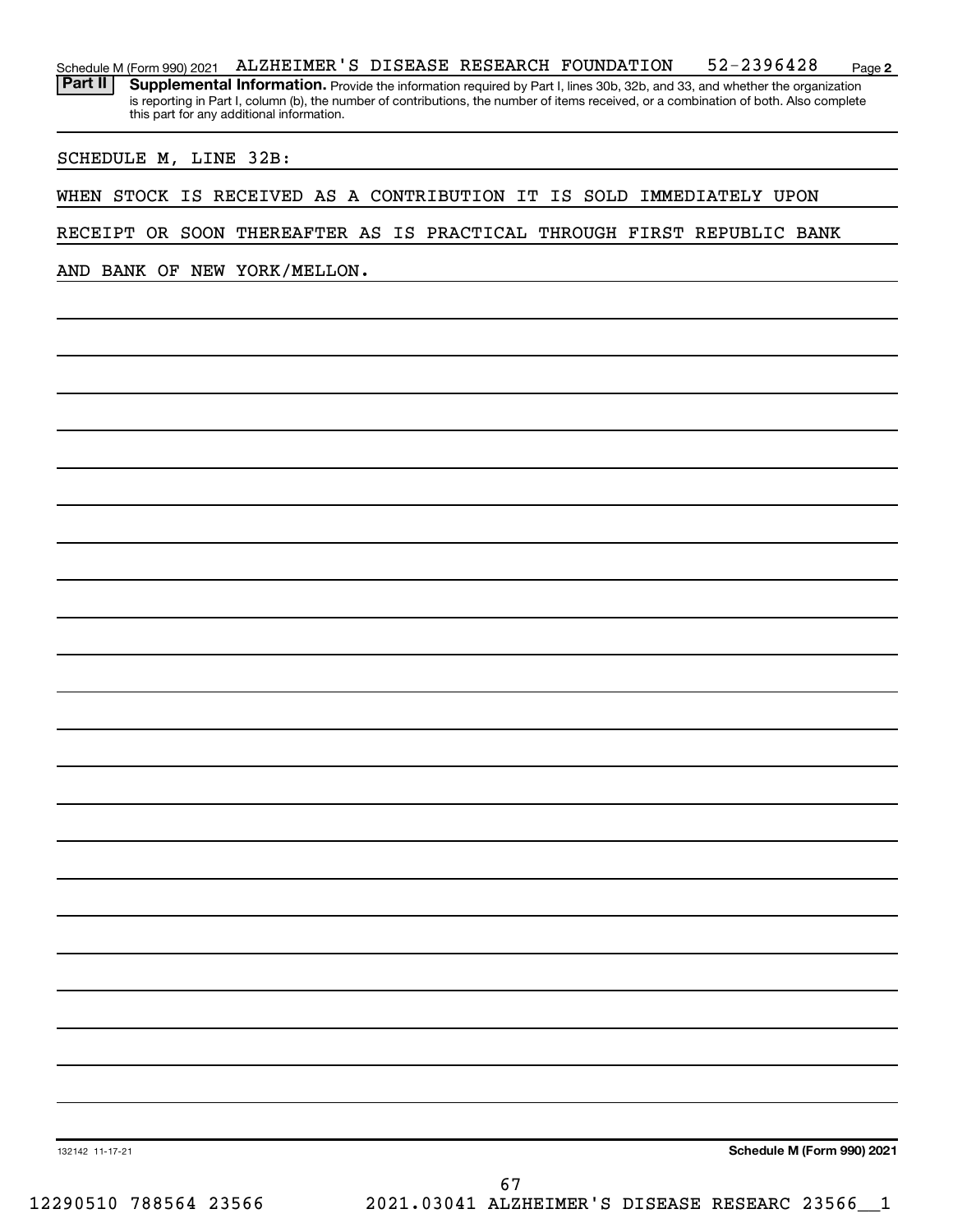Schedule M (Form 990) 2021 ALZHEIMER'S DISEASE RESEARCH FOUNDATION 52-2396428 Page **2**

**Part II** **Supplemental Information.** Provide the information required by Part I, lines 30b, 32b, and 33, and whether the organization is reporting in Part I, column (b), the number of contributions, the number of items received, or a combination of both. Also complete this part for any additional information.

SCHEDULE M, LINE 32B:

WHEN STOCK IS RECEIVED AS A CONTRIBUTION IT IS SOLD IMMEDIATELY UPON RECEIPT OR SOON THEREAFTER AS IS PRACTICAL THROUGH FIRST REPUBLIC BANK AND BANK OF NEW YORK/MELLON.

132142 11-17-21 **Schedule M (Form 990) 2021**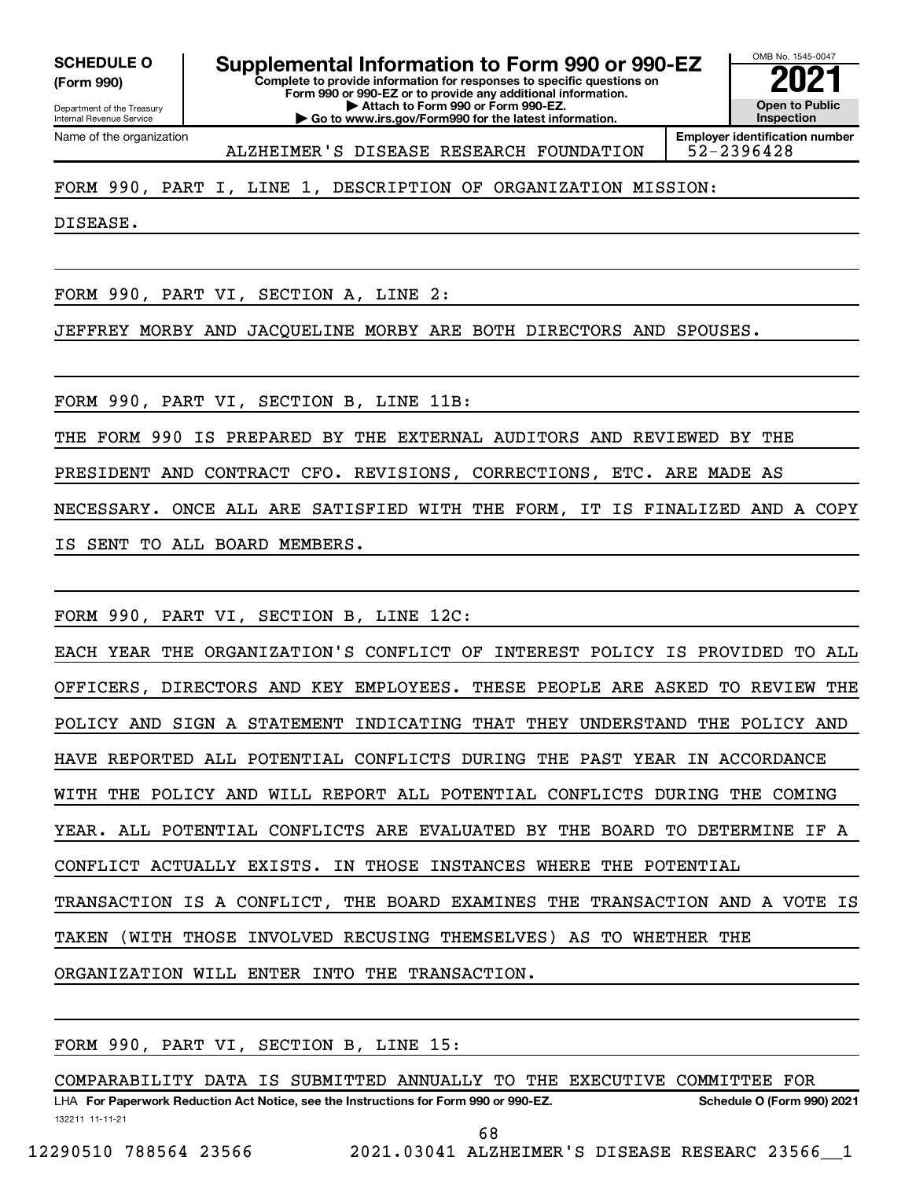**SCHEDULE O (Form 990)**

Department of the Treasury
Internal Revenue Service

# Supplemental Information to Form 990 or 990-EZ

**Complete to provide information for responses to specific questions on Form 990 or 990-EZ or to provide any additional information.**
**▶ Attach to Form 990 or Form 990-EZ.**
**▶ Go to www.irs.gov/Form990 for the latest information.**

OMB No. 1545-0047

**2021**

**Open to Public Inspection**

Name of the organization: ALZHEIMER'S DISEASE RESEARCH FOUNDATION

**Employer identification number:** 52-2396428

FORM 990, PART I, LINE 1, DESCRIPTION OF ORGANIZATION MISSION:

DISEASE.

FORM 990, PART VI, SECTION A, LINE 2:

JEFFREY MORBY AND JACQUELINE MORBY ARE BOTH DIRECTORS AND SPOUSES.

FORM 990, PART VI, SECTION B, LINE 11B:

THE FORM 990 IS PREPARED BY THE EXTERNAL AUDITORS AND REVIEWED BY THE PRESIDENT AND CONTRACT CFO. REVISIONS, CORRECTIONS, ETC. ARE MADE AS NECESSARY. ONCE ALL ARE SATISFIED WITH THE FORM, IT IS FINALIZED AND A COPY IS SENT TO ALL BOARD MEMBERS.

FORM 990, PART VI, SECTION B, LINE 12C:

EACH YEAR THE ORGANIZATION'S CONFLICT OF INTEREST POLICY IS PROVIDED TO ALL OFFICERS, DIRECTORS AND KEY EMPLOYEES. THESE PEOPLE ARE ASKED TO REVIEW THE POLICY AND SIGN A STATEMENT INDICATING THAT THEY UNDERSTAND THE POLICY AND HAVE REPORTED ALL POTENTIAL CONFLICTS DURING THE PAST YEAR IN ACCORDANCE WITH THE POLICY AND WILL REPORT ALL POTENTIAL CONFLICTS DURING THE COMING YEAR. ALL POTENTIAL CONFLICTS ARE EVALUATED BY THE BOARD TO DETERMINE IF A CONFLICT ACTUALLY EXISTS. IN THOSE INSTANCES WHERE THE POTENTIAL TRANSACTION IS A CONFLICT, THE BOARD EXAMINES THE TRANSACTION AND A VOTE IS TAKEN (WITH THOSE INVOLVED RECUSING THEMSELVES) AS TO WHETHER THE ORGANIZATION WILL ENTER INTO THE TRANSACTION.

FORM 990, PART VI, SECTION B, LINE 15:

COMPARABILITY DATA IS SUBMITTED ANNUALLY TO THE EXECUTIVE COMMITTEE FOR

LHA **For Paperwork Reduction Act Notice, see the Instructions for Form 990 or 990-EZ.** **Schedule O (Form 990) 2021**

132211 11-11-21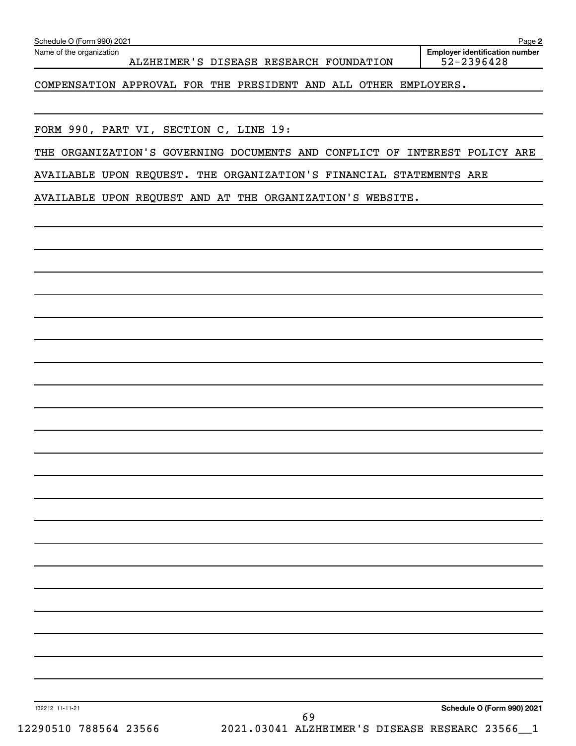Name of the organization: ALZHEIMER'S DISEASE RESEARCH FOUNDATION

Employer identification number: 52-2396428

COMPENSATION APPROVAL FOR THE PRESIDENT AND ALL OTHER EMPLOYERS.

FORM 990, PART VI, SECTION C, LINE 19:

THE ORGANIZATION'S GOVERNING DOCUMENTS AND CONFLICT OF INTEREST POLICY ARE AVAILABLE UPON REQUEST. THE ORGANIZATION'S FINANCIAL STATEMENTS ARE AVAILABLE UPON REQUEST AND AT THE ORGANIZATION'S WEBSITE.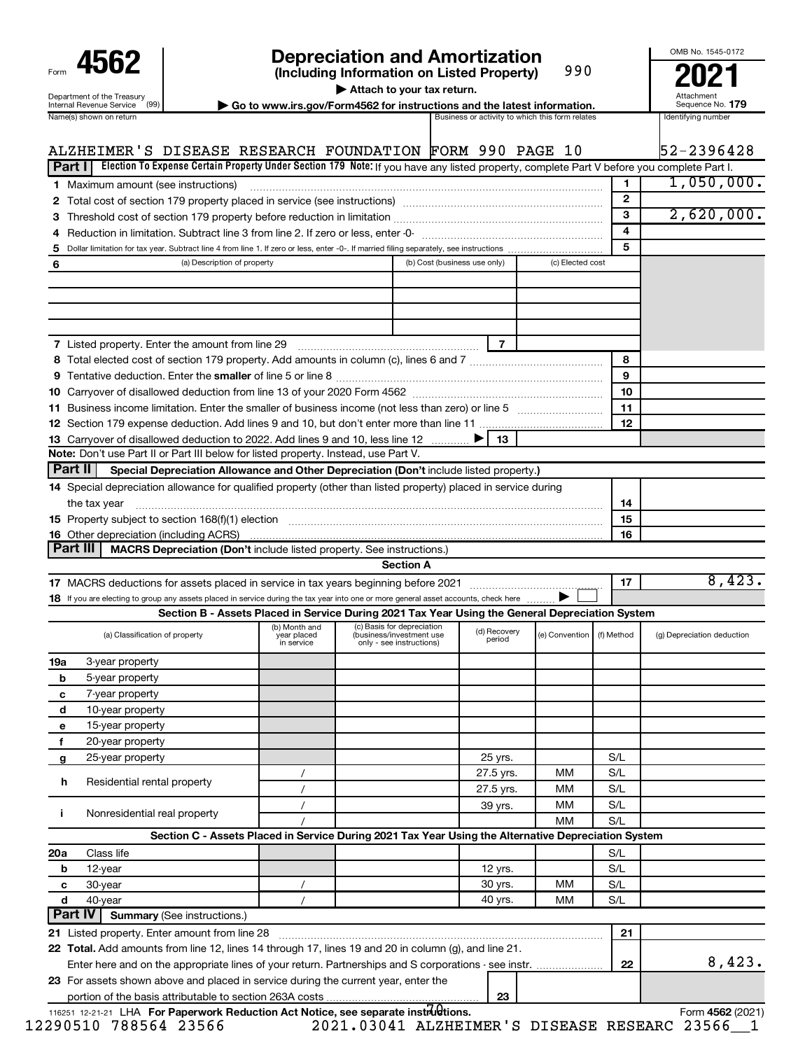Form **4562**

Department of the Treasury
Internal Revenue Service (99)

# Depreciation and Amortization

**(Including Information on Listed Property)** 990

▶ Attach to your tax return.

▶ Go to www.irs.gov/Form4562 for instructions and the latest information.

OMB No. 1545-0172

**2021**

Attachment Sequence No. **179**

| Name(s) shown on return | Business or activity to which this form relates | Identifying number |
|---|---|---|
| ALZHEIMER'S DISEASE RESEARCH FOUNDATION | FORM 990 PAGE 10 | 52-2396428 |

## Part I Election To Expense Certain Property Under Section 179

**Note:** If you have any listed property, complete Part V before you complete Part I.

| Line | Description | No. | Amount |
|---|---|---|---|
| 1 | Maximum amount (see instructions) | 1 | 1,050,000. |
| 2 | Total cost of section 179 property placed in service (see instructions) | 2 | |
| 3 | Threshold cost of section 179 property before reduction in limitation | 3 | 2,620,000. |
| 4 | Reduction in limitation. Subtract line 3 from line 2. If zero or less, enter -0- | 4 | |
| 5 | Dollar limitation for tax year. Subtract line 4 from line 1. If zero or less, enter -0-. If married filing separately, see instructions | 5 | |

| 6 (a) Description of property | (b) Cost (business use only) | (c) Elected cost |
|---|---|---|
| | | |
| | | |
| | | |

| Line | Description | No. | Amount |
|---|---|---|---|
| 7 | Listed property. Enter the amount from line 29 | 7 | |
| 8 | Total elected cost of section 179 property. Add amounts in column (c), lines 6 and 7 | 8 | |
| 9 | Tentative deduction. Enter the **smaller** of line 5 or line 8 | 9 | |
| 10 | Carryover of disallowed deduction from line 13 of your 2020 Form 4562 | 10 | |
| 11 | Business income limitation. Enter the smaller of business income (not less than zero) or line 5 | 11 | |
| 12 | Section 179 expense deduction. Add lines 9 and 10, but don't enter more than line 11 | 12 | |
| 13 | Carryover of disallowed deduction to 2022. Add lines 9 and 10, less line 12 ▶ | 13 | |

**Note:** Don't use Part II or Part III below for listed property. Instead, use Part V.

## Part II Special Depreciation Allowance and Other Depreciation (Don't include listed property.)

| Line | Description | No. | Amount |
|---|---|---|---|
| 14 | Special depreciation allowance for qualified property (other than listed property) placed in service during the tax year | 14 | |
| 15 | Property subject to section 168(f)(1) election | 15 | |
| 16 | Other depreciation (including ACRS) | 16 | |

## Part III MACRS Depreciation (Don't include listed property. See instructions.)

### Section A

| Line | Description | No. | Amount |
|---|---|---|---|
| 17 | MACRS deductions for assets placed in service in tax years beginning before 2021 | 17 | 8,423. |
| 18 | If you are electing to group any assets placed in service during the tax year into one or more general asset accounts, check here ▶ ☐ | | |

### Section B - Assets Placed in Service During 2021 Tax Year Using the General Depreciation System

| (a) Classification of property | (b) Month and year placed in service | (c) Basis for depreciation (business/investment use only - see instructions) | (d) Recovery period | (e) Convention | (f) Method | (g) Depreciation deduction |
|---|---|---|---|---|---|---|
| 19a 3-year property | | | | | | |
| b 5-year property | | | | | | |
| c 7-year property | | | | | | |
| d 10-year property | | | | | | |
| e 15-year property | | | | | | |
| f 20-year property | | | | | | |
| g 25-year property | | | 25 yrs. | | S/L | |
| h Residential rental property | / | | 27.5 yrs. | MM | S/L | |
| | / | | 27.5 yrs. | MM | S/L | |
| i Nonresidential real property | / | | 39 yrs. | MM | S/L | |
| | / | | | MM | S/L | |

### Section C - Assets Placed in Service During 2021 Tax Year Using the Alternative Depreciation System

| (a) Classification of property | (b) Month and year placed in service | (c) Basis for depreciation | (d) Recovery period | (e) Convention | (f) Method | (g) Depreciation deduction |
|---|---|---|---|---|---|---|
| 20a Class life | | | | | S/L | |
| b 12-year | | | 12 yrs. | | S/L | |
| c 30-year | / | | 30 yrs. | MM | S/L | |
| d 40-year | / | | 40 yrs. | MM | S/L | |

## Part IV Summary (See instructions.)

| Line | Description | No. | Amount |
|---|---|---|---|
| 21 | Listed property. Enter amount from line 28 | 21 | |
| 22 | **Total.** Add amounts from line 12, lines 14 through 17, lines 19 and 20 in column (g), and line 21. Enter here and on the appropriate lines of your return. Partnerships and S corporations - see instr. | 22 | 8,423. |
| 23 | For assets shown above and placed in service during the current year, enter the portion of the basis attributable to section 263A costs | 23 | |

116251 12-21-21 LHA **For Paperwork Reduction Act Notice, see separate instructions.** Form **4562** (2021)

12290510 788564 23566 2021.03041 ALZHEIMER'S DISEASE RESEARC 23566__1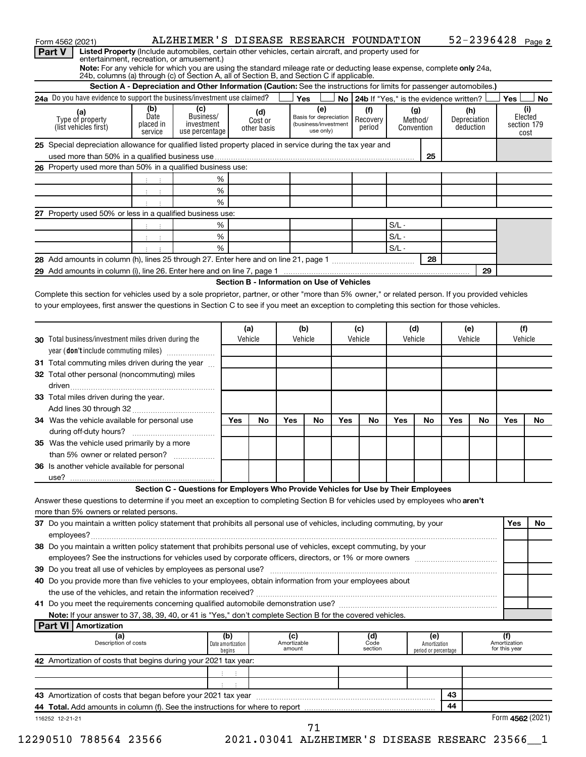Form 4562 (2021) ALZHEIMER'S DISEASE RESEARCH FOUNDATION 52-2396428 Page 2

**Part V** **Listed Property** (Include automobiles, certain other vehicles, certain aircraft, and property used for entertainment, recreation, or amusement.)

**Note:** For any vehicle for which you are using the standard mileage rate or deducting lease expense, complete **only** 24a, 24b, columns (a) through (c) of Section A, all of Section B, and Section C if applicable.

**Section A - Depreciation and Other Information (Caution:** See the instructions for limits for passenger automobiles.**)**

**24a** Do you have evidence to support the business/investment use claimed? Yes No **24b** If "Yes," is the evidence written? Yes No

| (a) Type of property (list vehicles first) | (b) Date placed in service | (c) Business/ investment use percentage | (d) Cost or other basis | (e) Basis for depreciation (business/investment use only) | (f) Recovery period | (g) Method/ Convention | (h) Depreciation deduction | (i) Elected section 179 cost |
|---|---|---|---|---|---|---|---|---|
| **25** Special depreciation allowance for qualified listed property placed in service during the tax year and used more than 50% in a qualified business use | | | | | | 25 | | |
| **26** Property used more than 50% in a qualified business use: | | | | | | | | |
| | | % | | | | | | |
| | | % | | | | | | |
| | | % | | | | | | |
| **27** Property used 50% or less in a qualified business use: | | | | | | | | |
| | | % | | | | S/L - | | |
| | | % | | | | S/L - | | |
| | | % | | | | S/L - | | |
| **28** Add amounts in column (h), lines 25 through 27. Enter here and on line 21, page 1 | | | | | | 28 | | |
| **29** Add amounts in column (i), line 26. Enter here and on line 7, page 1 | | | | | | | 29 | |

**Section B - Information on Use of Vehicles**

Complete this section for vehicles used by a sole proprietor, partner, or other "more than 5% owner," or related person. If you provided vehicles to your employees, first answer the questions in Section C to see if you meet an exception to completing this section for those vehicles.

| | (a) Vehicle | | (b) Vehicle | | (c) Vehicle | | (d) Vehicle | | (e) Vehicle | | (f) Vehicle | |
|---|---|---|---|---|---|---|---|---|---|---|---|---|
| **30** Total business/investment miles driven during the year (**don't** include commuting miles) | | | | | | | | | | | | |
| **31** Total commuting miles driven during the year | | | | | | | | | | | | |
| **32** Total other personal (noncommuting) miles driven | | | | | | | | | | | | |
| **33** Total miles driven during the year. Add lines 30 through 32 | | | | | | | | | | | | |
| | Yes | No | Yes | No | Yes | No | Yes | No | Yes | No | Yes | No |
| **34** Was the vehicle available for personal use during off-duty hours? | | | | | | | | | | | | |
| **35** Was the vehicle used primarily by a more than 5% owner or related person? | | | | | | | | | | | | |
| **36** Is another vehicle available for personal use? | | | | | | | | | | | | |

**Section C - Questions for Employers Who Provide Vehicles for Use by Their Employees**

Answer these questions to determine if you meet an exception to completing Section B for vehicles used by employees who **aren't** more than 5% owners or related persons.

| | Yes | No |
|---|---|---|
| **37** Do you maintain a written policy statement that prohibits all personal use of vehicles, including commuting, by your employees? | | |
| **38** Do you maintain a written policy statement that prohibits personal use of vehicles, except commuting, by your employees? See the instructions for vehicles used by corporate officers, directors, or 1% or more owners | | |
| **39** Do you treat all use of vehicles by employees as personal use? | | |
| **40** Do you provide more than five vehicles to your employees, obtain information from your employees about the use of the vehicles, and retain the information received? | | |
| **41** Do you meet the requirements concerning qualified automobile demonstration use? | | |
| **Note:** If your answer to 37, 38, 39, 40, or 41 is "Yes," don't complete Section B for the covered vehicles. | | |

**Part VI** **Amortization**

| (a) Description of costs | (b) Date amortization begins | (c) Amortizable amount | (d) Code section | (e) Amortization period or percentage | (f) Amortization for this year |
|---|---|---|---|---|---|
| **42** Amortization of costs that begins during your 2021 tax year: | | | | | |
| | | | | | |
| | | | | | |
| **43** Amortization of costs that began before your 2021 tax year | | | | 43 | |
| **44** **Total.** Add amounts in column (f). See the instructions for where to report | | | | 44 | |

116252 12-21-21 Form **4562** (2021)

71

12290510 788564 23566 2021.03041 ALZHEIMER'S DISEASE RESEARC 23566__1